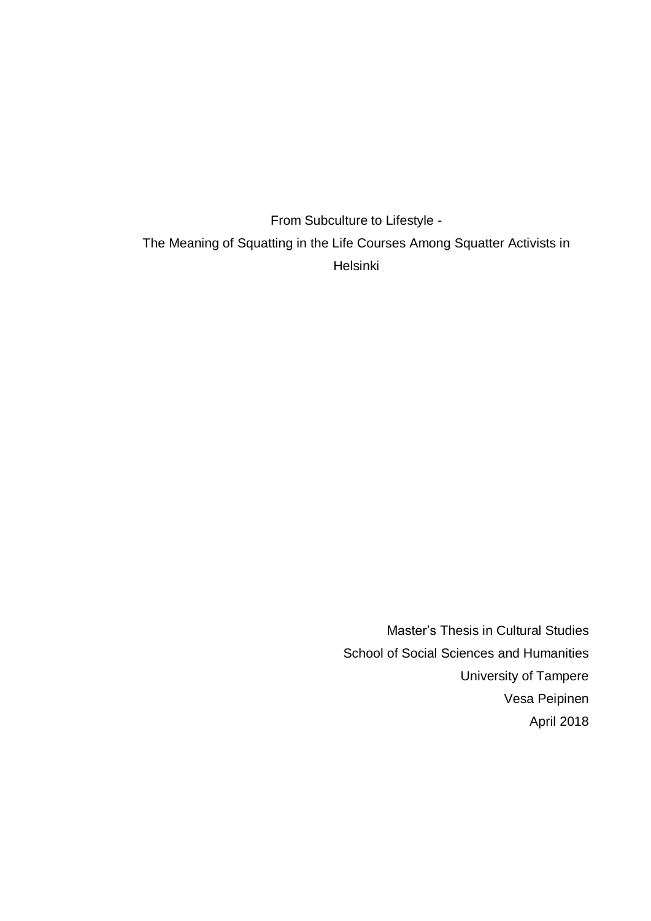From Subculture to Lifestyle -

The Meaning of Squatting in the Life Courses Among Squatter Activists in Helsinki

Master's Thesis in Cultural Studies

School of Social Sciences and Humanities

University of Tampere

Vesa Peipinen

April 2018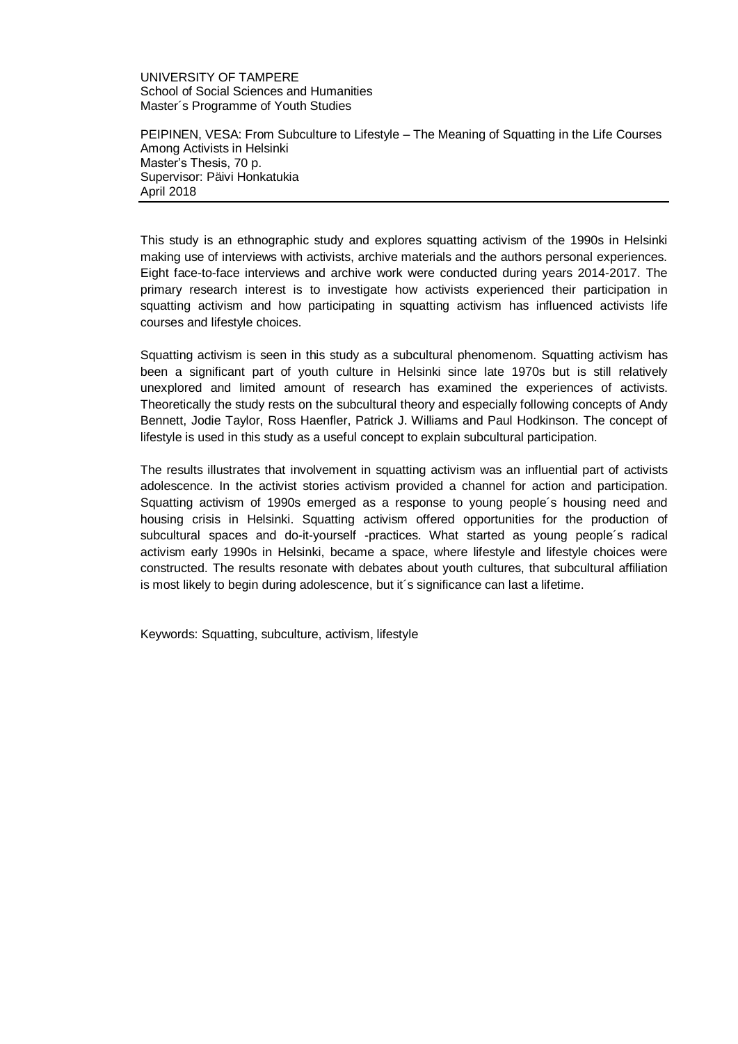UNIVERSITY OF TAMPERE
School of Social Sciences and Humanities
Master´s Programme of Youth Studies

PEIPINEN, VESA: From Subculture to Lifestyle – The Meaning of Squatting in the Life Courses Among Activists in Helsinki
Master's Thesis, 70 p.
Supervisor: Päivi Honkatukia
April 2018

---

This study is an ethnographic study and explores squatting activism of the 1990s in Helsinki making use of interviews with activists, archive materials and the authors personal experiences. Eight face-to-face interviews and archive work were conducted during years 2014-2017. The primary research interest is to investigate how activists experienced their participation in squatting activism and how participating in squatting activism has influenced activists life courses and lifestyle choices.

Squatting activism is seen in this study as a subcultural phenomenom. Squatting activism has been a significant part of youth culture in Helsinki since late 1970s but is still relatively unexplored and limited amount of research has examined the experiences of activists. Theoretically the study rests on the subcultural theory and especially following concepts of Andy Bennett, Jodie Taylor, Ross Haenfler, Patrick J. Williams and Paul Hodkinson. The concept of lifestyle is used in this study as a useful concept to explain subcultural participation.

The results illustrates that involvement in squatting activism was an influential part of activists adolescence. In the activist stories activism provided a channel for action and participation. Squatting activism of 1990s emerged as a response to young people´s housing need and housing crisis in Helsinki. Squatting activism offered opportunities for the production of subcultural spaces and do-it-yourself -practices. What started as young people´s radical activism early 1990s in Helsinki, became a space, where lifestyle and lifestyle choices were constructed. The results resonate with debates about youth cultures, that subcultural affiliation is most likely to begin during adolescence, but it´s significance can last a lifetime.

Keywords: Squatting, subculture, activism, lifestyle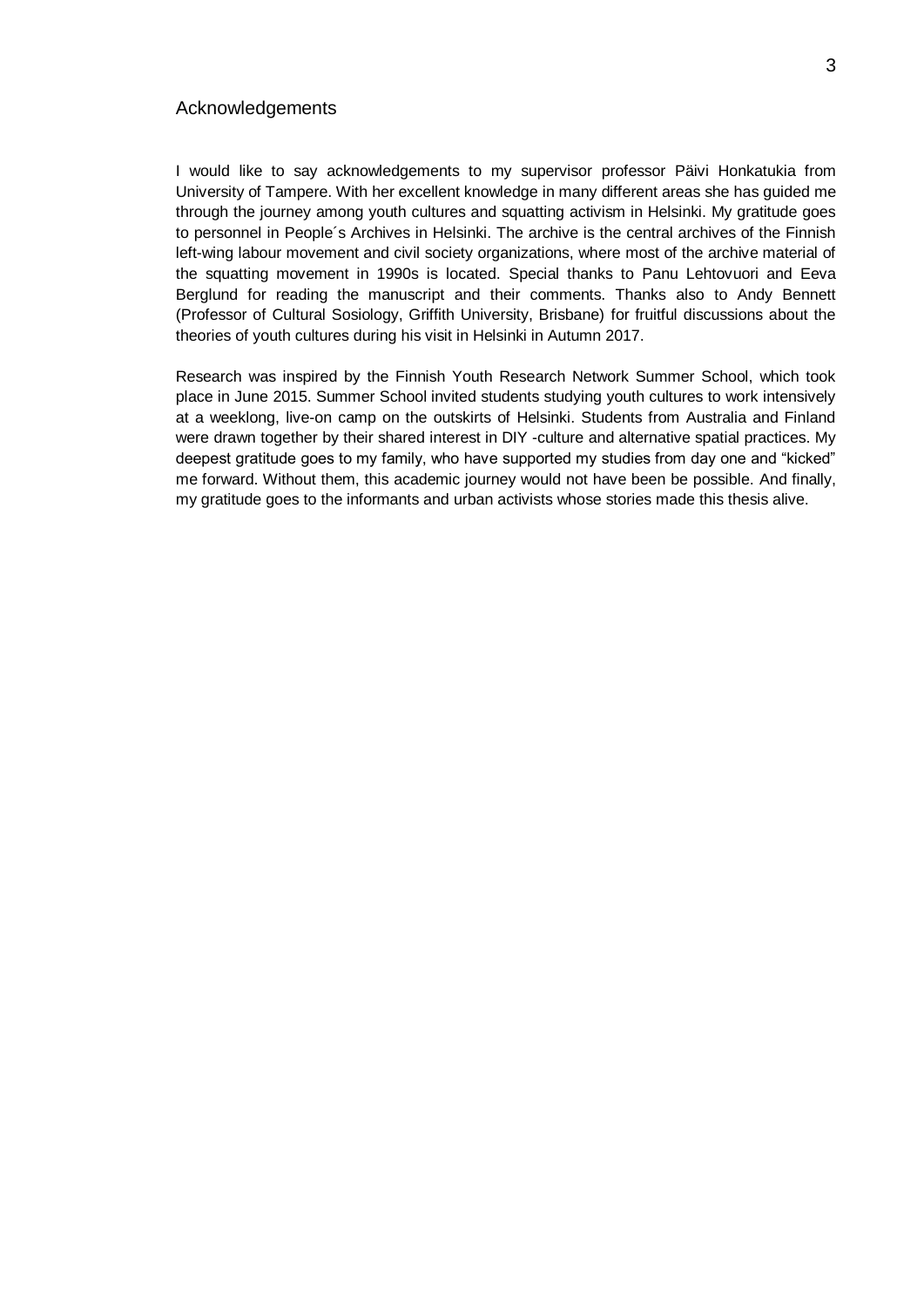## Acknowledgements

I would like to say acknowledgements to my supervisor professor Päivi Honkatukia from University of Tampere. With her excellent knowledge in many different areas she has guided me through the journey among youth cultures and squatting activism in Helsinki. My gratitude goes to personnel in People´s Archives in Helsinki. The archive is the central archives of the Finnish left-wing labour movement and civil society organizations, where most of the archive material of the squatting movement in 1990s is located. Special thanks to Panu Lehtovuori and Eeva Berglund for reading the manuscript and their comments. Thanks also to Andy Bennett (Professor of Cultural Sosiology, Griffith University, Brisbane) for fruitful discussions about the theories of youth cultures during his visit in Helsinki in Autumn 2017.

Research was inspired by the Finnish Youth Research Network Summer School, which took place in June 2015. Summer School invited students studying youth cultures to work intensively at a weeklong, live-on camp on the outskirts of Helsinki. Students from Australia and Finland were drawn together by their shared interest in DIY -culture and alternative spatial practices. My deepest gratitude goes to my family, who have supported my studies from day one and "kicked" me forward. Without them, this academic journey would not have been be possible. And finally, my gratitude goes to the informants and urban activists whose stories made this thesis alive.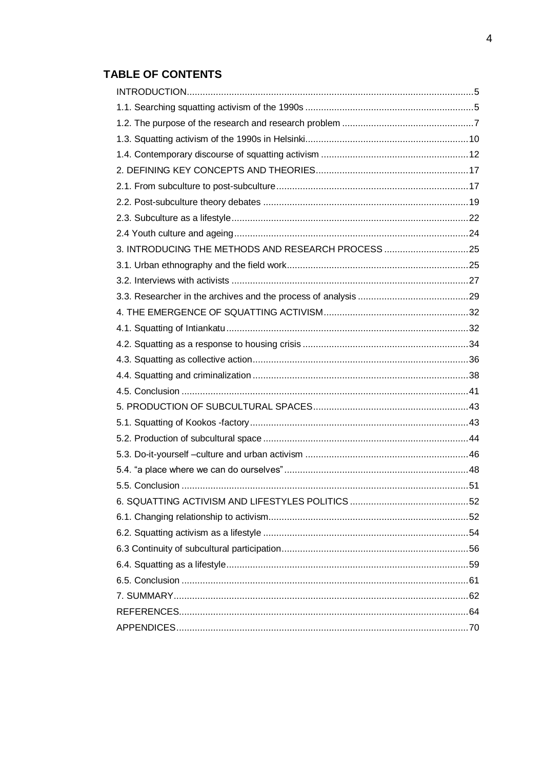## TABLE OF CONTENTS

INTRODUCTION.....5

1.1. Searching squatting activism of the 1990s.....5

1.2. The purpose of the research and research problem.....7

1.3. Squatting activism of the 1990s in Helsinki.....10

1.4. Contemporary discourse of squatting activism.....12

2. DEFINING KEY CONCEPTS AND THEORIES.....17

2.1. From subculture to post-subculture.....17

2.2. Post-subculture theory debates.....19

2.3. Subculture as a lifestyle.....22

2.4 Youth culture and ageing.....24

3. INTRODUCING THE METHODS AND RESEARCH PROCESS.....25

3.1. Urban ethnography and the field work.....25

3.2. Interviews with activists.....27

3.3. Researcher in the archives and the process of analysis.....29

4. THE EMERGENCE OF SQUATTING ACTIVISM.....32

4.1. Squatting of Intiankatu.....32

4.2. Squatting as a response to housing crisis.....34

4.3. Squatting as collective action.....36

4.4. Squatting and criminalization.....38

4.5. Conclusion.....41

5. PRODUCTION OF SUBCULTURAL SPACES.....43

5.1. Squatting of Kookos -factory.....43

5.2. Production of subcultural space.....44

5.3. Do-it-yourself –culture and urban activism.....46

5.4. “a place where we can do ourselves”.....48

5.5. Conclusion.....51

6. SQUATTING ACTIVISM AND LIFESTYLES POLITICS.....52

6.1. Changing relationship to activism.....52

6.2. Squatting activism as a lifestyle.....54

6.3 Continuity of subcultural participation.....56

6.4. Squatting as a lifestyle.....59

6.5. Conclusion.....61

7. SUMMARY.....62

REFERENCES.....64

APPENDICES.....70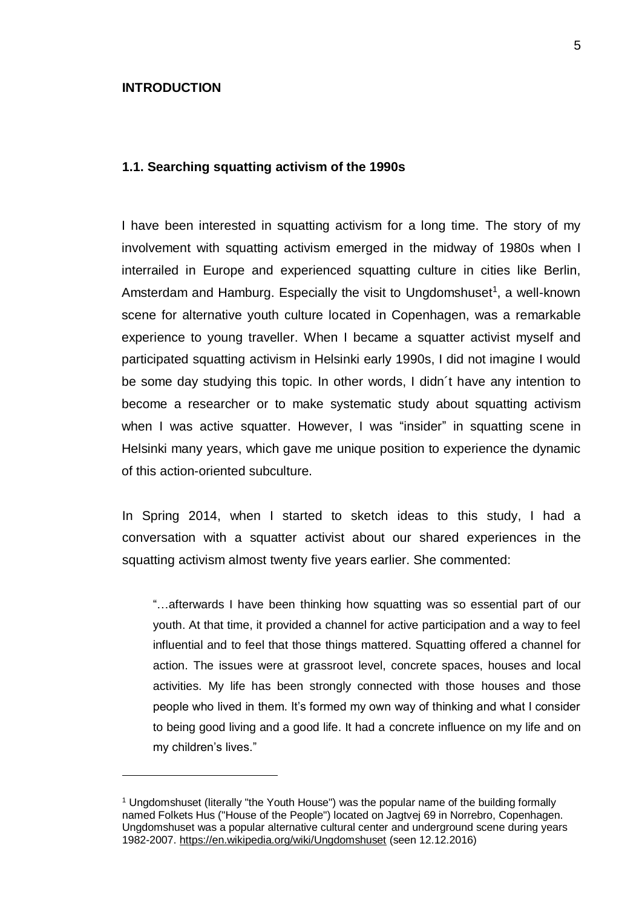# INTRODUCTION

## 1.1. Searching squatting activism of the 1990s

I have been interested in squatting activism for a long time. The story of my involvement with squatting activism emerged in the midway of 1980s when I interrailed in Europe and experienced squatting culture in cities like Berlin, Amsterdam and Hamburg. Especially the visit to Ungdomshuset[1], a well-known scene for alternative youth culture located in Copenhagen, was a remarkable experience to young traveller. When I became a squatter activist myself and participated squatting activism in Helsinki early 1990s, I did not imagine I would be some day studying this topic. In other words, I didn´t have any intention to become a researcher or to make systematic study about squatting activism when I was active squatter. However, I was "insider" in squatting scene in Helsinki many years, which gave me unique position to experience the dynamic of this action-oriented subculture.

In Spring 2014, when I started to sketch ideas to this study, I had a conversation with a squatter activist about our shared experiences in the squatting activism almost twenty five years earlier. She commented:

> "…afterwards I have been thinking how squatting was so essential part of our youth. At that time, it provided a channel for active participation and a way to feel influential and to feel that those things mattered. Squatting offered a channel for action. The issues were at grassroot level, concrete spaces, houses and local activities. My life has been strongly connected with those houses and those people who lived in them. It's formed my own way of thinking and what I consider to being good living and a good life. It had a concrete influence on my life and on my children's lives."

---

[1] Ungdomshuset (literally "the Youth House") was the popular name of the building formally named Folkets Hus ("House of the People") located on Jagtvej 69 in Norrebro, Copenhagen. Ungdomshuset was a popular alternative cultural center and underground scene during years 1982-2007. https://en.wikipedia.org/wiki/Ungdomshuset (seen 12.12.2016)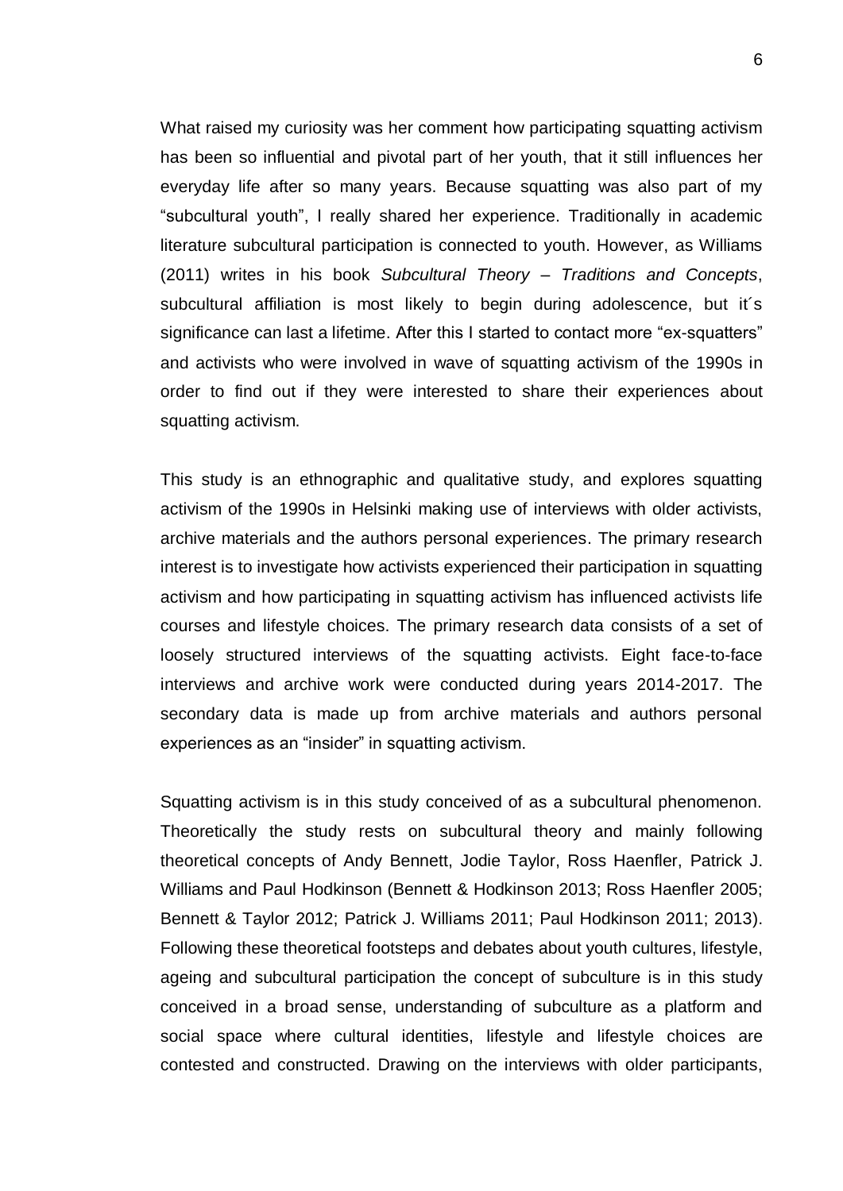What raised my curiosity was her comment how participating squatting activism has been so influential and pivotal part of her youth, that it still influences her everyday life after so many years. Because squatting was also part of my "subcultural youth", I really shared her experience. Traditionally in academic literature subcultural participation is connected to youth. However, as Williams (2011) writes in his book *Subcultural Theory – Traditions and Concepts*, subcultural affiliation is most likely to begin during adolescence, but it´s significance can last a lifetime. After this I started to contact more "ex-squatters" and activists who were involved in wave of squatting activism of the 1990s in order to find out if they were interested to share their experiences about squatting activism.

This study is an ethnographic and qualitative study, and explores squatting activism of the 1990s in Helsinki making use of interviews with older activists, archive materials and the authors personal experiences. The primary research interest is to investigate how activists experienced their participation in squatting activism and how participating in squatting activism has influenced activists life courses and lifestyle choices. The primary research data consists of a set of loosely structured interviews of the squatting activists. Eight face-to-face interviews and archive work were conducted during years 2014-2017. The secondary data is made up from archive materials and authors personal experiences as an "insider" in squatting activism.

Squatting activism is in this study conceived of as a subcultural phenomenon. Theoretically the study rests on subcultural theory and mainly following theoretical concepts of Andy Bennett, Jodie Taylor, Ross Haenfler, Patrick J. Williams and Paul Hodkinson (Bennett & Hodkinson 2013; Ross Haenfler 2005; Bennett & Taylor 2012; Patrick J. Williams 2011; Paul Hodkinson 2011; 2013). Following these theoretical footsteps and debates about youth cultures, lifestyle, ageing and subcultural participation the concept of subculture is in this study conceived in a broad sense, understanding of subculture as a platform and social space where cultural identities, lifestyle and lifestyle choices are contested and constructed. Drawing on the interviews with older participants,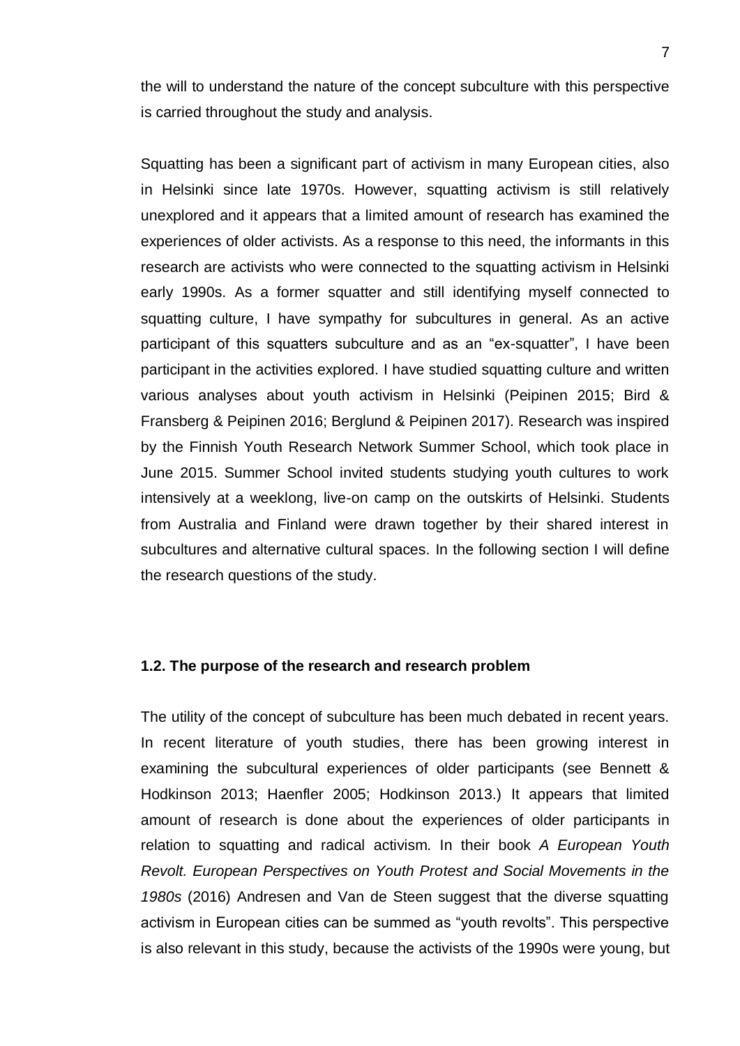the will to understand the nature of the concept subculture with this perspective is carried throughout the study and analysis.

Squatting has been a significant part of activism in many European cities, also in Helsinki since late 1970s. However, squatting activism is still relatively unexplored and it appears that a limited amount of research has examined the experiences of older activists. As a response to this need, the informants in this research are activists who were connected to the squatting activism in Helsinki early 1990s. As a former squatter and still identifying myself connected to squatting culture, I have sympathy for subcultures in general. As an active participant of this squatters subculture and as an "ex-squatter", I have been participant in the activities explored. I have studied squatting culture and written various analyses about youth activism in Helsinki (Peipinen 2015; Bird & Fransberg & Peipinen 2016; Berglund & Peipinen 2017). Research was inspired by the Finnish Youth Research Network Summer School, which took place in June 2015. Summer School invited students studying youth cultures to work intensively at a weeklong, live-on camp on the outskirts of Helsinki. Students from Australia and Finland were drawn together by their shared interest in subcultures and alternative cultural spaces. In the following section I will define the research questions of the study.

### 1.2. The purpose of the research and research problem

The utility of the concept of subculture has been much debated in recent years. In recent literature of youth studies, there has been growing interest in examining the subcultural experiences of older participants (see Bennett & Hodkinson 2013; Haenfler 2005; Hodkinson 2013.) It appears that limited amount of research is done about the experiences of older participants in relation to squatting and radical activism. In their book *A European Youth Revolt. European Perspectives on Youth Protest and Social Movements in the 1980s* (2016) Andresen and Van de Steen suggest that the diverse squatting activism in European cities can be summed as "youth revolts". This perspective is also relevant in this study, because the activists of the 1990s were young, but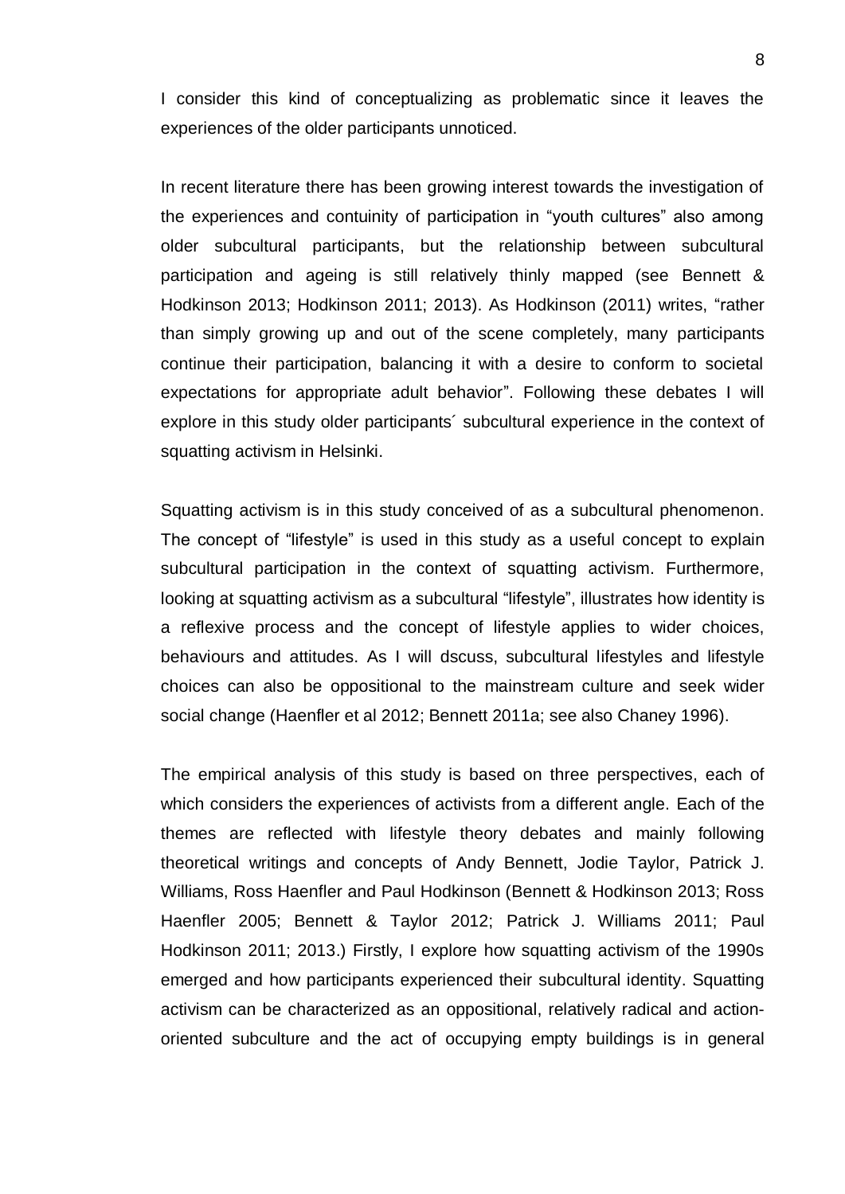I consider this kind of conceptualizing as problematic since it leaves the experiences of the older participants unnoticed.

In recent literature there has been growing interest towards the investigation of the experiences and contuinity of participation in "youth cultures" also among older subcultural participants, but the relationship between subcultural participation and ageing is still relatively thinly mapped (see Bennett & Hodkinson 2013; Hodkinson 2011; 2013). As Hodkinson (2011) writes, "rather than simply growing up and out of the scene completely, many participants continue their participation, balancing it with a desire to conform to societal expectations for appropriate adult behavior". Following these debates I will explore in this study older participants´ subcultural experience in the context of squatting activism in Helsinki.

Squatting activism is in this study conceived of as a subcultural phenomenon. The concept of "lifestyle" is used in this study as a useful concept to explain subcultural participation in the context of squatting activism. Furthermore, looking at squatting activism as a subcultural "lifestyle", illustrates how identity is a reflexive process and the concept of lifestyle applies to wider choices, behaviours and attitudes. As I will dscuss, subcultural lifestyles and lifestyle choices can also be oppositional to the mainstream culture and seek wider social change (Haenfler et al 2012; Bennett 2011a; see also Chaney 1996).

The empirical analysis of this study is based on three perspectives, each of which considers the experiences of activists from a different angle. Each of the themes are reflected with lifestyle theory debates and mainly following theoretical writings and concepts of Andy Bennett, Jodie Taylor, Patrick J. Williams, Ross Haenfler and Paul Hodkinson (Bennett & Hodkinson 2013; Ross Haenfler 2005; Bennett & Taylor 2012; Patrick J. Williams 2011; Paul Hodkinson 2011; 2013.) Firstly, I explore how squatting activism of the 1990s emerged and how participants experienced their subcultural identity. Squatting activism can be characterized as an oppositional, relatively radical and action-oriented subculture and the act of occupying empty buildings is in general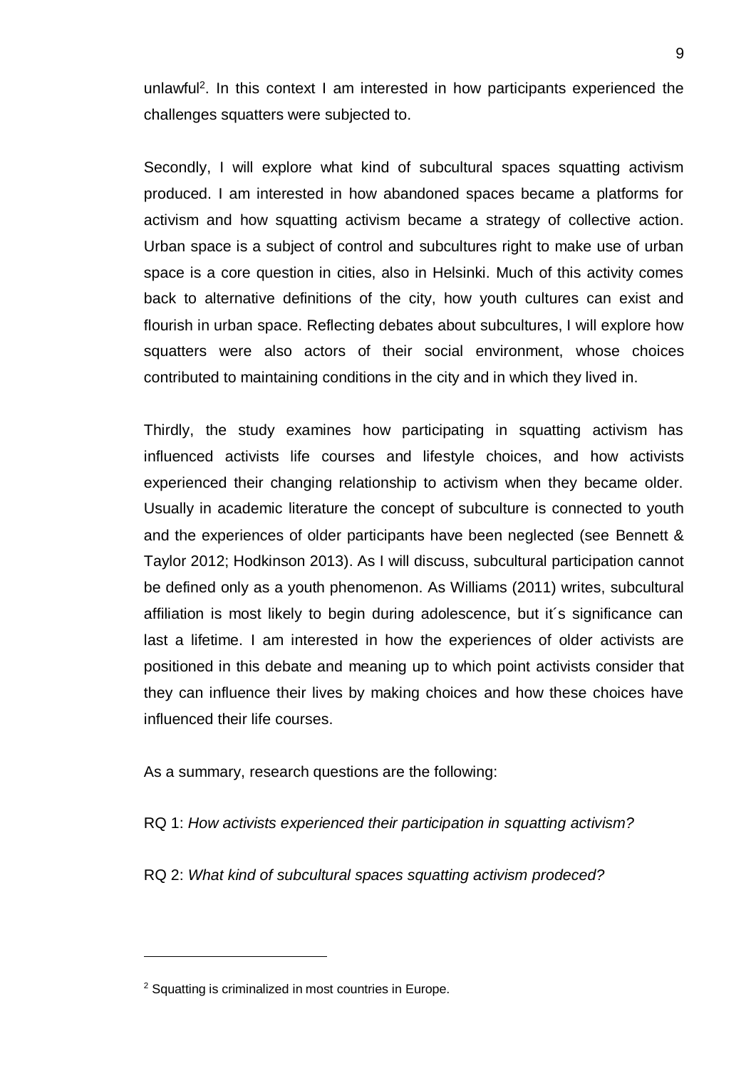unlawful[2]. In this context I am interested in how participants experienced the challenges squatters were subjected to.

Secondly, I will explore what kind of subcultural spaces squatting activism produced. I am interested in how abandoned spaces became a platforms for activism and how squatting activism became a strategy of collective action. Urban space is a subject of control and subcultures right to make use of urban space is a core question in cities, also in Helsinki. Much of this activity comes back to alternative definitions of the city, how youth cultures can exist and flourish in urban space. Reflecting debates about subcultures, I will explore how squatters were also actors of their social environment, whose choices contributed to maintaining conditions in the city and in which they lived in.

Thirdly, the study examines how participating in squatting activism has influenced activists life courses and lifestyle choices, and how activists experienced their changing relationship to activism when they became older. Usually in academic literature the concept of subculture is connected to youth and the experiences of older participants have been neglected (see Bennett & Taylor 2012; Hodkinson 2013). As I will discuss, subcultural participation cannot be defined only as a youth phenomenon. As Williams (2011) writes, subcultural affiliation is most likely to begin during adolescence, but it´s significance can last a lifetime. I am interested in how the experiences of older activists are positioned in this debate and meaning up to which point activists consider that they can influence their lives by making choices and how these choices have influenced their life courses.

As a summary, research questions are the following:

RQ 1: *How activists experienced their participation in squatting activism?*

RQ 2: *What kind of subcultural spaces squatting activism prodeced?*

---

[2] Squatting is criminalized in most countries in Europe.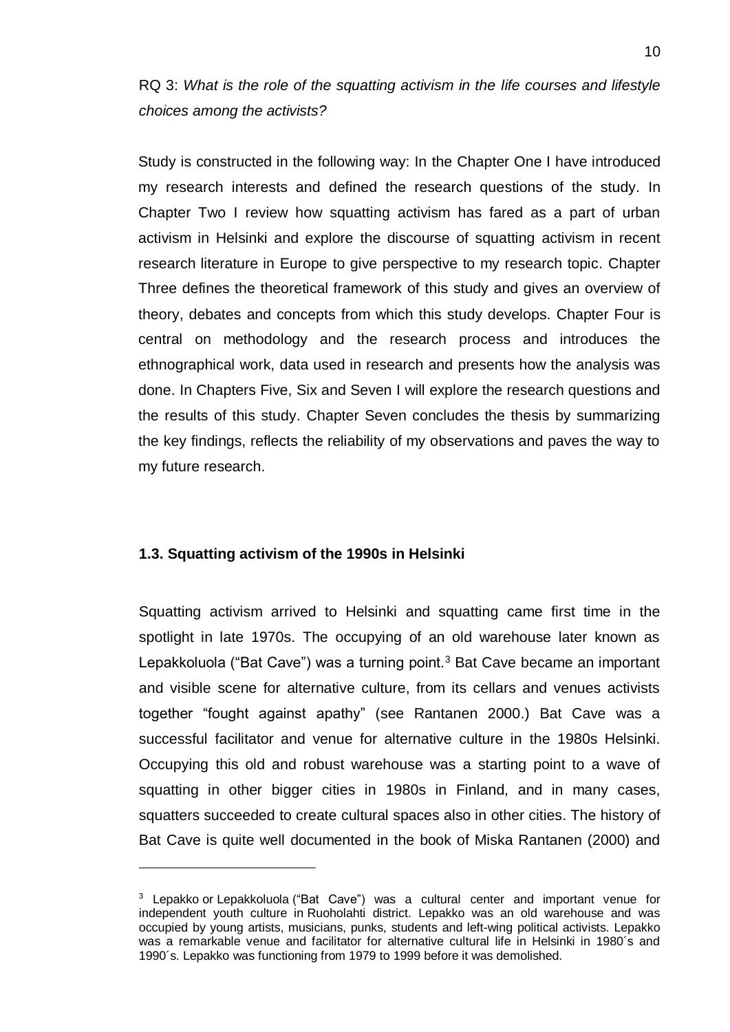RQ 3: *What is the role of the squatting activism in the life courses and lifestyle choices among the activists?*

Study is constructed in the following way: In the Chapter One I have introduced my research interests and defined the research questions of the study. In Chapter Two I review how squatting activism has fared as a part of urban activism in Helsinki and explore the discourse of squatting activism in recent research literature in Europe to give perspective to my research topic. Chapter Three defines the theoretical framework of this study and gives an overview of theory, debates and concepts from which this study develops. Chapter Four is central on methodology and the research process and introduces the ethnographical work, data used in research and presents how the analysis was done. In Chapters Five, Six and Seven I will explore the research questions and the results of this study. Chapter Seven concludes the thesis by summarizing the key findings, reflects the reliability of my observations and paves the way to my future research.

### 1.3. Squatting activism of the 1990s in Helsinki

Squatting activism arrived to Helsinki and squatting came first time in the spotlight in late 1970s. The occupying of an old warehouse later known as Lepakkoluola ("Bat Cave") was a turning point.[3] Bat Cave became an important and visible scene for alternative culture, from its cellars and venues activists together "fought against apathy" (see Rantanen 2000.) Bat Cave was a successful facilitator and venue for alternative culture in the 1980s Helsinki. Occupying this old and robust warehouse was a starting point to a wave of squatting in other bigger cities in 1980s in Finland, and in many cases, squatters succeeded to create cultural spaces also in other cities. The history of Bat Cave is quite well documented in the book of Miska Rantanen (2000) and

[3] Lepakko or Lepakkoluola ("Bat Cave") was a cultural center and important venue for independent youth culture in Ruoholahti district. Lepakko was an old warehouse and was occupied by young artists, musicians, punks, students and left-wing political activists. Lepakko was a remarkable venue and facilitator for alternative cultural life in Helsinki in 1980´s and 1990´s. Lepakko was functioning from 1979 to 1999 before it was demolished.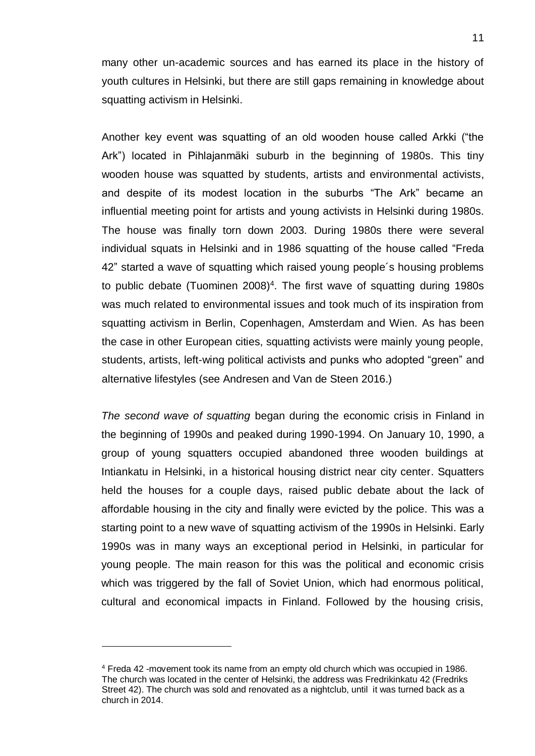many other un-academic sources and has earned its place in the history of youth cultures in Helsinki, but there are still gaps remaining in knowledge about squatting activism in Helsinki.

Another key event was squatting of an old wooden house called Arkki ("the Ark") located in Pihlajanmäki suburb in the beginning of 1980s. This tiny wooden house was squatted by students, artists and environmental activists, and despite of its modest location in the suburbs "The Ark" became an influential meeting point for artists and young activists in Helsinki during 1980s. The house was finally torn down 2003. During 1980s there were several individual squats in Helsinki and in 1986 squatting of the house called "Freda 42" started a wave of squatting which raised young people´s housing problems to public debate (Tuominen 2008)[4]. The first wave of squatting during 1980s was much related to environmental issues and took much of its inspiration from squatting activism in Berlin, Copenhagen, Amsterdam and Wien. As has been the case in other European cities, squatting activists were mainly young people, students, artists, left-wing political activists and punks who adopted "green" and alternative lifestyles (see Andresen and Van de Steen 2016.)

*The second wave of squatting* began during the economic crisis in Finland in the beginning of 1990s and peaked during 1990-1994. On January 10, 1990, a group of young squatters occupied abandoned three wooden buildings at Intiankatu in Helsinki, in a historical housing district near city center. Squatters held the houses for a couple days, raised public debate about the lack of affordable housing in the city and finally were evicted by the police. This was a starting point to a new wave of squatting activism of the 1990s in Helsinki. Early 1990s was in many ways an exceptional period in Helsinki, in particular for young people. The main reason for this was the political and economic crisis which was triggered by the fall of Soviet Union, which had enormous political, cultural and economical impacts in Finland. Followed by the housing crisis,

[4] Freda 42 -movement took its name from an empty old church which was occupied in 1986. The church was located in the center of Helsinki, the address was Fredrikinkatu 42 (Fredriks Street 42). The church was sold and renovated as a nightclub, until it was turned back as a church in 2014.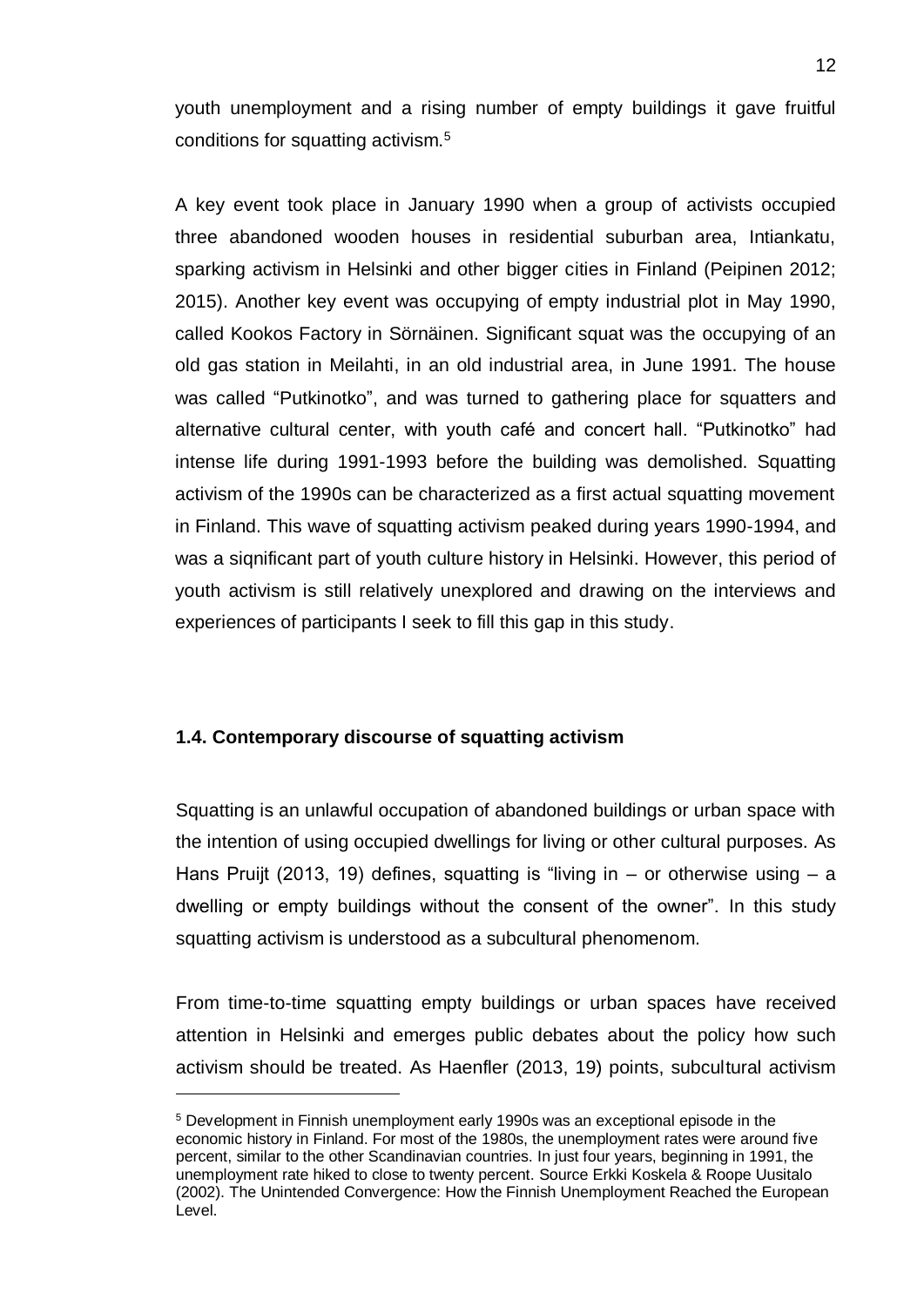youth unemployment and a rising number of empty buildings it gave fruitful conditions for squatting activism.[5]

A key event took place in January 1990 when a group of activists occupied three abandoned wooden houses in residential suburban area, Intiankatu, sparking activism in Helsinki and other bigger cities in Finland (Peipinen 2012; 2015). Another key event was occupying of empty industrial plot in May 1990, called Kookos Factory in Sörnäinen. Significant squat was the occupying of an old gas station in Meilahti, in an old industrial area, in June 1991. The house was called "Putkinotko", and was turned to gathering place for squatters and alternative cultural center, with youth café and concert hall. "Putkinotko" had intense life during 1991-1993 before the building was demolished. Squatting activism of the 1990s can be characterized as a first actual squatting movement in Finland. This wave of squatting activism peaked during years 1990-1994, and was a siqnificant part of youth culture history in Helsinki. However, this period of youth activism is still relatively unexplored and drawing on the interviews and experiences of participants I seek to fill this gap in this study.

### 1.4. Contemporary discourse of squatting activism

Squatting is an unlawful occupation of abandoned buildings or urban space with the intention of using occupied dwellings for living or other cultural purposes. As Hans Pruijt (2013, 19) defines, squatting is "living in – or otherwise using – a dwelling or empty buildings without the consent of the owner". In this study squatting activism is understood as a subcultural phenomenom.

From time-to-time squatting empty buildings or urban spaces have received attention in Helsinki and emerges public debates about the policy how such activism should be treated. As Haenfler (2013, 19) points, subcultural activism

[5] Development in Finnish unemployment early 1990s was an exceptional episode in the economic history in Finland. For most of the 1980s, the unemployment rates were around five percent, similar to the other Scandinavian countries. In just four years, beginning in 1991, the unemployment rate hiked to close to twenty percent. Source Erkki Koskela & Roope Uusitalo (2002). The Unintended Convergence: How the Finnish Unemployment Reached the European Level.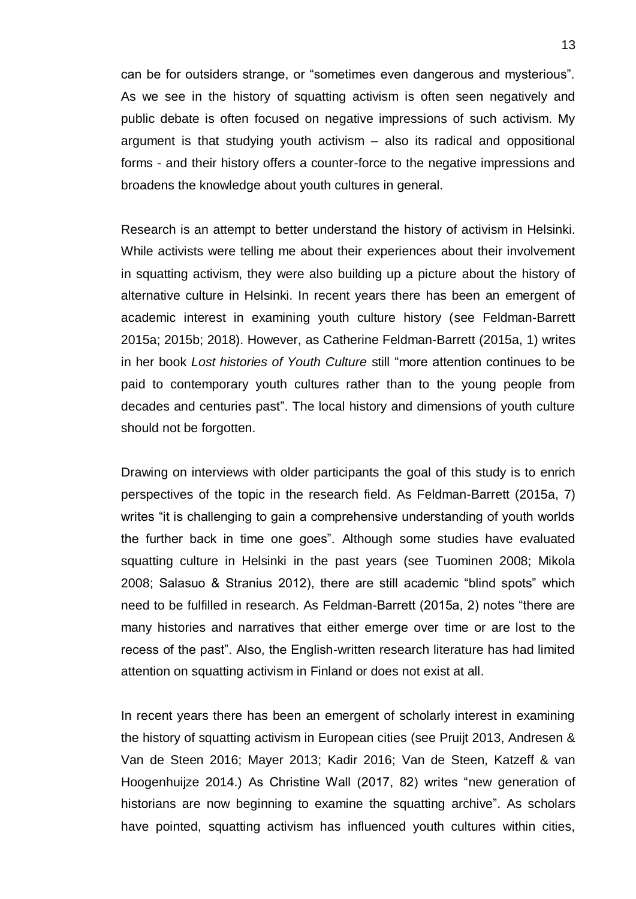can be for outsiders strange, or "sometimes even dangerous and mysterious". As we see in the history of squatting activism is often seen negatively and public debate is often focused on negative impressions of such activism. My argument is that studying youth activism – also its radical and oppositional forms - and their history offers a counter-force to the negative impressions and broadens the knowledge about youth cultures in general.

Research is an attempt to better understand the history of activism in Helsinki. While activists were telling me about their experiences about their involvement in squatting activism, they were also building up a picture about the history of alternative culture in Helsinki. In recent years there has been an emergent of academic interest in examining youth culture history (see Feldman-Barrett 2015a; 2015b; 2018). However, as Catherine Feldman-Barrett (2015a, 1) writes in her book *Lost histories of Youth Culture* still "more attention continues to be paid to contemporary youth cultures rather than to the young people from decades and centuries past". The local history and dimensions of youth culture should not be forgotten.

Drawing on interviews with older participants the goal of this study is to enrich perspectives of the topic in the research field. As Feldman-Barrett (2015a, 7) writes "it is challenging to gain a comprehensive understanding of youth worlds the further back in time one goes". Although some studies have evaluated squatting culture in Helsinki in the past years (see Tuominen 2008; Mikola 2008; Salasuo & Stranius 2012), there are still academic "blind spots" which need to be fulfilled in research. As Feldman-Barrett (2015a, 2) notes "there are many histories and narratives that either emerge over time or are lost to the recess of the past". Also, the English-written research literature has had limited attention on squatting activism in Finland or does not exist at all.

In recent years there has been an emergent of scholarly interest in examining the history of squatting activism in European cities (see Pruijt 2013, Andresen & Van de Steen 2016; Mayer 2013; Kadir 2016; Van de Steen, Katzeff & van Hoogenhuijze 2014.) As Christine Wall (2017, 82) writes "new generation of historians are now beginning to examine the squatting archive". As scholars have pointed, squatting activism has influenced youth cultures within cities,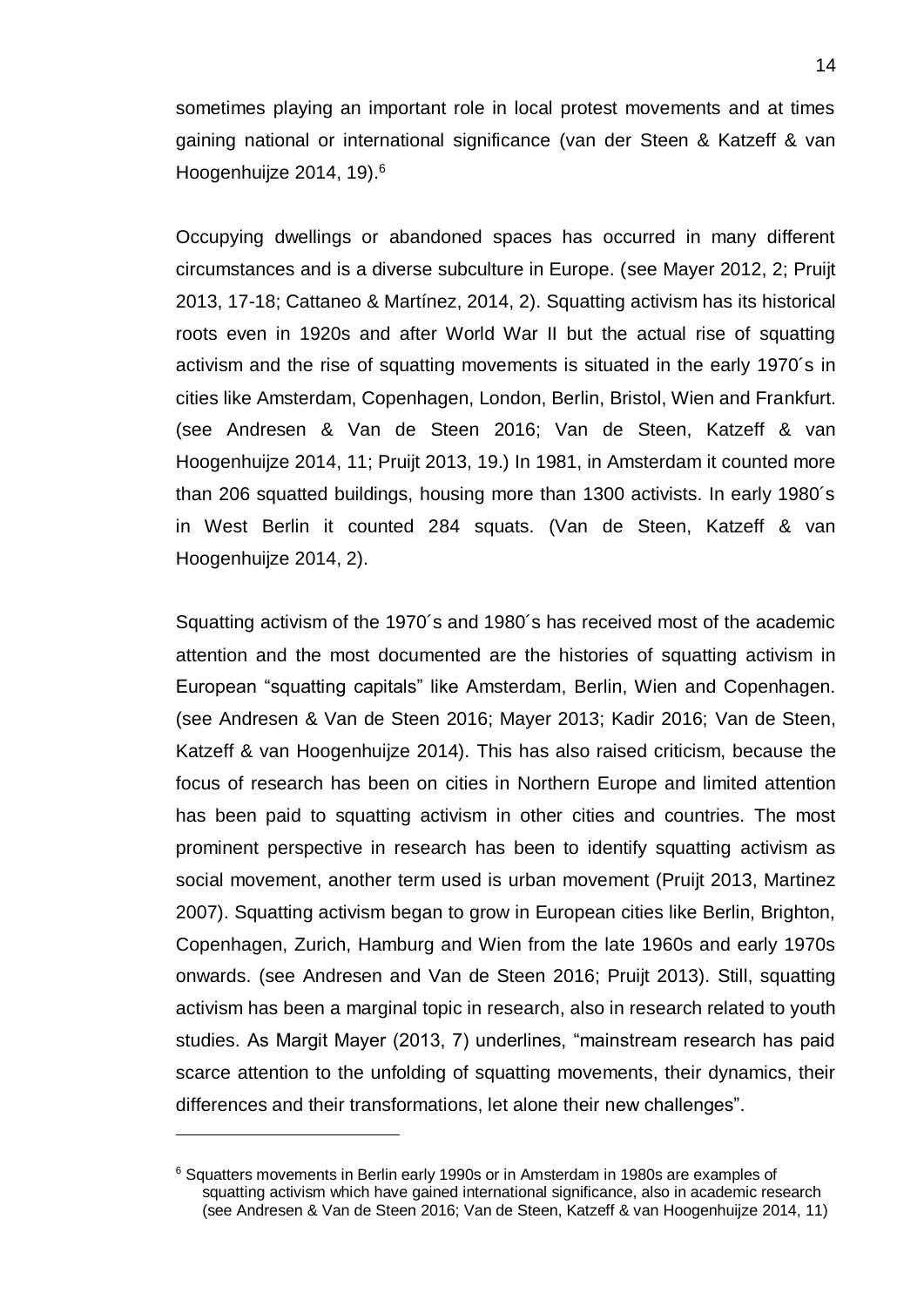sometimes playing an important role in local protest movements and at times gaining national or international significance (van der Steen & Katzeff & van Hoogenhuijze 2014, 19).[6]

Occupying dwellings or abandoned spaces has occurred in many different circumstances and is a diverse subculture in Europe. (see Mayer 2012, 2; Pruijt 2013, 17-18; Cattaneo & Martínez, 2014, 2). Squatting activism has its historical roots even in 1920s and after World War II but the actual rise of squatting activism and the rise of squatting movements is situated in the early 1970´s in cities like Amsterdam, Copenhagen, London, Berlin, Bristol, Wien and Frankfurt. (see Andresen & Van de Steen 2016; Van de Steen, Katzeff & van Hoogenhuijze 2014, 11; Pruijt 2013, 19.) In 1981, in Amsterdam it counted more than 206 squatted buildings, housing more than 1300 activists. In early 1980´s in West Berlin it counted 284 squats. (Van de Steen, Katzeff & van Hoogenhuijze 2014, 2).

Squatting activism of the 1970´s and 1980´s has received most of the academic attention and the most documented are the histories of squatting activism in European "squatting capitals" like Amsterdam, Berlin, Wien and Copenhagen. (see Andresen & Van de Steen 2016; Mayer 2013; Kadir 2016; Van de Steen, Katzeff & van Hoogenhuijze 2014). This has also raised criticism, because the focus of research has been on cities in Northern Europe and limited attention has been paid to squatting activism in other cities and countries. The most prominent perspective in research has been to identify squatting activism as social movement, another term used is urban movement (Pruijt 2013, Martinez 2007). Squatting activism began to grow in European cities like Berlin, Brighton, Copenhagen, Zurich, Hamburg and Wien from the late 1960s and early 1970s onwards. (see Andresen and Van de Steen 2016; Pruijt 2013). Still, squatting activism has been a marginal topic in research, also in research related to youth studies. As Margit Mayer (2013, 7) underlines, "mainstream research has paid scarce attention to the unfolding of squatting movements, their dynamics, their differences and their transformations, let alone their new challenges".

[6] Squatters movements in Berlin early 1990s or in Amsterdam in 1980s are examples of squatting activism which have gained international significance, also in academic research (see Andresen & Van de Steen 2016; Van de Steen, Katzeff & van Hoogenhuijze 2014, 11)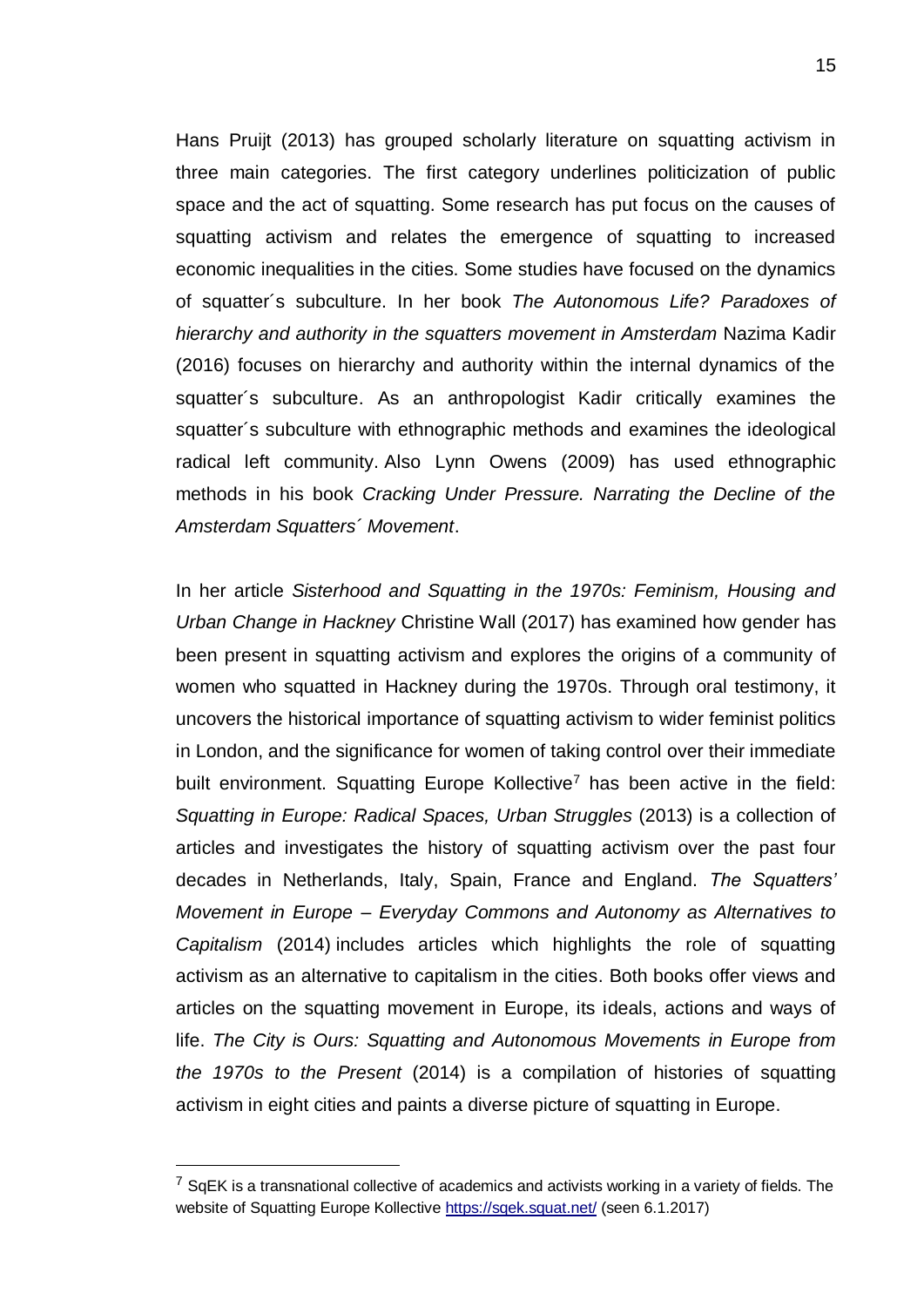Hans Pruijt (2013) has grouped scholarly literature on squatting activism in three main categories. The first category underlines politicization of public space and the act of squatting. Some research has put focus on the causes of squatting activism and relates the emergence of squatting to increased economic inequalities in the cities. Some studies have focused on the dynamics of squatter´s subculture. In her book *The Autonomous Life? Paradoxes of hierarchy and authority in the squatters movement in Amsterdam* Nazima Kadir (2016) focuses on hierarchy and authority within the internal dynamics of the squatter´s subculture. As an anthropologist Kadir critically examines the squatter´s subculture with ethnographic methods and examines the ideological radical left community. Also Lynn Owens (2009) has used ethnographic methods in his book *Cracking Under Pressure. Narrating the Decline of the Amsterdam Squatters´ Movement*.

In her article *Sisterhood and Squatting in the 1970s: Feminism, Housing and Urban Change in Hackney* Christine Wall (2017) has examined how gender has been present in squatting activism and explores the origins of a community of women who squatted in Hackney during the 1970s. Through oral testimony, it uncovers the historical importance of squatting activism to wider feminist politics in London, and the significance for women of taking control over their immediate built environment. Squatting Europe Kollective[7] has been active in the field: *Squatting in Europe: Radical Spaces, Urban Struggles* (2013) is a collection of articles and investigates the history of squatting activism over the past four decades in Netherlands, Italy, Spain, France and England. *The Squatters' Movement in Europe – Everyday Commons and Autonomy as Alternatives to Capitalism* (2014) includes articles which highlights the role of squatting activism as an alternative to capitalism in the cities. Both books offer views and articles on the squatting movement in Europe, its ideals, actions and ways of life. *The City is Ours: Squatting and Autonomous Movements in Europe from the 1970s to the Present* (2014) is a compilation of histories of squatting activism in eight cities and paints a diverse picture of squatting in Europe.

---

[7] SqEK is a transnational collective of academics and activists working in a variety of fields. The website of Squatting Europe Kollective https://sqek.squat.net/ (seen 6.1.2017)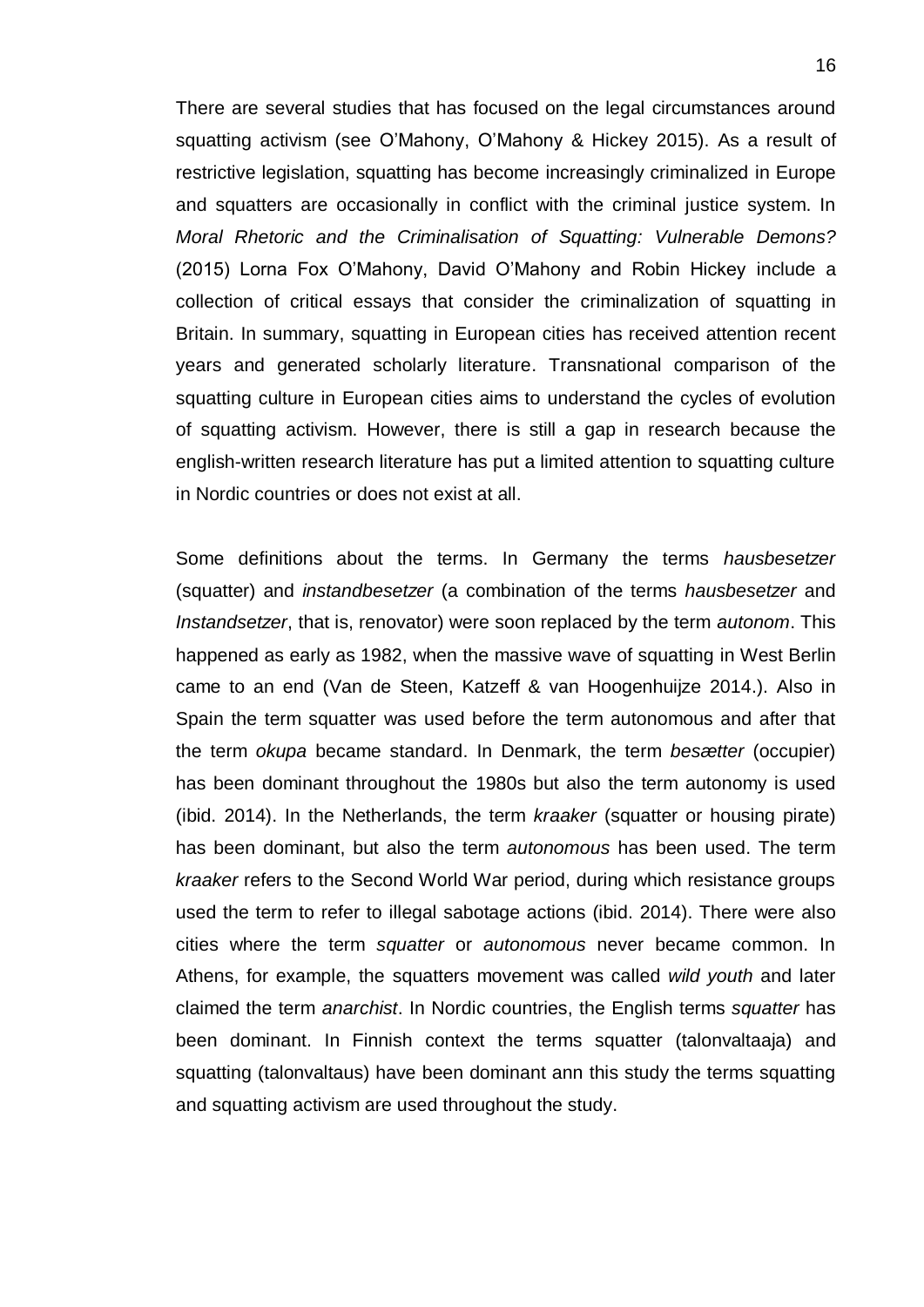There are several studies that has focused on the legal circumstances around squatting activism (see O'Mahony, O'Mahony & Hickey 2015). As a result of restrictive legislation, squatting has become increasingly criminalized in Europe and squatters are occasionally in conflict with the criminal justice system. In *Moral Rhetoric and the Criminalisation of Squatting: Vulnerable Demons?* (2015) Lorna Fox O'Mahony, David O'Mahony and Robin Hickey include a collection of critical essays that consider the criminalization of squatting in Britain. In summary, squatting in European cities has received attention recent years and generated scholarly literature. Transnational comparison of the squatting culture in European cities aims to understand the cycles of evolution of squatting activism. However, there is still a gap in research because the english-written research literature has put a limited attention to squatting culture in Nordic countries or does not exist at all.

Some definitions about the terms. In Germany the terms *hausbesetzer* (squatter) and *instandbesetzer* (a combination of the terms *hausbesetzer* and *Instandsetzer*, that is, renovator) were soon replaced by the term *autonom*. This happened as early as 1982, when the massive wave of squatting in West Berlin came to an end (Van de Steen, Katzeff & van Hoogenhuijze 2014.). Also in Spain the term squatter was used before the term autonomous and after that the term *okupa* became standard. In Denmark, the term *besætter* (occupier) has been dominant throughout the 1980s but also the term autonomy is used (ibid. 2014). In the Netherlands, the term *kraaker* (squatter or housing pirate) has been dominant, but also the term *autonomous* has been used. The term *kraaker* refers to the Second World War period, during which resistance groups used the term to refer to illegal sabotage actions (ibid. 2014). There were also cities where the term *squatter* or *autonomous* never became common. In Athens, for example, the squatters movement was called *wild youth* and later claimed the term *anarchist*. In Nordic countries, the English terms *squatter* has been dominant. In Finnish context the terms squatter (talonvaltaaja) and squatting (talonvaltaus) have been dominant ann this study the terms squatting and squatting activism are used throughout the study.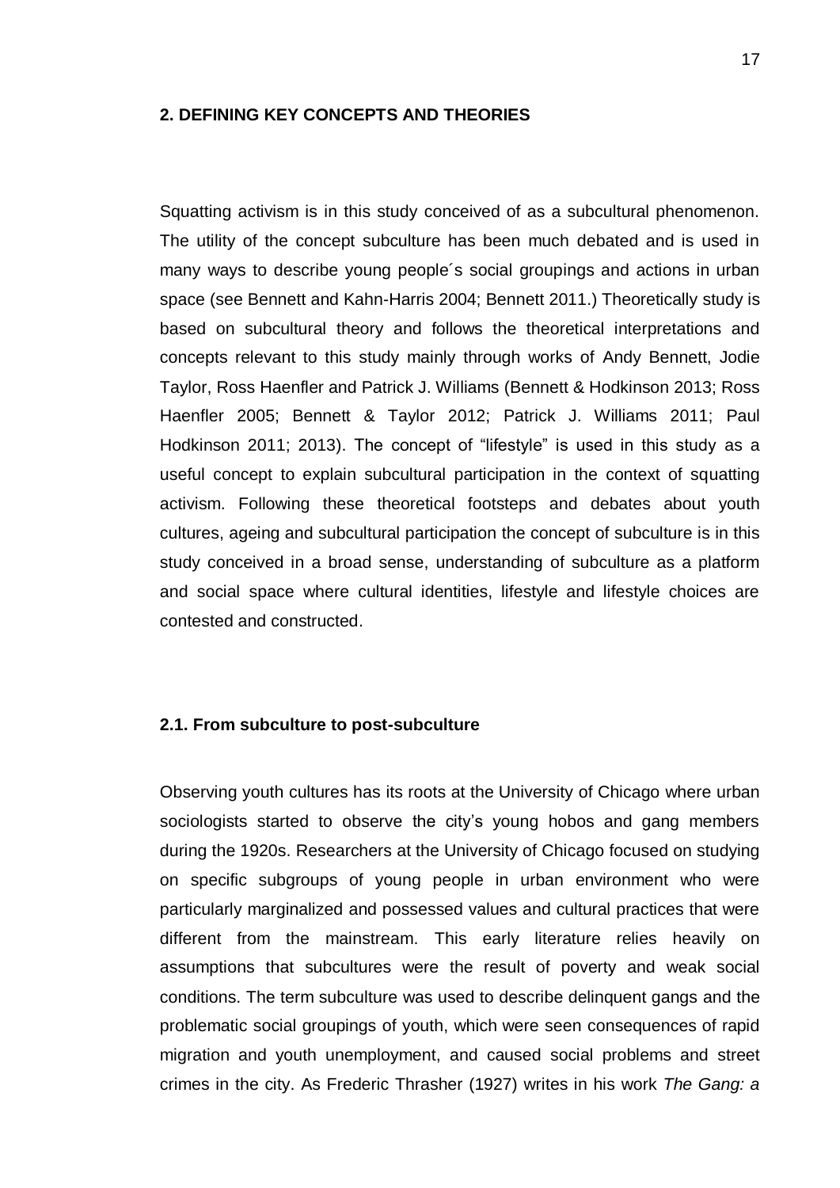## 2. DEFINING KEY CONCEPTS AND THEORIES

Squatting activism is in this study conceived of as a subcultural phenomenon. The utility of the concept subculture has been much debated and is used in many ways to describe young people´s social groupings and actions in urban space (see Bennett and Kahn-Harris 2004; Bennett 2011.) Theoretically study is based on subcultural theory and follows the theoretical interpretations and concepts relevant to this study mainly through works of Andy Bennett, Jodie Taylor, Ross Haenfler and Patrick J. Williams (Bennett & Hodkinson 2013; Ross Haenfler 2005; Bennett & Taylor 2012; Patrick J. Williams 2011; Paul Hodkinson 2011; 2013). The concept of "lifestyle" is used in this study as a useful concept to explain subcultural participation in the context of squatting activism. Following these theoretical footsteps and debates about youth cultures, ageing and subcultural participation the concept of subculture is in this study conceived in a broad sense, understanding of subculture as a platform and social space where cultural identities, lifestyle and lifestyle choices are contested and constructed.

### 2.1. From subculture to post-subculture

Observing youth cultures has its roots at the University of Chicago where urban sociologists started to observe the city's young hobos and gang members during the 1920s. Researchers at the University of Chicago focused on studying on specific subgroups of young people in urban environment who were particularly marginalized and possessed values and cultural practices that were different from the mainstream. This early literature relies heavily on assumptions that subcultures were the result of poverty and weak social conditions. The term subculture was used to describe delinquent gangs and the problematic social groupings of youth, which were seen consequences of rapid migration and youth unemployment, and caused social problems and street crimes in the city. As Frederic Thrasher (1927) writes in his work *The Gang: a*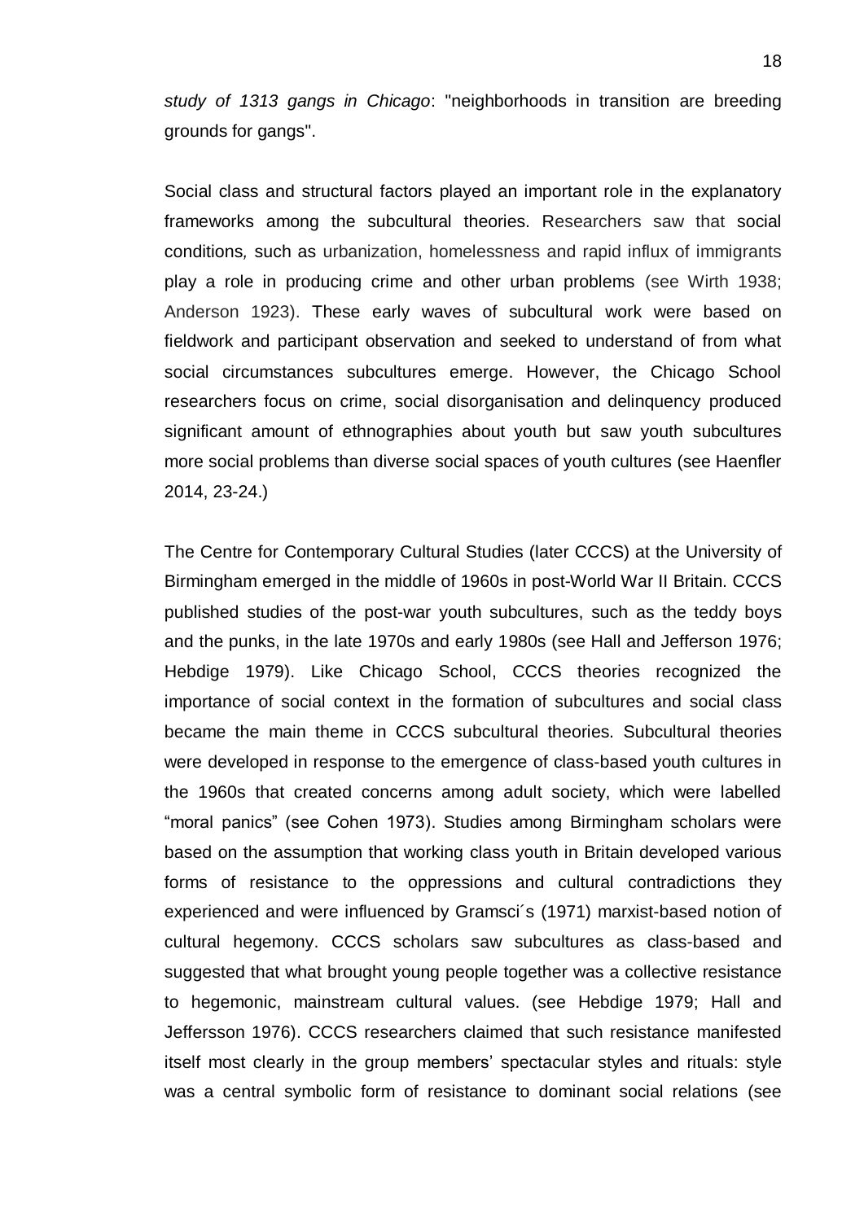*study of 1313 gangs in Chicago*: "neighborhoods in transition are breeding grounds for gangs".

Social class and structural factors played an important role in the explanatory frameworks among the subcultural theories. Researchers saw that social conditions, such as urbanization, homelessness and rapid influx of immigrants play a role in producing crime and other urban problems (see Wirth 1938; Anderson 1923). These early waves of subcultural work were based on fieldwork and participant observation and seeked to understand of from what social circumstances subcultures emerge. However, the Chicago School researchers focus on crime, social disorganisation and delinquency produced significant amount of ethnographies about youth but saw youth subcultures more social problems than diverse social spaces of youth cultures (see Haenfler 2014, 23-24.)

The Centre for Contemporary Cultural Studies (later CCCS) at the University of Birmingham emerged in the middle of 1960s in post-World War II Britain. CCCS published studies of the post-war youth subcultures, such as the teddy boys and the punks, in the late 1970s and early 1980s (see Hall and Jefferson 1976; Hebdige 1979). Like Chicago School, CCCS theories recognized the importance of social context in the formation of subcultures and social class became the main theme in CCCS subcultural theories. Subcultural theories were developed in response to the emergence of class-based youth cultures in the 1960s that created concerns among adult society, which were labelled "moral panics" (see Cohen 1973). Studies among Birmingham scholars were based on the assumption that working class youth in Britain developed various forms of resistance to the oppressions and cultural contradictions they experienced and were influenced by Gramsci´s (1971) marxist-based notion of cultural hegemony. CCCS scholars saw subcultures as class-based and suggested that what brought young people together was a collective resistance to hegemonic, mainstream cultural values. (see Hebdige 1979; Hall and Jeffersson 1976). CCCS researchers claimed that such resistance manifested itself most clearly in the group members' spectacular styles and rituals: style was a central symbolic form of resistance to dominant social relations (see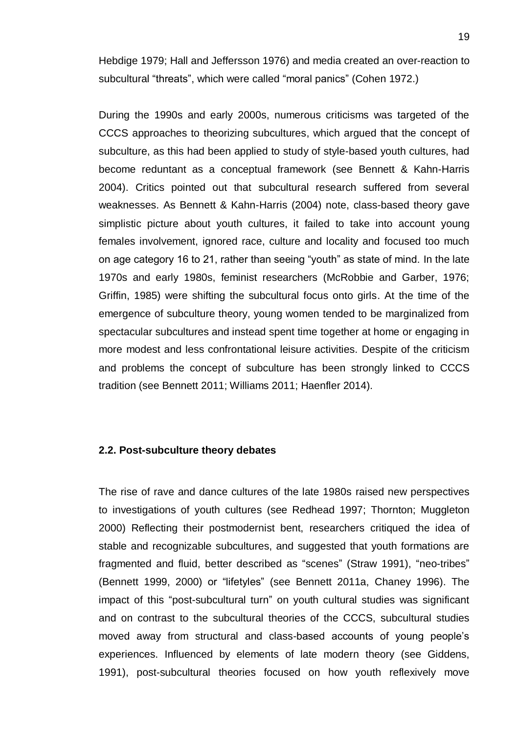Hebdige 1979; Hall and Jeffersson 1976) and media created an over-reaction to subcultural “threats”, which were called “moral panics” (Cohen 1972.)

During the 1990s and early 2000s, numerous criticisms was targeted of the CCCS approaches to theorizing subcultures, which argued that the concept of subculture, as this had been applied to study of style-based youth cultures, had become reduntant as a conceptual framework (see Bennett & Kahn-Harris 2004). Critics pointed out that subcultural research suffered from several weaknesses. As Bennett & Kahn-Harris (2004) note, class-based theory gave simplistic picture about youth cultures, it failed to take into account young females involvement, ignored race, culture and locality and focused too much on age category 16 to 21, rather than seeing “youth” as state of mind. In the late 1970s and early 1980s, feminist researchers (McRobbie and Garber, 1976; Griffin, 1985) were shifting the subcultural focus onto girls. At the time of the emergence of subculture theory, young women tended to be marginalized from spectacular subcultures and instead spent time together at home or engaging in more modest and less confrontational leisure activities. Despite of the criticism and problems the concept of subculture has been strongly linked to CCCS tradition (see Bennett 2011; Williams 2011; Haenfler 2014).

### 2.2. Post-subculture theory debates

The rise of rave and dance cultures of the late 1980s raised new perspectives to investigations of youth cultures (see Redhead 1997; Thornton; Muggleton 2000) Reflecting their postmodernist bent, researchers critiqued the idea of stable and recognizable subcultures, and suggested that youth formations are fragmented and fluid, better described as “scenes” (Straw 1991), “neo-tribes” (Bennett 1999, 2000) or “lifetyles” (see Bennett 2011a, Chaney 1996). The impact of this “post-subcultural turn” on youth cultural studies was significant and on contrast to the subcultural theories of the CCCS, subcultural studies moved away from structural and class-based accounts of young people’s experiences. Influenced by elements of late modern theory (see Giddens, 1991), post-subcultural theories focused on how youth reflexively move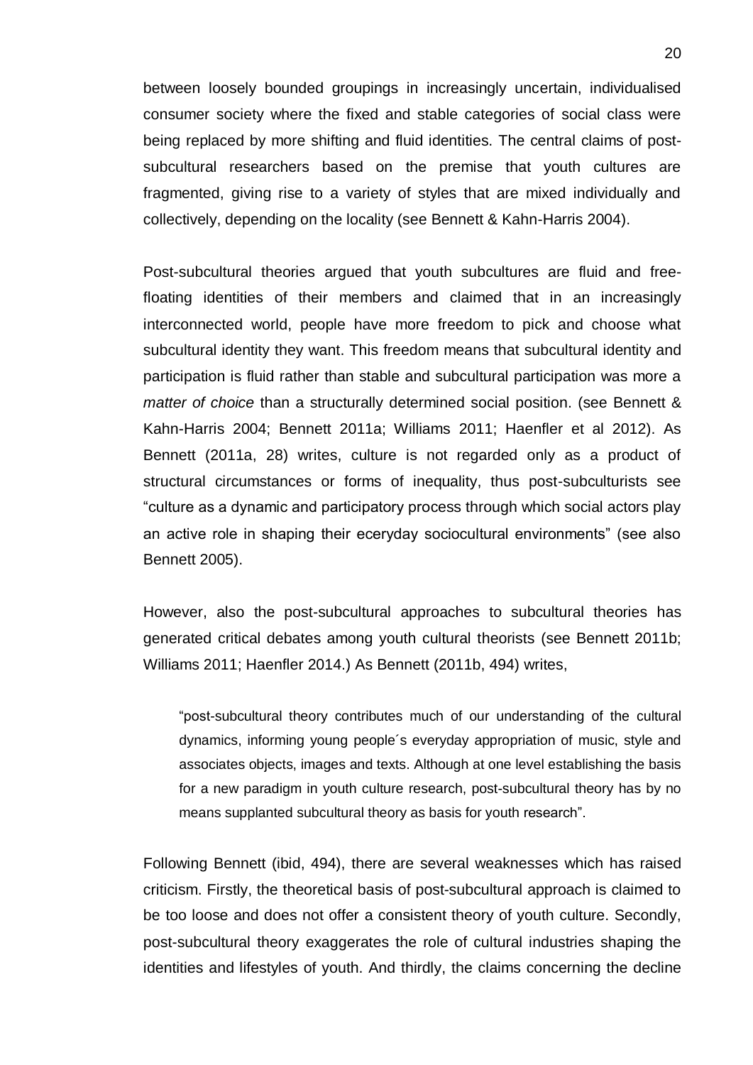between loosely bounded groupings in increasingly uncertain, individualised consumer society where the fixed and stable categories of social class were being replaced by more shifting and fluid identities. The central claims of post-subcultural researchers based on the premise that youth cultures are fragmented, giving rise to a variety of styles that are mixed individually and collectively, depending on the locality (see Bennett & Kahn-Harris 2004).

Post-subcultural theories argued that youth subcultures are fluid and free-floating identities of their members and claimed that in an increasingly interconnected world, people have more freedom to pick and choose what subcultural identity they want. This freedom means that subcultural identity and participation is fluid rather than stable and subcultural participation was more a *matter of choice* than a structurally determined social position. (see Bennett & Kahn-Harris 2004; Bennett 2011a; Williams 2011; Haenfler et al 2012). As Bennett (2011a, 28) writes, culture is not regarded only as a product of structural circumstances or forms of inequality, thus post-subculturists see "culture as a dynamic and participatory process through which social actors play an active role in shaping their eceryday sociocultural environments" (see also Bennett 2005).

However, also the post-subcultural approaches to subcultural theories has generated critical debates among youth cultural theorists (see Bennett 2011b; Williams 2011; Haenfler 2014.) As Bennett (2011b, 494) writes,

> "post-subcultural theory contributes much of our understanding of the cultural dynamics, informing young people´s everyday appropriation of music, style and associates objects, images and texts. Although at one level establishing the basis for a new paradigm in youth culture research, post-subcultural theory has by no means supplanted subcultural theory as basis for youth research".

Following Bennett (ibid, 494), there are several weaknesses which has raised criticism. Firstly, the theoretical basis of post-subcultural approach is claimed to be too loose and does not offer a consistent theory of youth culture. Secondly, post-subcultural theory exaggerates the role of cultural industries shaping the identities and lifestyles of youth. And thirdly, the claims concerning the decline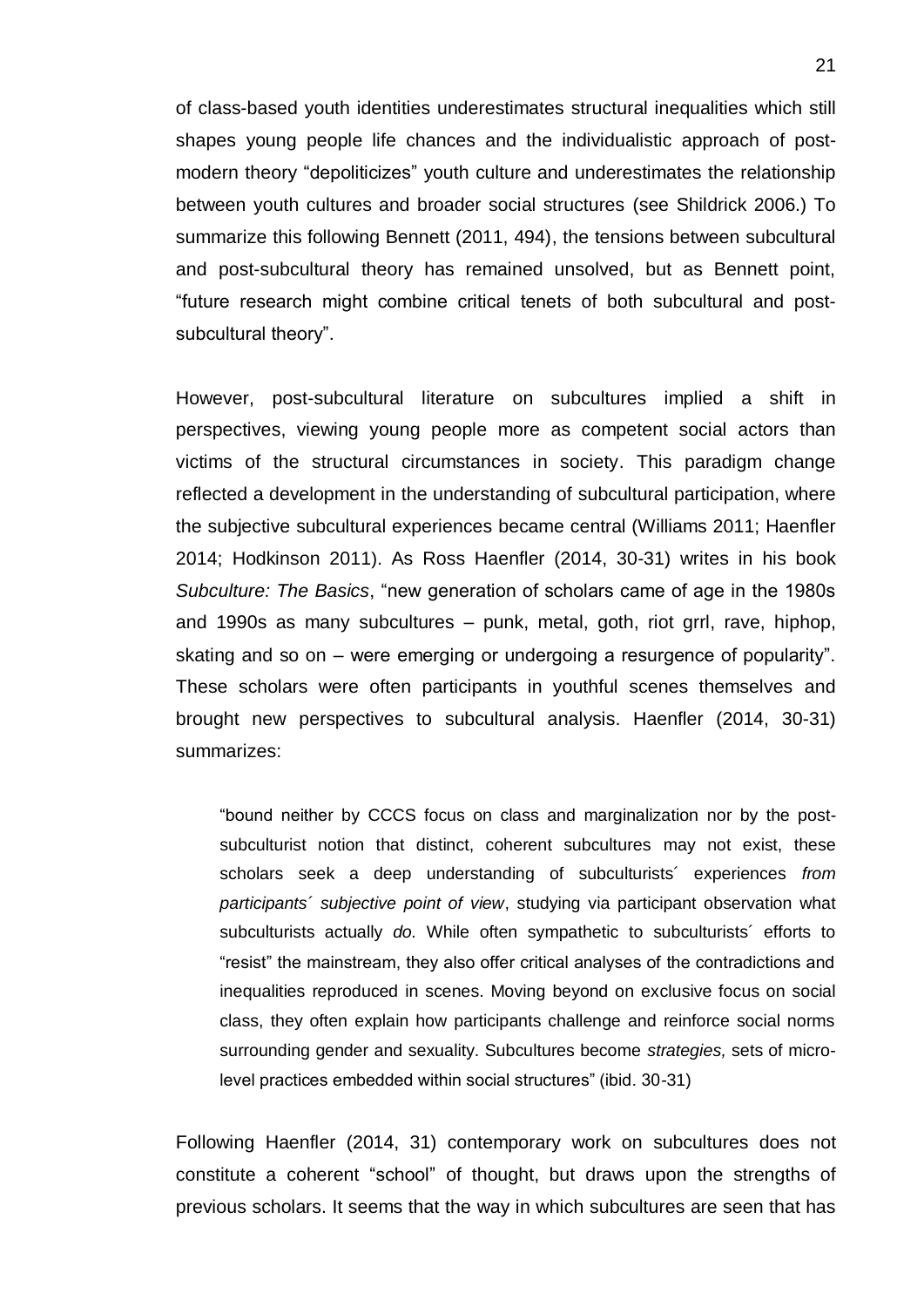of class-based youth identities underestimates structural inequalities which still shapes young people life chances and the individualistic approach of post-modern theory "depoliticizes" youth culture and underestimates the relationship between youth cultures and broader social structures (see Shildrick 2006.) To summarize this following Bennett (2011, 494), the tensions between subcultural and post-subcultural theory has remained unsolved, but as Bennett point, "future research might combine critical tenets of both subcultural and post-subcultural theory".

However, post-subcultural literature on subcultures implied a shift in perspectives, viewing young people more as competent social actors than victims of the structural circumstances in society. This paradigm change reflected a development in the understanding of subcultural participation, where the subjective subcultural experiences became central (Williams 2011; Haenfler 2014; Hodkinson 2011). As Ross Haenfler (2014, 30-31) writes in his book *Subculture: The Basics*, "new generation of scholars came of age in the 1980s and 1990s as many subcultures – punk, metal, goth, riot grrl, rave, hiphop, skating and so on – were emerging or undergoing a resurgence of popularity". These scholars were often participants in youthful scenes themselves and brought new perspectives to subcultural analysis. Haenfler (2014, 30-31) summarizes:

> "bound neither by CCCS focus on class and marginalization nor by the post-subculturist notion that distinct, coherent subcultures may not exist, these scholars seek a deep understanding of subculturists´ experiences *from participants´ subjective point of view*, studying via participant observation what subculturists actually *do.* While often sympathetic to subculturists´ efforts to "resist" the mainstream, they also offer critical analyses of the contradictions and inequalities reproduced in scenes. Moving beyond on exclusive focus on social class, they often explain how participants challenge and reinforce social norms surrounding gender and sexuality. Subcultures become *strategies,* sets of micro-level practices embedded within social structures" (ibid. 30-31)

Following Haenfler (2014, 31) contemporary work on subcultures does not constitute a coherent "school" of thought, but draws upon the strengths of previous scholars. It seems that the way in which subcultures are seen that has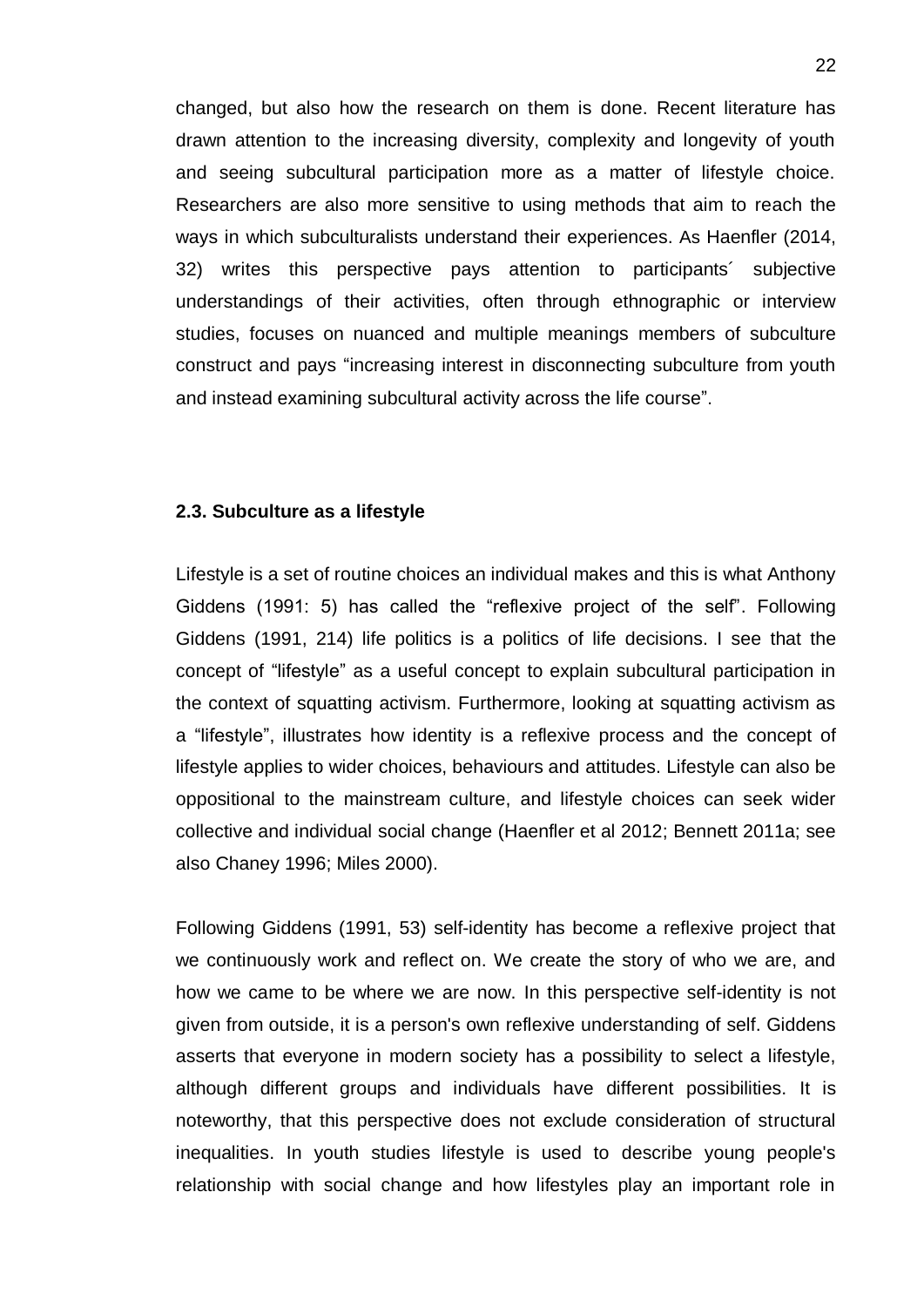changed, but also how the research on them is done. Recent literature has drawn attention to the increasing diversity, complexity and longevity of youth and seeing subcultural participation more as a matter of lifestyle choice. Researchers are also more sensitive to using methods that aim to reach the ways in which subculturalists understand their experiences. As Haenfler (2014, 32) writes this perspective pays attention to participants´ subjective understandings of their activities, often through ethnographic or interview studies, focuses on nuanced and multiple meanings members of subculture construct and pays "increasing interest in disconnecting subculture from youth and instead examining subcultural activity across the life course".

### 2.3. Subculture as a lifestyle

Lifestyle is a set of routine choices an individual makes and this is what Anthony Giddens (1991: 5) has called the "reflexive project of the self". Following Giddens (1991, 214) life politics is a politics of life decisions. I see that the concept of "lifestyle" as a useful concept to explain subcultural participation in the context of squatting activism. Furthermore, looking at squatting activism as a "lifestyle", illustrates how identity is a reflexive process and the concept of lifestyle applies to wider choices, behaviours and attitudes. Lifestyle can also be oppositional to the mainstream culture, and lifestyle choices can seek wider collective and individual social change (Haenfler et al 2012; Bennett 2011a; see also Chaney 1996; Miles 2000).

Following Giddens (1991, 53) self-identity has become a reflexive project that we continuously work and reflect on. We create the story of who we are, and how we came to be where we are now. In this perspective self-identity is not given from outside, it is a person's own reflexive understanding of self. Giddens asserts that everyone in modern society has a possibility to select a lifestyle, although different groups and individuals have different possibilities. It is noteworthy, that this perspective does not exclude consideration of structural inequalities. In youth studies lifestyle is used to describe young people's relationship with social change and how lifestyles play an important role in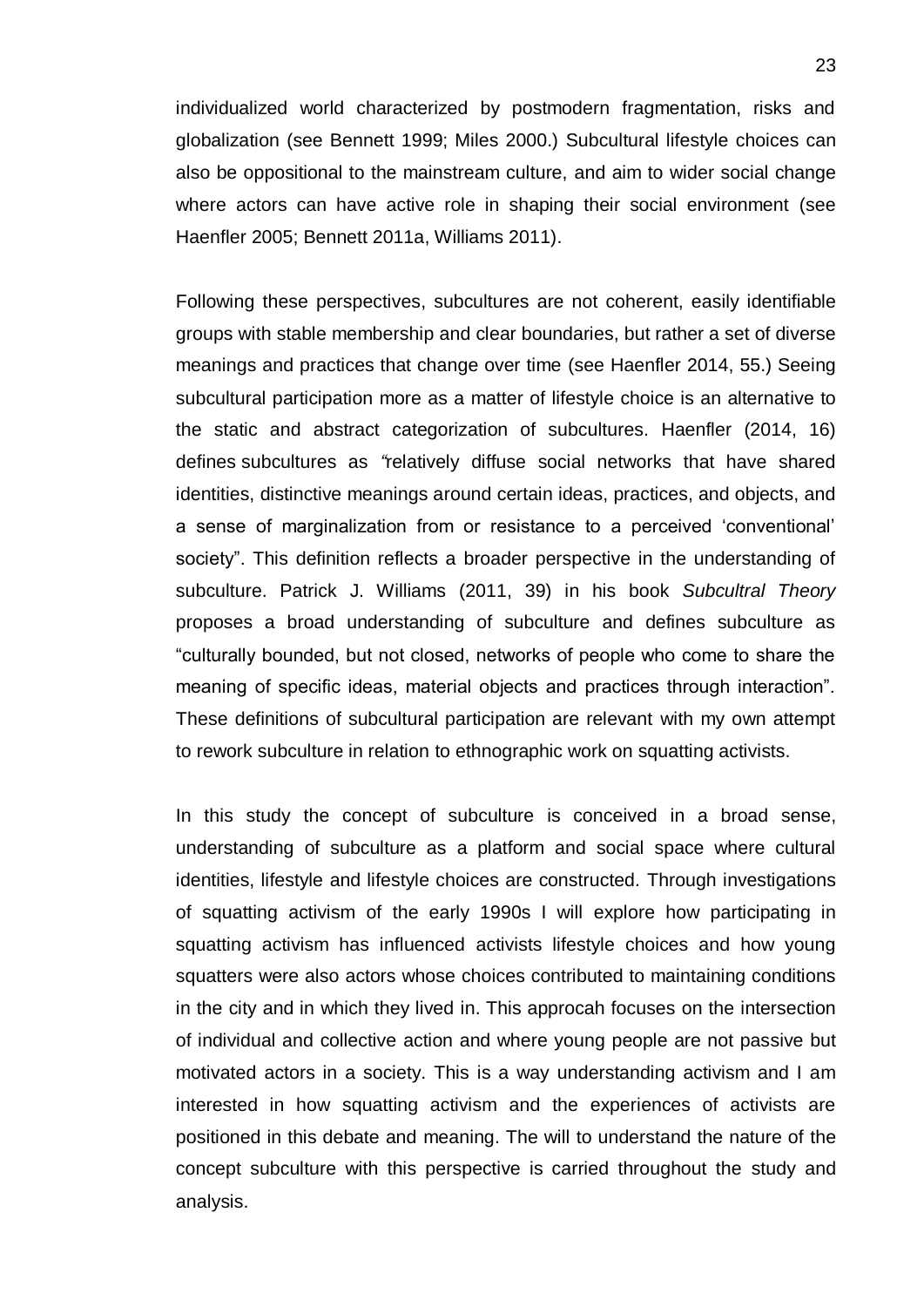individualized world characterized by postmodern fragmentation, risks and globalization (see Bennett 1999; Miles 2000.) Subcultural lifestyle choices can also be oppositional to the mainstream culture, and aim to wider social change where actors can have active role in shaping their social environment (see Haenfler 2005; Bennett 2011a, Williams 2011).

Following these perspectives, subcultures are not coherent, easily identifiable groups with stable membership and clear boundaries, but rather a set of diverse meanings and practices that change over time (see Haenfler 2014, 55.) Seeing subcultural participation more as a matter of lifestyle choice is an alternative to the static and abstract categorization of subcultures. Haenfler (2014, 16) defines subcultures as "relatively diffuse social networks that have shared identities, distinctive meanings around certain ideas, practices, and objects, and a sense of marginalization from or resistance to a perceived 'conventional' society". This definition reflects a broader perspective in the understanding of subculture. Patrick J. Williams (2011, 39) in his book *Subcultral Theory* proposes a broad understanding of subculture and defines subculture as "culturally bounded, but not closed, networks of people who come to share the meaning of specific ideas, material objects and practices through interaction". These definitions of subcultural participation are relevant with my own attempt to rework subculture in relation to ethnographic work on squatting activists.

In this study the concept of subculture is conceived in a broad sense, understanding of subculture as a platform and social space where cultural identities, lifestyle and lifestyle choices are constructed. Through investigations of squatting activism of the early 1990s I will explore how participating in squatting activism has influenced activists lifestyle choices and how young squatters were also actors whose choices contributed to maintaining conditions in the city and in which they lived in. This approcah focuses on the intersection of individual and collective action and where young people are not passive but motivated actors in a society. This is a way understanding activism and I am interested in how squatting activism and the experiences of activists are positioned in this debate and meaning. The will to understand the nature of the concept subculture with this perspective is carried throughout the study and analysis.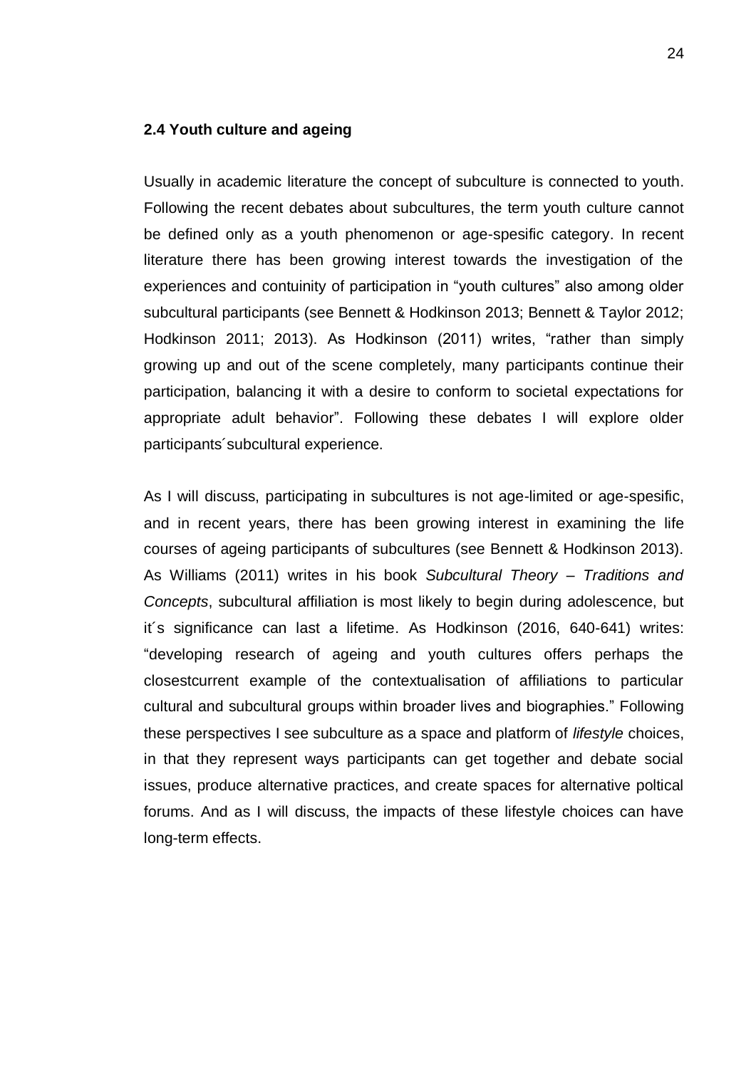### 2.4 Youth culture and ageing

Usually in academic literature the concept of subculture is connected to youth. Following the recent debates about subcultures, the term youth culture cannot be defined only as a youth phenomenon or age-spesific category. In recent literature there has been growing interest towards the investigation of the experiences and contuinity of participation in "youth cultures" also among older subcultural participants (see Bennett & Hodkinson 2013; Bennett & Taylor 2012; Hodkinson 2011; 2013). As Hodkinson (2011) writes, "rather than simply growing up and out of the scene completely, many participants continue their participation, balancing it with a desire to conform to societal expectations for appropriate adult behavior". Following these debates I will explore older participants´subcultural experience.

As I will discuss, participating in subcultures is not age-limited or age-spesific, and in recent years, there has been growing interest in examining the life courses of ageing participants of subcultures (see Bennett & Hodkinson 2013). As Williams (2011) writes in his book *Subcultural Theory – Traditions and Concepts*, subcultural affiliation is most likely to begin during adolescence, but it´s significance can last a lifetime. As Hodkinson (2016, 640-641) writes: "developing research of ageing and youth cultures offers perhaps the closestcurrent example of the contextualisation of affiliations to particular cultural and subcultural groups within broader lives and biographies." Following these perspectives I see subculture as a space and platform of *lifestyle* choices, in that they represent ways participants can get together and debate social issues, produce alternative practices, and create spaces for alternative poltical forums. And as I will discuss, the impacts of these lifestyle choices can have long-term effects.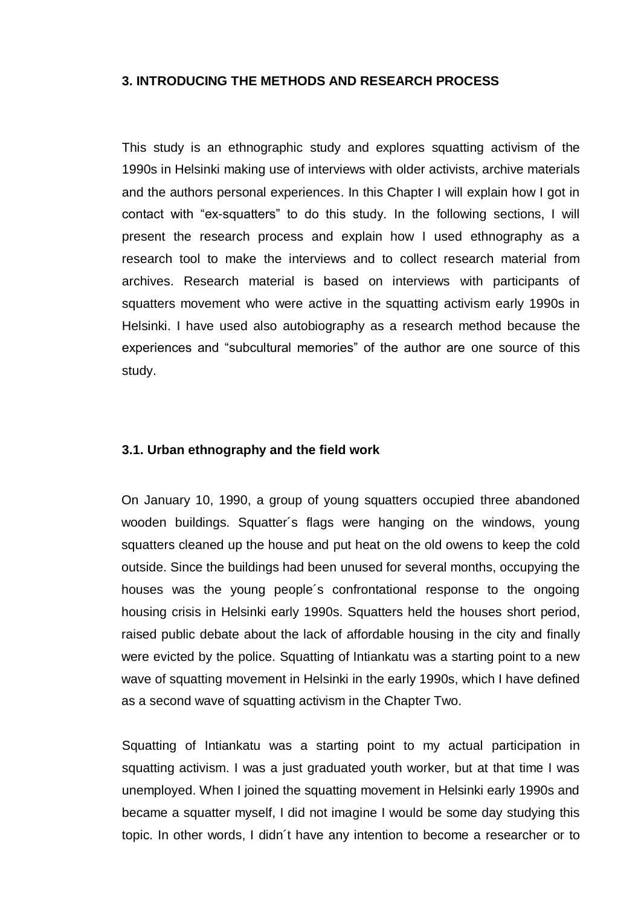## 3. INTRODUCING THE METHODS AND RESEARCH PROCESS

This study is an ethnographic study and explores squatting activism of the 1990s in Helsinki making use of interviews with older activists, archive materials and the authors personal experiences. In this Chapter I will explain how I got in contact with "ex-squatters" to do this study. In the following sections, I will present the research process and explain how I used ethnography as a research tool to make the interviews and to collect research material from archives. Research material is based on interviews with participants of squatters movement who were active in the squatting activism early 1990s in Helsinki. I have used also autobiography as a research method because the experiences and "subcultural memories" of the author are one source of this study.

### 3.1. Urban ethnography and the field work

On January 10, 1990, a group of young squatters occupied three abandoned wooden buildings. Squatter´s flags were hanging on the windows, young squatters cleaned up the house and put heat on the old owens to keep the cold outside. Since the buildings had been unused for several months, occupying the houses was the young people´s confrontational response to the ongoing housing crisis in Helsinki early 1990s. Squatters held the houses short period, raised public debate about the lack of affordable housing in the city and finally were evicted by the police. Squatting of Intiankatu was a starting point to a new wave of squatting movement in Helsinki in the early 1990s, which I have defined as a second wave of squatting activism in the Chapter Two.

Squatting of Intiankatu was a starting point to my actual participation in squatting activism. I was a just graduated youth worker, but at that time I was unemployed. When I joined the squatting movement in Helsinki early 1990s and became a squatter myself, I did not imagine I would be some day studying this topic. In other words, I didn´t have any intention to become a researcher or to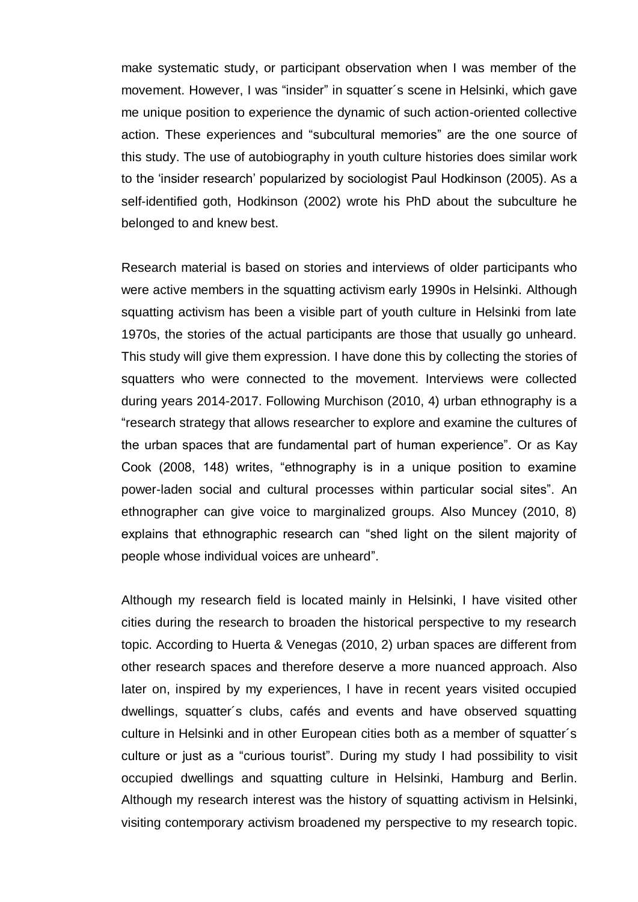make systematic study, or participant observation when I was member of the movement. However, I was "insider" in squatter´s scene in Helsinki, which gave me unique position to experience the dynamic of such action-oriented collective action. These experiences and "subcultural memories" are the one source of this study. The use of autobiography in youth culture histories does similar work to the 'insider research' popularized by sociologist Paul Hodkinson (2005). As a self-identified goth, Hodkinson (2002) wrote his PhD about the subculture he belonged to and knew best.

Research material is based on stories and interviews of older participants who were active members in the squatting activism early 1990s in Helsinki. Although squatting activism has been a visible part of youth culture in Helsinki from late 1970s, the stories of the actual participants are those that usually go unheard. This study will give them expression. I have done this by collecting the stories of squatters who were connected to the movement. Interviews were collected during years 2014-2017. Following Murchison (2010, 4) urban ethnography is a "research strategy that allows researcher to explore and examine the cultures of the urban spaces that are fundamental part of human experience". Or as Kay Cook (2008, 148) writes, "ethnography is in a unique position to examine power-laden social and cultural processes within particular social sites". An ethnographer can give voice to marginalized groups. Also Muncey (2010, 8) explains that ethnographic research can "shed light on the silent majority of people whose individual voices are unheard".

Although my research field is located mainly in Helsinki, I have visited other cities during the research to broaden the historical perspective to my research topic. According to Huerta & Venegas (2010, 2) urban spaces are different from other research spaces and therefore deserve a more nuanced approach. Also later on, inspired by my experiences, I have in recent years visited occupied dwellings, squatter´s clubs, cafés and events and have observed squatting culture in Helsinki and in other European cities both as a member of squatter´s culture or just as a "curious tourist". During my study I had possibility to visit occupied dwellings and squatting culture in Helsinki, Hamburg and Berlin. Although my research interest was the history of squatting activism in Helsinki, visiting contemporary activism broadened my perspective to my research topic.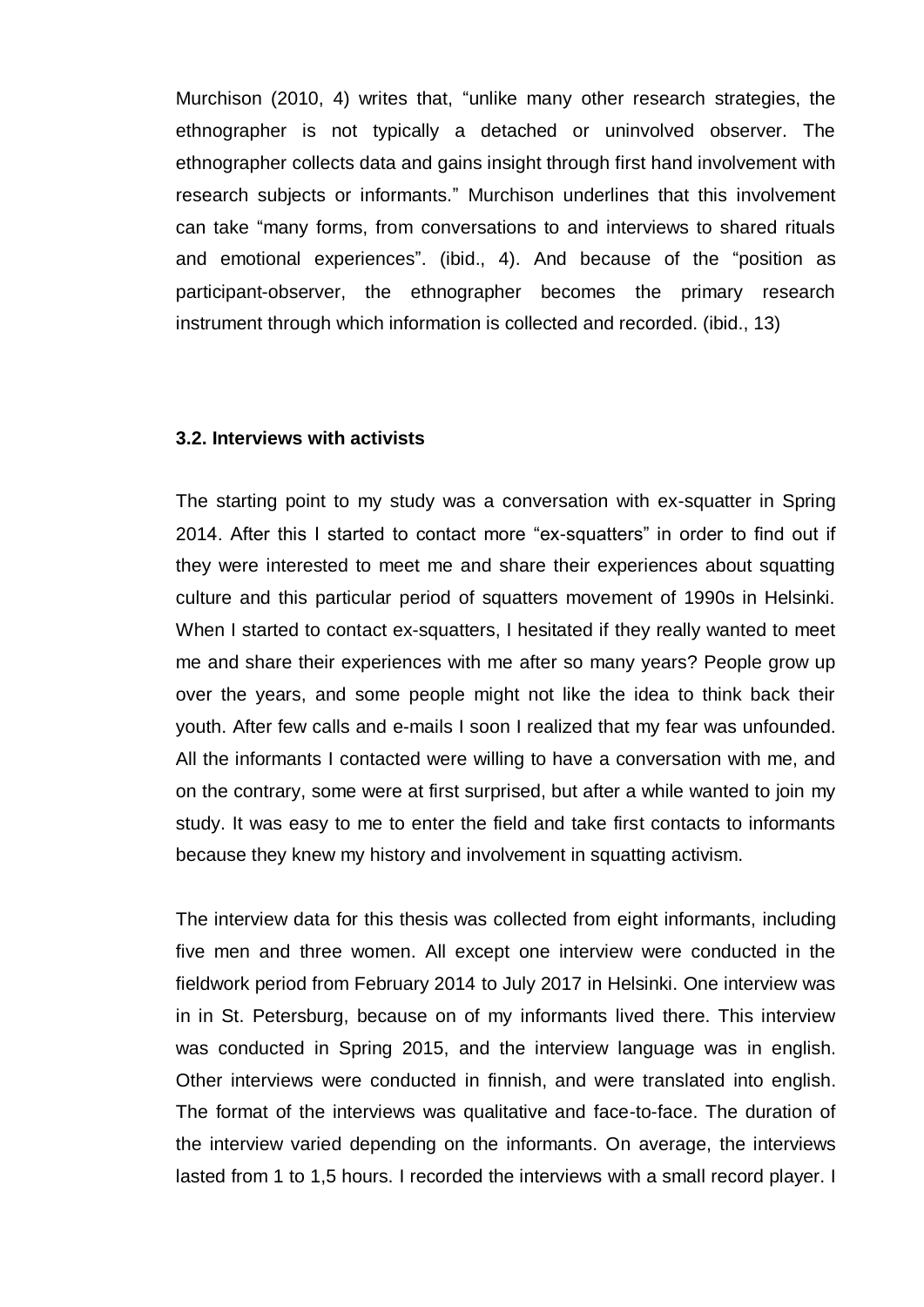Murchison (2010, 4) writes that, “unlike many other research strategies, the ethnographer is not typically a detached or uninvolved observer. The ethnographer collects data and gains insight through first hand involvement with research subjects or informants.” Murchison underlines that this involvement can take “many forms, from conversations to and interviews to shared rituals and emotional experiences”. (ibid., 4). And because of the “position as participant-observer, the ethnographer becomes the primary research instrument through which information is collected and recorded. (ibid., 13)

### 3.2. Interviews with activists

The starting point to my study was a conversation with ex-squatter in Spring 2014. After this I started to contact more “ex-squatters” in order to find out if they were interested to meet me and share their experiences about squatting culture and this particular period of squatters movement of 1990s in Helsinki. When I started to contact ex-squatters, I hesitated if they really wanted to meet me and share their experiences with me after so many years? People grow up over the years, and some people might not like the idea to think back their youth. After few calls and e-mails I soon I realized that my fear was unfounded. All the informants I contacted were willing to have a conversation with me, and on the contrary, some were at first surprised, but after a while wanted to join my study. It was easy to me to enter the field and take first contacts to informants because they knew my history and involvement in squatting activism.

The interview data for this thesis was collected from eight informants, including five men and three women. All except one interview were conducted in the fieldwork period from February 2014 to July 2017 in Helsinki. One interview was in in St. Petersburg, because on of my informants lived there. This interview was conducted in Spring 2015, and the interview language was in english. Other interviews were conducted in finnish, and were translated into english. The format of the interviews was qualitative and face-to-face. The duration of the interview varied depending on the informants. On average, the interviews lasted from 1 to 1,5 hours. I recorded the interviews with a small record player. I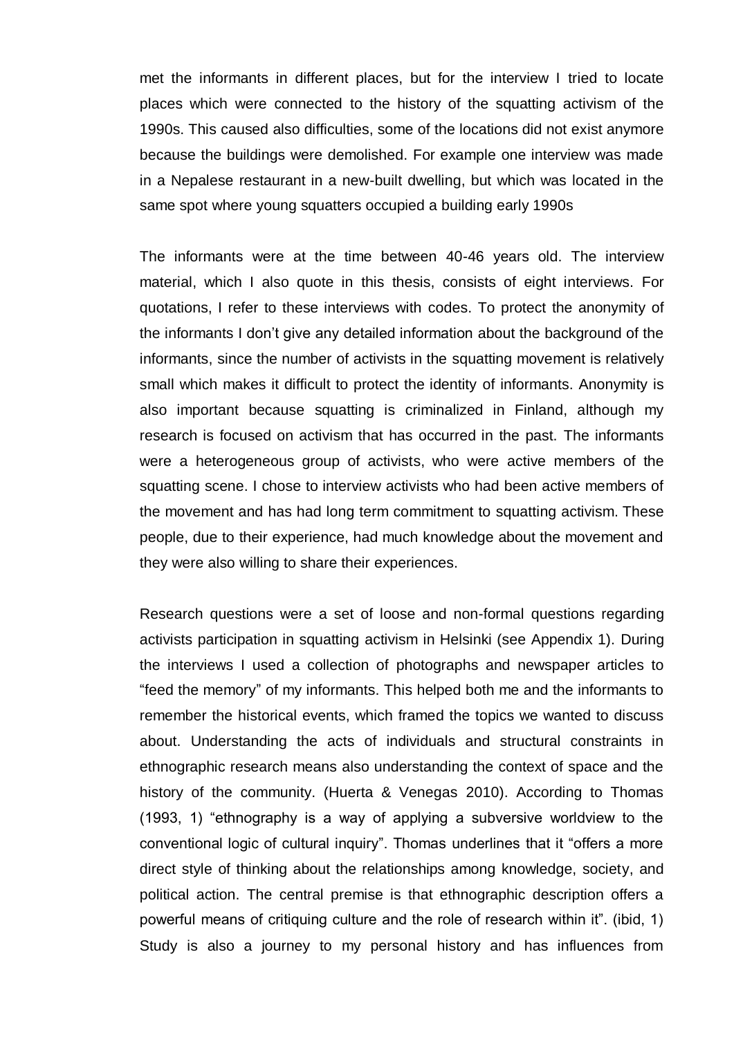met the informants in different places, but for the interview I tried to locate places which were connected to the history of the squatting activism of the 1990s. This caused also difficulties, some of the locations did not exist anymore because the buildings were demolished. For example one interview was made in a Nepalese restaurant in a new-built dwelling, but which was located in the same spot where young squatters occupied a building early 1990s

The informants were at the time between 40-46 years old. The interview material, which I also quote in this thesis, consists of eight interviews. For quotations, I refer to these interviews with codes. To protect the anonymity of the informants I don't give any detailed information about the background of the informants, since the number of activists in the squatting movement is relatively small which makes it difficult to protect the identity of informants. Anonymity is also important because squatting is criminalized in Finland, although my research is focused on activism that has occurred in the past. The informants were a heterogeneous group of activists, who were active members of the squatting scene. I chose to interview activists who had been active members of the movement and has had long term commitment to squatting activism. These people, due to their experience, had much knowledge about the movement and they were also willing to share their experiences.

Research questions were a set of loose and non-formal questions regarding activists participation in squatting activism in Helsinki (see Appendix 1). During the interviews I used a collection of photographs and newspaper articles to "feed the memory" of my informants. This helped both me and the informants to remember the historical events, which framed the topics we wanted to discuss about. Understanding the acts of individuals and structural constraints in ethnographic research means also understanding the context of space and the history of the community. (Huerta & Venegas 2010). According to Thomas (1993, 1) "ethnography is a way of applying a subversive worldview to the conventional logic of cultural inquiry". Thomas underlines that it "offers a more direct style of thinking about the relationships among knowledge, society, and political action. The central premise is that ethnographic description offers a powerful means of critiquing culture and the role of research within it". (ibid, 1) Study is also a journey to my personal history and has influences from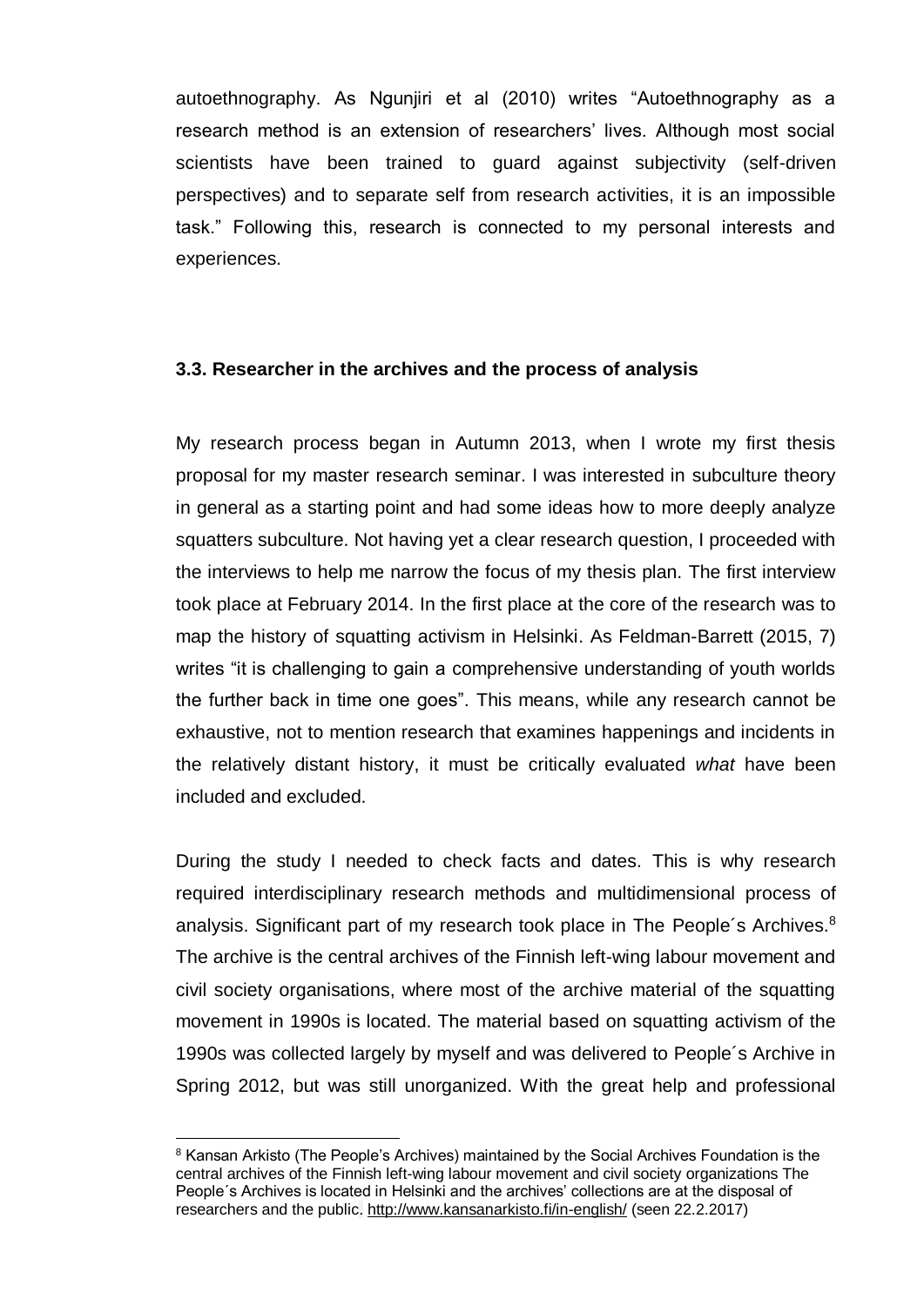autoethnography. As Ngunjiri et al (2010) writes "Autoethnography as a research method is an extension of researchers' lives. Although most social scientists have been trained to guard against subjectivity (self-driven perspectives) and to separate self from research activities, it is an impossible task." Following this, research is connected to my personal interests and experiences.

### 3.3. Researcher in the archives and the process of analysis

My research process began in Autumn 2013, when I wrote my first thesis proposal for my master research seminar. I was interested in subculture theory in general as a starting point and had some ideas how to more deeply analyze squatters subculture. Not having yet a clear research question, I proceeded with the interviews to help me narrow the focus of my thesis plan. The first interview took place at February 2014. In the first place at the core of the research was to map the history of squatting activism in Helsinki. As Feldman-Barrett (2015, 7) writes "it is challenging to gain a comprehensive understanding of youth worlds the further back in time one goes". This means, while any research cannot be exhaustive, not to mention research that examines happenings and incidents in the relatively distant history, it must be critically evaluated *what* have been included and excluded.

During the study I needed to check facts and dates. This is why research required interdisciplinary research methods and multidimensional process of analysis. Significant part of my research took place in The People´s Archives.[8] The archive is the central archives of the Finnish left-wing labour movement and civil society organisations, where most of the archive material of the squatting movement in 1990s is located. The material based on squatting activism of the 1990s was collected largely by myself and was delivered to People´s Archive in Spring 2012, but was still unorganized. With the great help and professional

[8] Kansan Arkisto (The People's Archives) maintained by the Social Archives Foundation is the central archives of the Finnish left-wing labour movement and civil society organizations The People´s Archives is located in Helsinki and the archives' collections are at the disposal of researchers and the public. http://www.kansanarkisto.fi/in-english/ (seen 22.2.2017)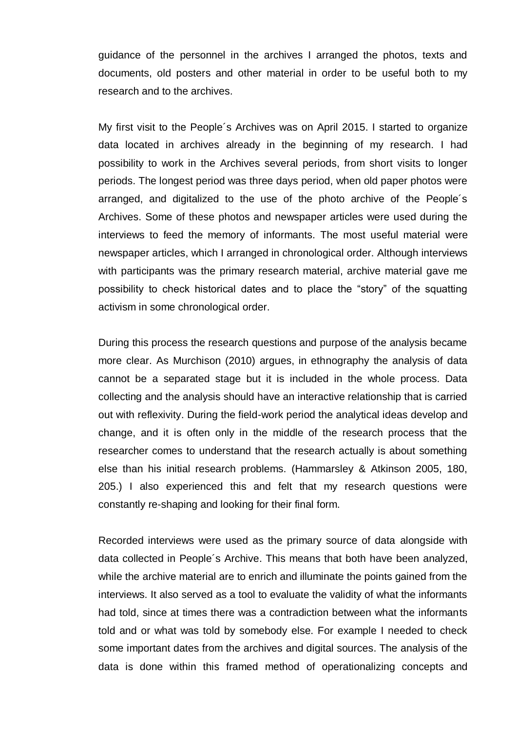guidance of the personnel in the archives I arranged the photos, texts and documents, old posters and other material in order to be useful both to my research and to the archives.

My first visit to the People´s Archives was on April 2015. I started to organize data located in archives already in the beginning of my research. I had possibility to work in the Archives several periods, from short visits to longer periods. The longest period was three days period, when old paper photos were arranged, and digitalized to the use of the photo archive of the People´s Archives. Some of these photos and newspaper articles were used during the interviews to feed the memory of informants. The most useful material were newspaper articles, which I arranged in chronological order. Although interviews with participants was the primary research material, archive material gave me possibility to check historical dates and to place the “story” of the squatting activism in some chronological order.

During this process the research questions and purpose of the analysis became more clear. As Murchison (2010) argues, in ethnography the analysis of data cannot be a separated stage but it is included in the whole process. Data collecting and the analysis should have an interactive relationship that is carried out with reflexivity. During the field-work period the analytical ideas develop and change, and it is often only in the middle of the research process that the researcher comes to understand that the research actually is about something else than his initial research problems. (Hammarsley & Atkinson 2005, 180, 205.) I also experienced this and felt that my research questions were constantly re-shaping and looking for their final form.

Recorded interviews were used as the primary source of data alongside with data collected in People´s Archive. This means that both have been analyzed, while the archive material are to enrich and illuminate the points gained from the interviews. It also served as a tool to evaluate the validity of what the informants had told, since at times there was a contradiction between what the informants told and or what was told by somebody else. For example I needed to check some important dates from the archives and digital sources. The analysis of the data is done within this framed method of operationalizing concepts and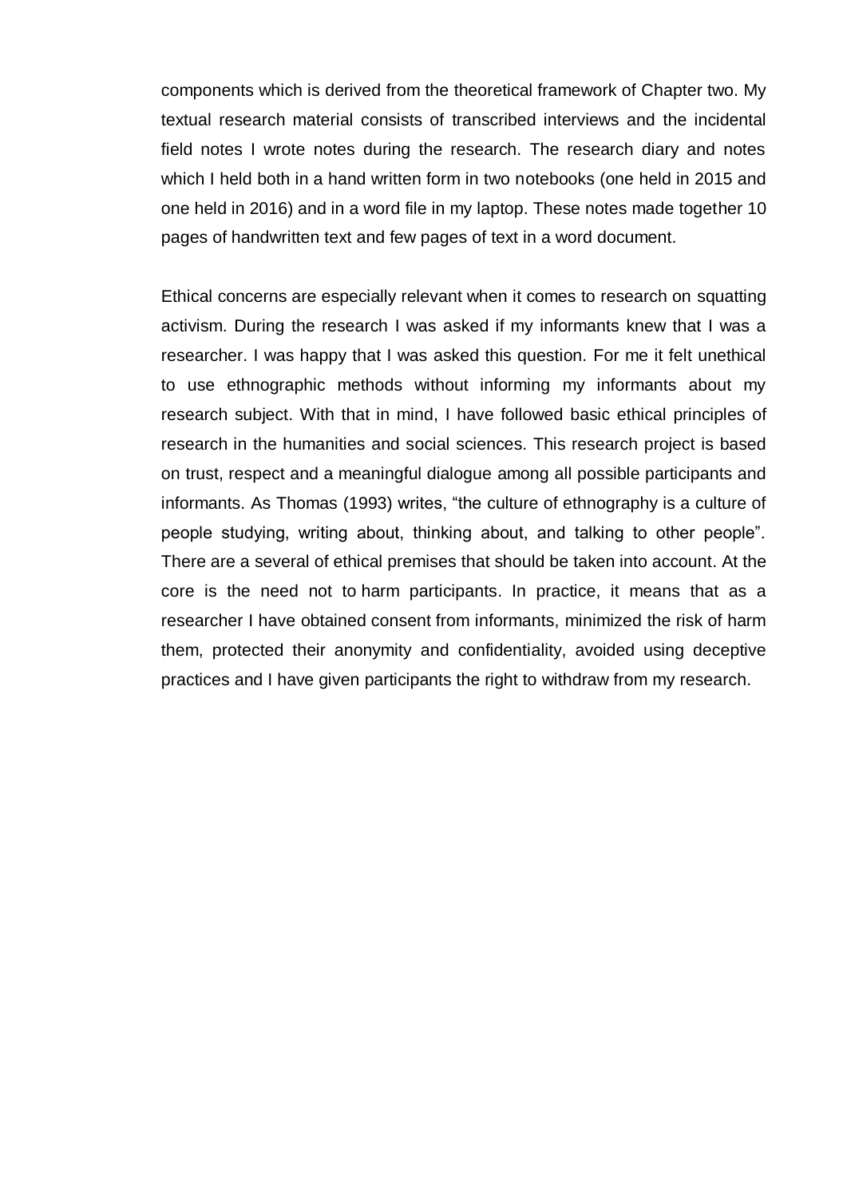components which is derived from the theoretical framework of Chapter two. My textual research material consists of transcribed interviews and the incidental field notes I wrote notes during the research. The research diary and notes which I held both in a hand written form in two notebooks (one held in 2015 and one held in 2016) and in a word file in my laptop. These notes made together 10 pages of handwritten text and few pages of text in a word document.

Ethical concerns are especially relevant when it comes to research on squatting activism. During the research I was asked if my informants knew that I was a researcher. I was happy that I was asked this question. For me it felt unethical to use ethnographic methods without informing my informants about my research subject. With that in mind, I have followed basic ethical principles of research in the humanities and social sciences. This research project is based on trust, respect and a meaningful dialogue among all possible participants and informants. As Thomas (1993) writes, "the culture of ethnography is a culture of people studying, writing about, thinking about, and talking to other people". There are a several of ethical premises that should be taken into account. At the core is the need not to harm participants. In practice, it means that as a researcher I have obtained consent from informants, minimized the risk of harm them, protected their anonymity and confidentiality, avoided using deceptive practices and I have given participants the right to withdraw from my research.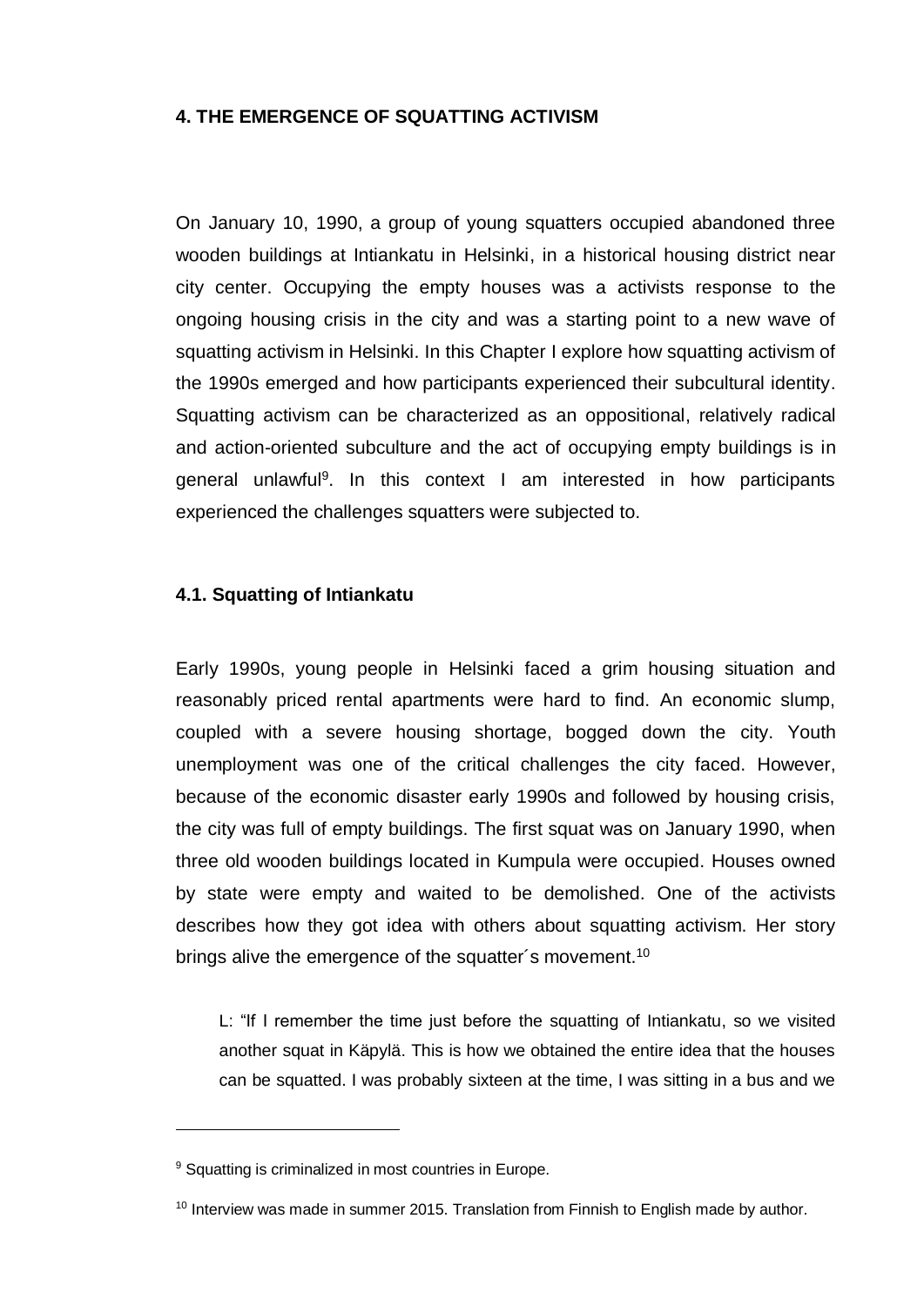## 4. THE EMERGENCE OF SQUATTING ACTIVISM

On January 10, 1990, a group of young squatters occupied abandoned three wooden buildings at Intiankatu in Helsinki, in a historical housing district near city center. Occupying the empty houses was a activists response to the ongoing housing crisis in the city and was a starting point to a new wave of squatting activism in Helsinki. In this Chapter I explore how squatting activism of the 1990s emerged and how participants experienced their subcultural identity. Squatting activism can be characterized as an oppositional, relatively radical and action-oriented subculture and the act of occupying empty buildings is in general unlawful[9]. In this context I am interested in how participants experienced the challenges squatters were subjected to.

### 4.1. Squatting of Intiankatu

Early 1990s, young people in Helsinki faced a grim housing situation and reasonably priced rental apartments were hard to find. An economic slump, coupled with a severe housing shortage, bogged down the city. Youth unemployment was one of the critical challenges the city faced. However, because of the economic disaster early 1990s and followed by housing crisis, the city was full of empty buildings. The first squat was on January 1990, when three old wooden buildings located in Kumpula were occupied. Houses owned by state were empty and waited to be demolished. One of the activists describes how they got idea with others about squatting activism. Her story brings alive the emergence of the squatter´s movement.[10]

> L: "If I remember the time just before the squatting of Intiankatu, so we visited another squat in Käpylä. This is how we obtained the entire idea that the houses can be squatted. I was probably sixteen at the time, I was sitting in a bus and we

---

[9] Squatting is criminalized in most countries in Europe.

[10] Interview was made in summer 2015. Translation from Finnish to English made by author.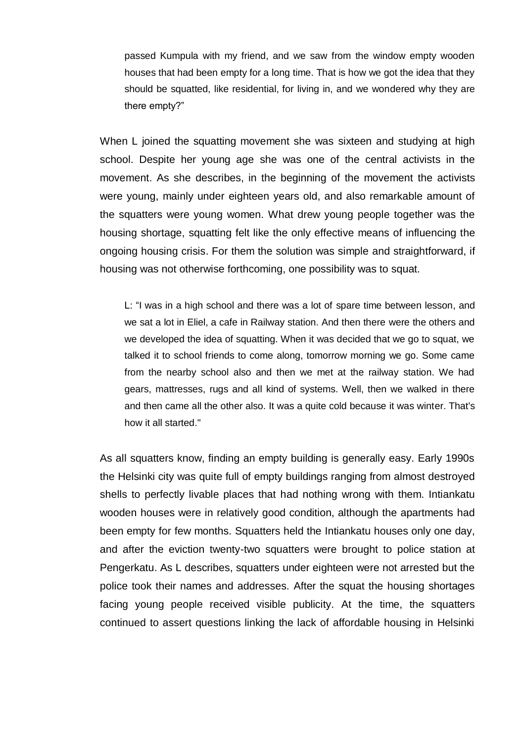passed Kumpula with my friend, and we saw from the window empty wooden houses that had been empty for a long time. That is how we got the idea that they should be squatted, like residential, for living in, and we wondered why they are there empty?"

When L joined the squatting movement she was sixteen and studying at high school. Despite her young age she was one of the central activists in the movement. As she describes, in the beginning of the movement the activists were young, mainly under eighteen years old, and also remarkable amount of the squatters were young women. What drew young people together was the housing shortage, squatting felt like the only effective means of influencing the ongoing housing crisis. For them the solution was simple and straightforward, if housing was not otherwise forthcoming, one possibility was to squat.

> L: "I was in a high school and there was a lot of spare time between lesson, and we sat a lot in Eliel, a cafe in Railway station. And then there were the others and we developed the idea of squatting. When it was decided that we go to squat, we talked it to school friends to come along, tomorrow morning we go. Some came from the nearby school also and then we met at the railway station. We had gears, mattresses, rugs and all kind of systems. Well, then we walked in there and then came all the other also. It was a quite cold because it was winter. That's how it all started."

As all squatters know, finding an empty building is generally easy. Early 1990s the Helsinki city was quite full of empty buildings ranging from almost destroyed shells to perfectly livable places that had nothing wrong with them. Intiankatu wooden houses were in relatively good condition, although the apartments had been empty for few months. Squatters held the Intiankatu houses only one day, and after the eviction twenty-two squatters were brought to police station at Pengerkatu. As L describes, squatters under eighteen were not arrested but the police took their names and addresses. After the squat the housing shortages facing young people received visible publicity. At the time, the squatters continued to assert questions linking the lack of affordable housing in Helsinki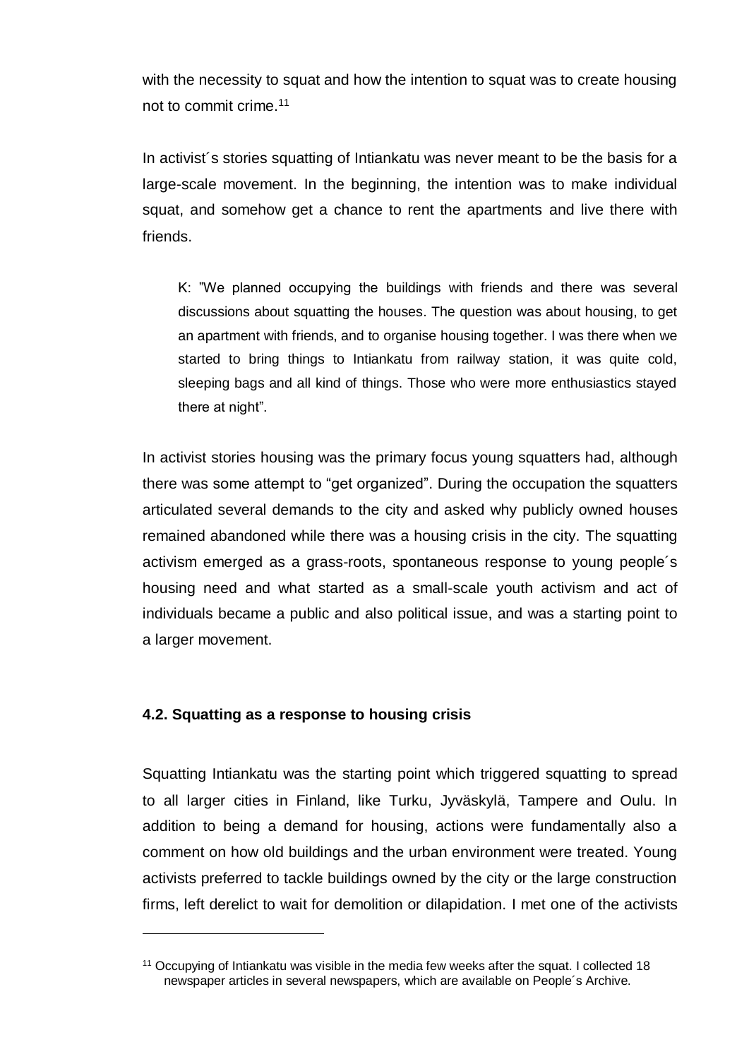with the necessity to squat and how the intention to squat was to create housing not to commit crime.[11]

In activist´s stories squatting of Intiankatu was never meant to be the basis for a large-scale movement. In the beginning, the intention was to make individual squat, and somehow get a chance to rent the apartments and live there with friends.

> K: "We planned occupying the buildings with friends and there was several discussions about squatting the houses. The question was about housing, to get an apartment with friends, and to organise housing together. I was there when we started to bring things to Intiankatu from railway station, it was quite cold, sleeping bags and all kind of things. Those who were more enthusiastics stayed there at night".

In activist stories housing was the primary focus young squatters had, although there was some attempt to "get organized". During the occupation the squatters articulated several demands to the city and asked why publicly owned houses remained abandoned while there was a housing crisis in the city. The squatting activism emerged as a grass-roots, spontaneous response to young people´s housing need and what started as a small-scale youth activism and act of individuals became a public and also political issue, and was a starting point to a larger movement.

### 4.2. Squatting as a response to housing crisis

Squatting Intiankatu was the starting point which triggered squatting to spread to all larger cities in Finland, like Turku, Jyväskylä, Tampere and Oulu. In addition to being a demand for housing, actions were fundamentally also a comment on how old buildings and the urban environment were treated. Young activists preferred to tackle buildings owned by the city or the large construction firms, left derelict to wait for demolition or dilapidation. I met one of the activists

---

[11] Occupying of Intiankatu was visible in the media few weeks after the squat. I collected 18 newspaper articles in several newspapers, which are available on People´s Archive.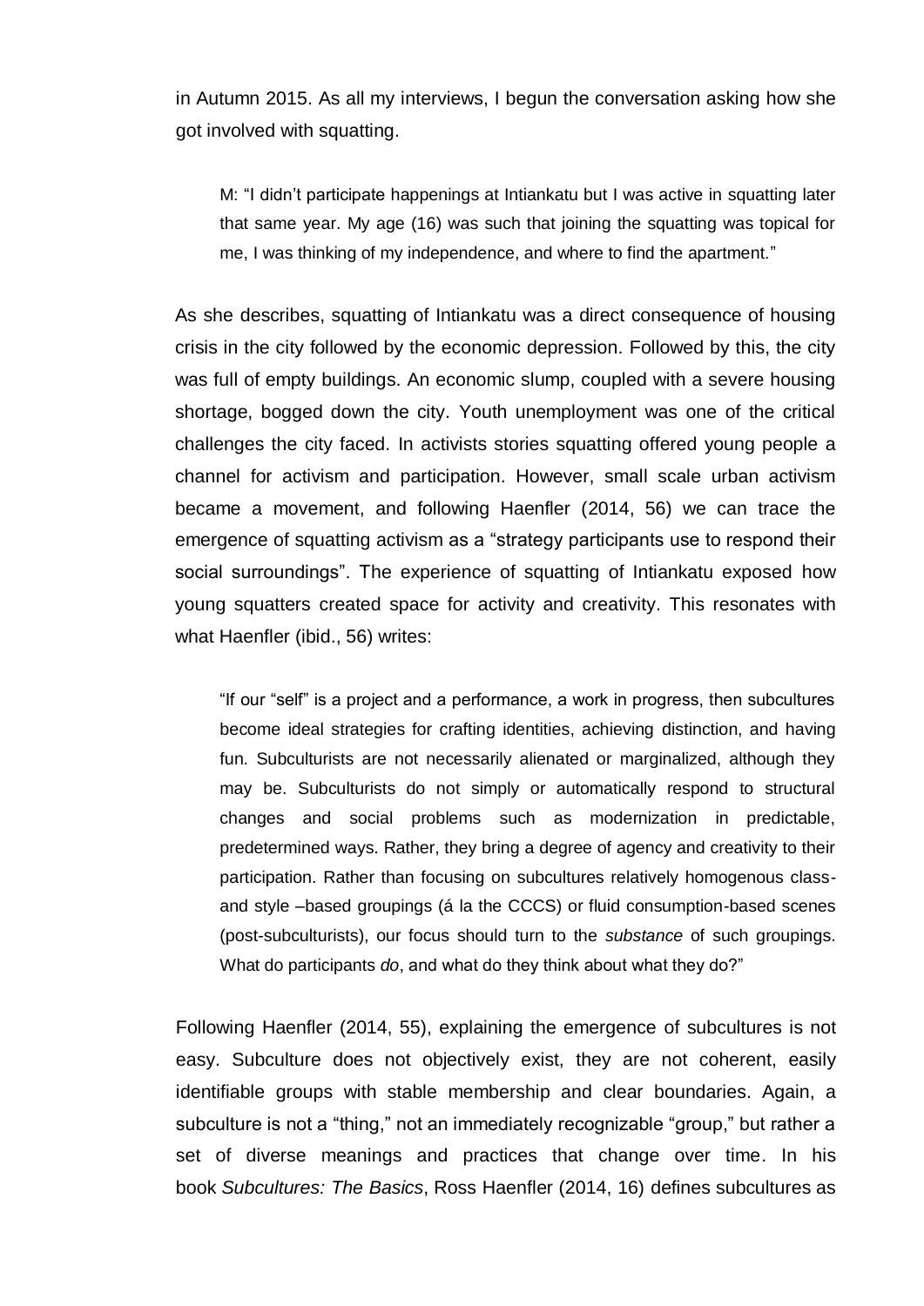in Autumn 2015. As all my interviews, I begun the conversation asking how she got involved with squatting.

> M: "I didn't participate happenings at Intiankatu but I was active in squatting later that same year. My age (16) was such that joining the squatting was topical for me, I was thinking of my independence, and where to find the apartment."

As she describes, squatting of Intiankatu was a direct consequence of housing crisis in the city followed by the economic depression. Followed by this, the city was full of empty buildings. An economic slump, coupled with a severe housing shortage, bogged down the city. Youth unemployment was one of the critical challenges the city faced. In activists stories squatting offered young people a channel for activism and participation. However, small scale urban activism became a movement, and following Haenfler (2014, 56) we can trace the emergence of squatting activism as a "strategy participants use to respond their social surroundings". The experience of squatting of Intiankatu exposed how young squatters created space for activity and creativity. This resonates with what Haenfler (ibid., 56) writes:

> "If our "self" is a project and a performance, a work in progress, then subcultures become ideal strategies for crafting identities, achieving distinction, and having fun. Subculturists are not necessarily alienated or marginalized, although they may be. Subculturists do not simply or automatically respond to structural changes and social problems such as modernization in predictable, predetermined ways. Rather, they bring a degree of agency and creativity to their participation. Rather than focusing on subcultures relatively homogenous class- and style –based groupings (á la the CCCS) or fluid consumption-based scenes (post-subculturists), our focus should turn to the *substance* of such groupings. What do participants *do*, and what do they think about what they do?"

Following Haenfler (2014, 55), explaining the emergence of subcultures is not easy. Subculture does not objectively exist, they are not coherent, easily identifiable groups with stable membership and clear boundaries. Again, a subculture is not a "thing," not an immediately recognizable "group," but rather a set of diverse meanings and practices that change over time. In his book *Subcultures: The Basics*, Ross Haenfler (2014, 16) defines subcultures as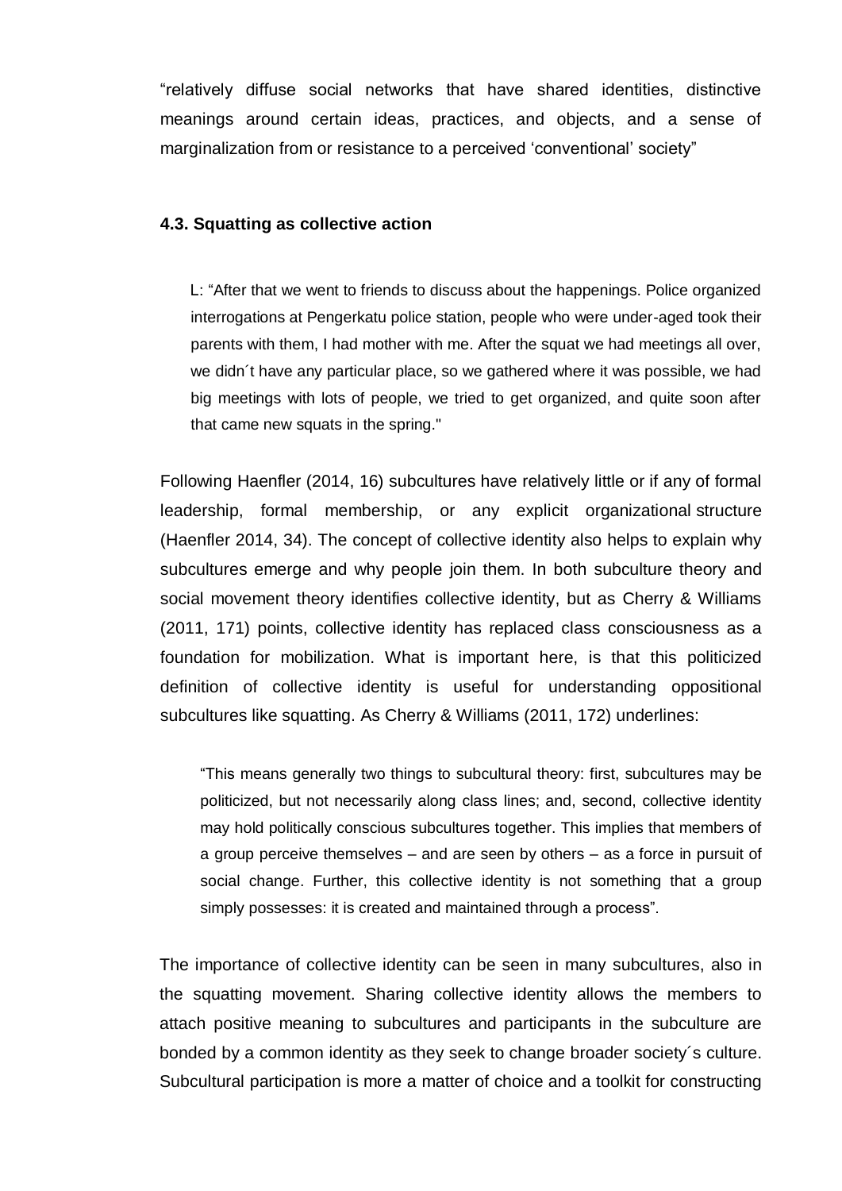“relatively diffuse social networks that have shared identities, distinctive meanings around certain ideas, practices, and objects, and a sense of marginalization from or resistance to a perceived ‘conventional’ society”

### 4.3. Squatting as collective action

> L: “After that we went to friends to discuss about the happenings. Police organized interrogations at Pengerkatu police station, people who were under-aged took their parents with them, I had mother with me. After the squat we had meetings all over, we didn´t have any particular place, so we gathered where it was possible, we had big meetings with lots of people, we tried to get organized, and quite soon after that came new squats in the spring."

Following Haenfler (2014, 16) subcultures have relatively little or if any of formal leadership, formal membership, or any explicit organizational structure (Haenfler 2014, 34). The concept of collective identity also helps to explain why subcultures emerge and why people join them. In both subculture theory and social movement theory identifies collective identity, but as Cherry & Williams (2011, 171) points, collective identity has replaced class consciousness as a foundation for mobilization. What is important here, is that this politicized definition of collective identity is useful for understanding oppositional subcultures like squatting. As Cherry & Williams (2011, 172) underlines:

> “This means generally two things to subcultural theory: first, subcultures may be politicized, but not necessarily along class lines; and, second, collective identity may hold politically conscious subcultures together. This implies that members of a group perceive themselves – and are seen by others – as a force in pursuit of social change. Further, this collective identity is not something that a group simply possesses: it is created and maintained through a process”.

The importance of collective identity can be seen in many subcultures, also in the squatting movement. Sharing collective identity allows the members to attach positive meaning to subcultures and participants in the subculture are bonded by a common identity as they seek to change broader society´s culture. Subcultural participation is more a matter of choice and a toolkit for constructing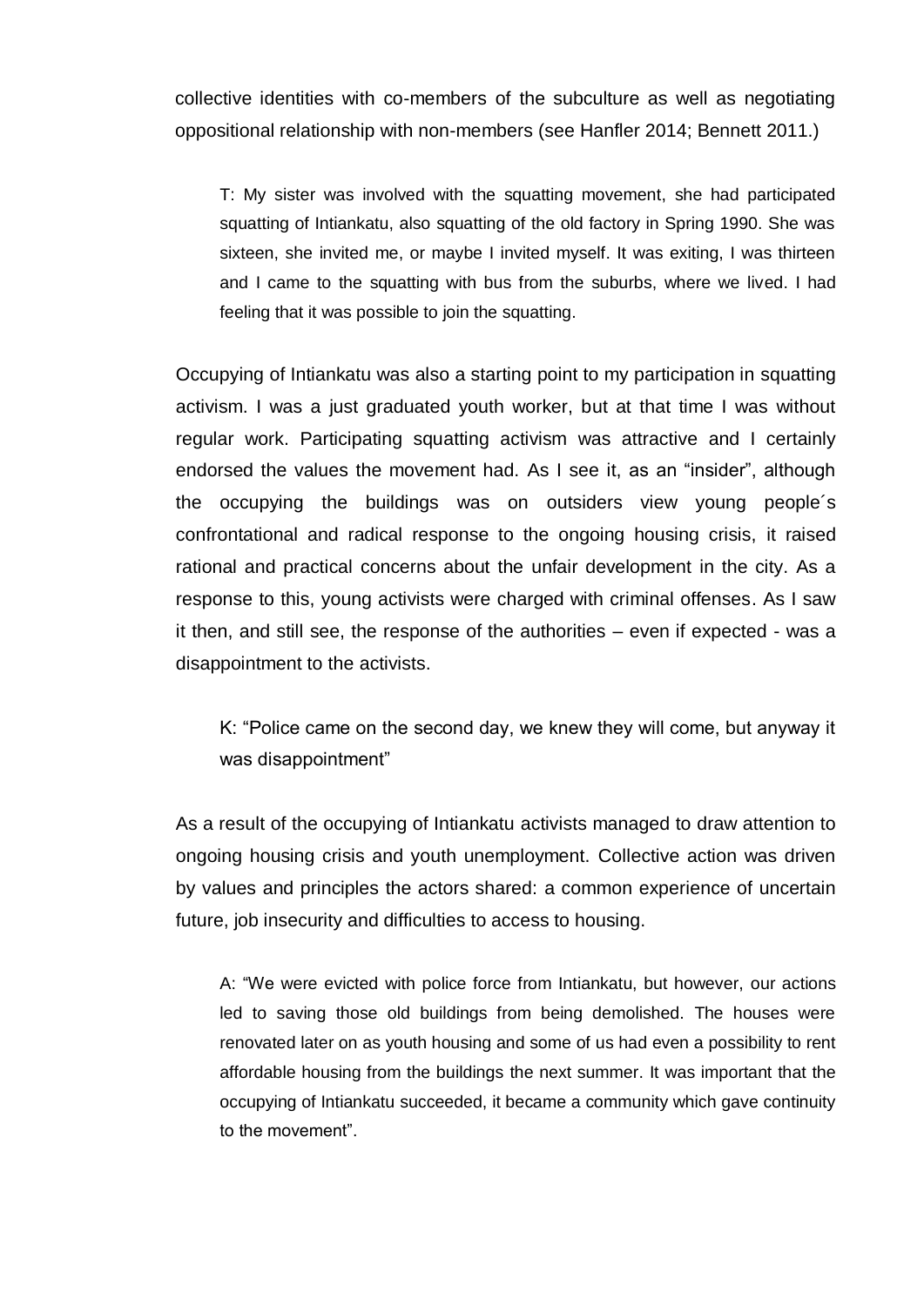collective identities with co-members of the subculture as well as negotiating oppositional relationship with non-members (see Hanfler 2014; Bennett 2011.)

> T: My sister was involved with the squatting movement, she had participated squatting of Intiankatu, also squatting of the old factory in Spring 1990. She was sixteen, she invited me, or maybe I invited myself. It was exiting, I was thirteen and I came to the squatting with bus from the suburbs, where we lived. I had feeling that it was possible to join the squatting.

Occupying of Intiankatu was also a starting point to my participation in squatting activism. I was a just graduated youth worker, but at that time I was without regular work. Participating squatting activism was attractive and I certainly endorsed the values the movement had. As I see it, as an "insider", although the occupying the buildings was on outsiders view young people´s confrontational and radical response to the ongoing housing crisis, it raised rational and practical concerns about the unfair development in the city. As a response to this, young activists were charged with criminal offenses. As I saw it then, and still see, the response of the authorities – even if expected - was a disappointment to the activists.

> K: "Police came on the second day, we knew they will come, but anyway it was disappointment"

As a result of the occupying of Intiankatu activists managed to draw attention to ongoing housing crisis and youth unemployment. Collective action was driven by values and principles the actors shared: a common experience of uncertain future, job insecurity and difficulties to access to housing.

> A: "We were evicted with police force from Intiankatu, but however, our actions led to saving those old buildings from being demolished. The houses were renovated later on as youth housing and some of us had even a possibility to rent affordable housing from the buildings the next summer. It was important that the occupying of Intiankatu succeeded, it became a community which gave continuity to the movement".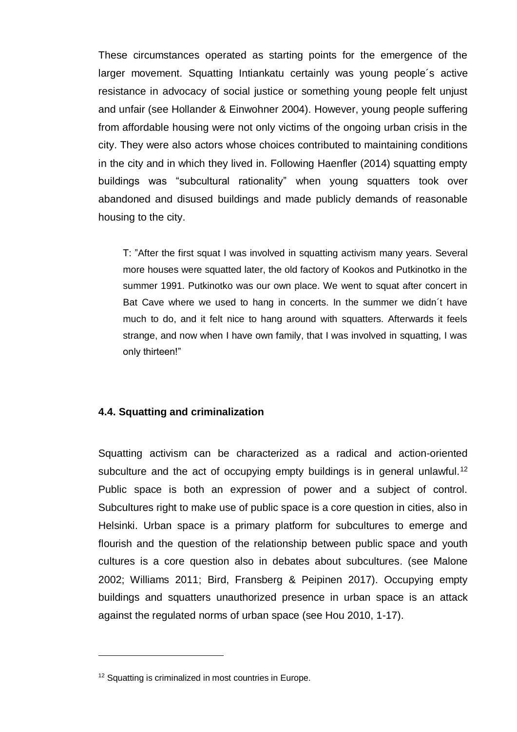These circumstances operated as starting points for the emergence of the larger movement. Squatting Intiankatu certainly was young people´s active resistance in advocacy of social justice or something young people felt unjust and unfair (see Hollander & Einwohner 2004). However, young people suffering from affordable housing were not only victims of the ongoing urban crisis in the city. They were also actors whose choices contributed to maintaining conditions in the city and in which they lived in. Following Haenfler (2014) squatting empty buildings was "subcultural rationality" when young squatters took over abandoned and disused buildings and made publicly demands of reasonable housing to the city.

> T: "After the first squat I was involved in squatting activism many years. Several more houses were squatted later, the old factory of Kookos and Putkinotko in the summer 1991. Putkinotko was our own place. We went to squat after concert in Bat Cave where we used to hang in concerts. In the summer we didn´t have much to do, and it felt nice to hang around with squatters. Afterwards it feels strange, and now when I have own family, that I was involved in squatting, I was only thirteen!"

### 4.4. Squatting and criminalization

Squatting activism can be characterized as a radical and action-oriented subculture and the act of occupying empty buildings is in general unlawful.[12] Public space is both an expression of power and a subject of control. Subcultures right to make use of public space is a core question in cities, also in Helsinki. Urban space is a primary platform for subcultures to emerge and flourish and the question of the relationship between public space and youth cultures is a core question also in debates about subcultures. (see Malone 2002; Williams 2011; Bird, Fransberg & Peipinen 2017). Occupying empty buildings and squatters unauthorized presence in urban space is an attack against the regulated norms of urban space (see Hou 2010, 1-17).

[12] Squatting is criminalized in most countries in Europe.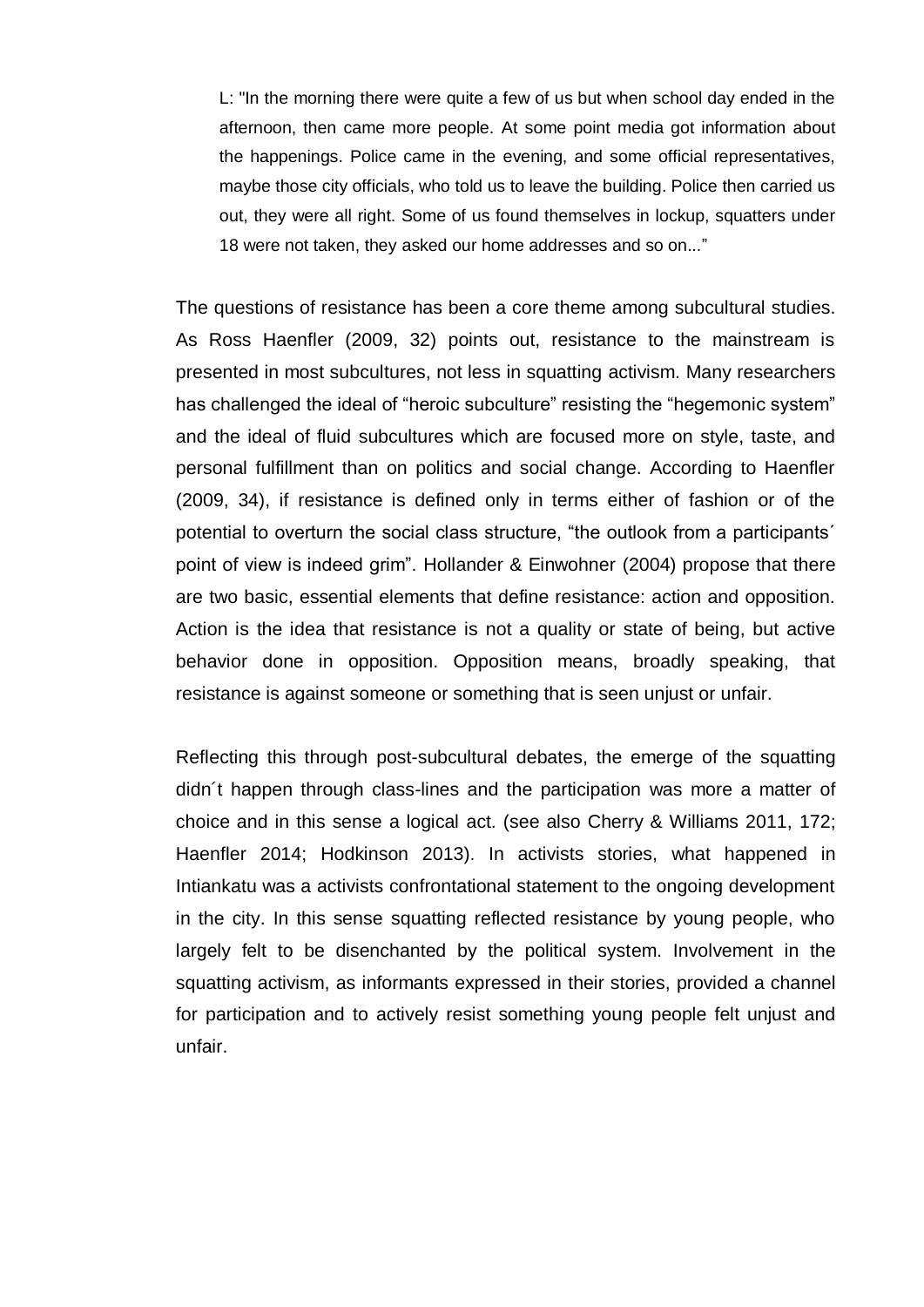> L: "In the morning there were quite a few of us but when school day ended in the afternoon, then came more people. At some point media got information about the happenings. Police came in the evening, and some official representatives, maybe those city officials, who told us to leave the building. Police then carried us out, they were all right. Some of us found themselves in lockup, squatters under 18 were not taken, they asked our home addresses and so on..."

The questions of resistance has been a core theme among subcultural studies. As Ross Haenfler (2009, 32) points out, resistance to the mainstream is presented in most subcultures, not less in squatting activism. Many researchers has challenged the ideal of "heroic subculture" resisting the "hegemonic system" and the ideal of fluid subcultures which are focused more on style, taste, and personal fulfillment than on politics and social change. According to Haenfler (2009, 34), if resistance is defined only in terms either of fashion or of the potential to overturn the social class structure, "the outlook from a participants´ point of view is indeed grim". Hollander & Einwohner (2004) propose that there are two basic, essential elements that define resistance: action and opposition. Action is the idea that resistance is not a quality or state of being, but active behavior done in opposition. Opposition means, broadly speaking, that resistance is against someone or something that is seen unjust or unfair.

Reflecting this through post-subcultural debates, the emerge of the squatting didn´t happen through class-lines and the participation was more a matter of choice and in this sense a logical act. (see also Cherry & Williams 2011, 172; Haenfler 2014; Hodkinson 2013). In activists stories, what happened in Intiankatu was a activists confrontational statement to the ongoing development in the city. In this sense squatting reflected resistance by young people, who largely felt to be disenchanted by the political system. Involvement in the squatting activism, as informants expressed in their stories, provided a channel for participation and to actively resist something young people felt unjust and unfair.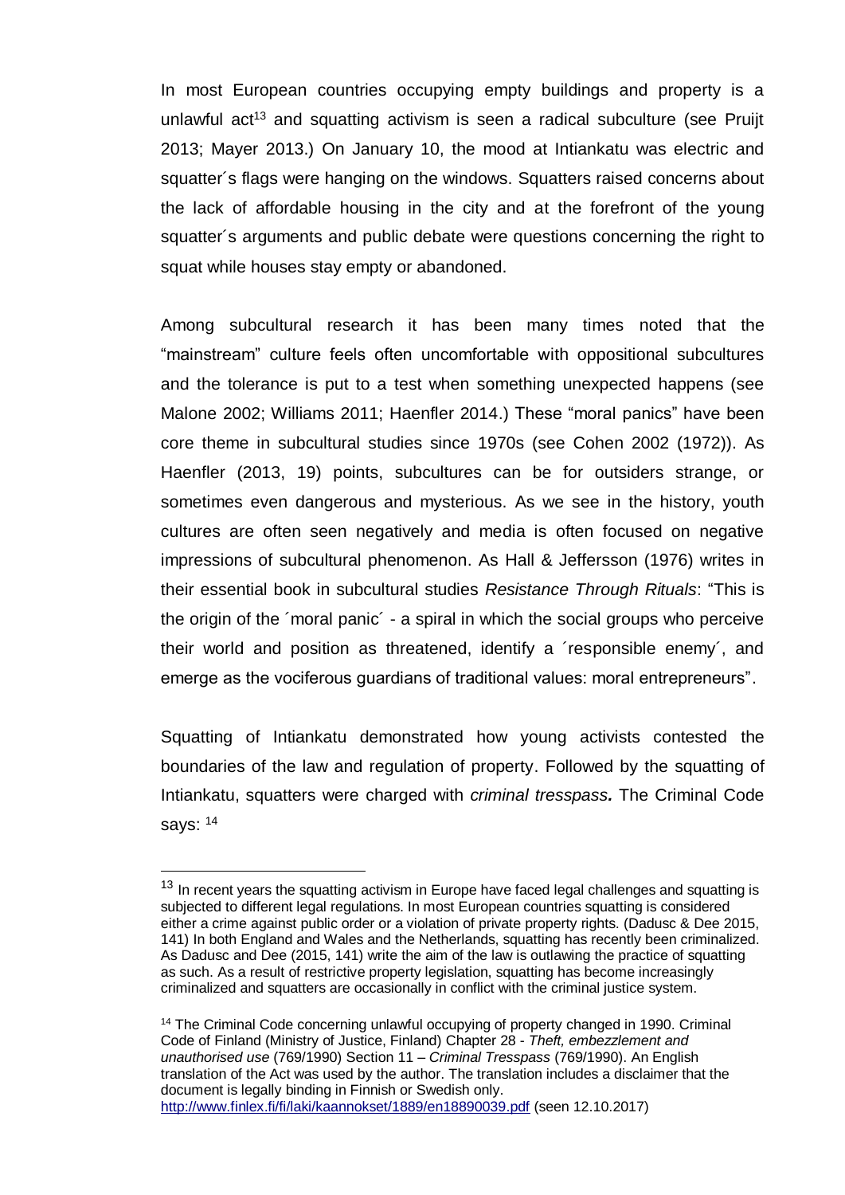In most European countries occupying empty buildings and property is a unlawful act[13] and squatting activism is seen a radical subculture (see Pruijt 2013; Mayer 2013.) On January 10, the mood at Intiankatu was electric and squatter´s flags were hanging on the windows. Squatters raised concerns about the lack of affordable housing in the city and at the forefront of the young squatter´s arguments and public debate were questions concerning the right to squat while houses stay empty or abandoned.

Among subcultural research it has been many times noted that the "mainstream" culture feels often uncomfortable with oppositional subcultures and the tolerance is put to a test when something unexpected happens (see Malone 2002; Williams 2011; Haenfler 2014.) These "moral panics" have been core theme in subcultural studies since 1970s (see Cohen 2002 (1972)). As Haenfler (2013, 19) points, subcultures can be for outsiders strange, or sometimes even dangerous and mysterious. As we see in the history, youth cultures are often seen negatively and media is often focused on negative impressions of subcultural phenomenon. As Hall & Jeffersson (1976) writes in their essential book in subcultural studies *Resistance Through Rituals*: "This is the origin of the ´moral panic´ - a spiral in which the social groups who perceive their world and position as threatened, identify a ´responsible enemy´, and emerge as the vociferous guardians of traditional values: moral entrepreneurs".

Squatting of Intiankatu demonstrated how young activists contested the boundaries of the law and regulation of property. Followed by the squatting of Intiankatu, squatters were charged with *criminal tresspass.* The Criminal Code says: [14]

---

[13] In recent years the squatting activism in Europe have faced legal challenges and squatting is subjected to different legal regulations. In most European countries squatting is considered either a crime against public order or a violation of private property rights. (Dadusc & Dee 2015, 141) In both England and Wales and the Netherlands, squatting has recently been criminalized. As Dadusc and Dee (2015, 141) write the aim of the law is outlawing the practice of squatting as such. As a result of restrictive property legislation, squatting has become increasingly criminalized and squatters are occasionally in conflict with the criminal justice system.

[14] The Criminal Code concerning unlawful occupying of property changed in 1990. Criminal Code of Finland (Ministry of Justice, Finland) Chapter 28 - *Theft, embezzlement and unauthorised use* (769/1990) Section 11 – *Criminal Tresspass* (769/1990). An English translation of the Act was used by the author. The translation includes a disclaimer that the document is legally binding in Finnish or Swedish only.
http://www.finlex.fi/fi/laki/kaannokset/1889/en18890039.pdf (seen 12.10.2017)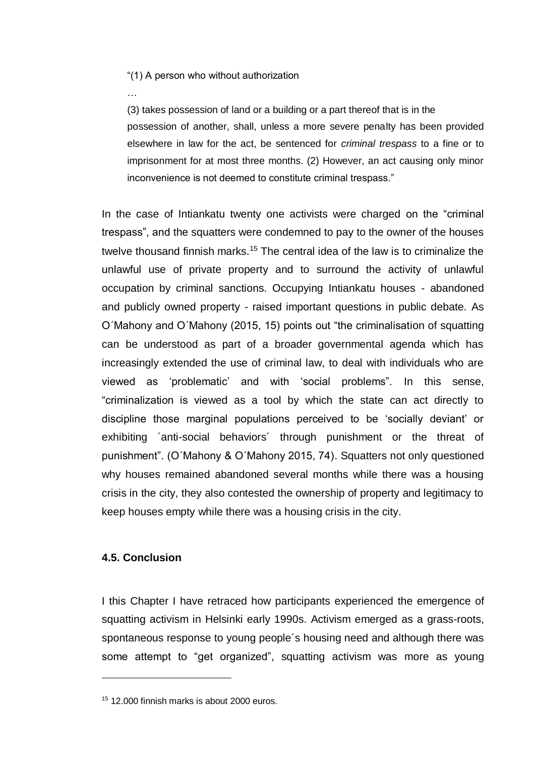> "(1) A person who without authorization
>
> …
>
> (3) takes possession of land or a building or a part thereof that is in the possession of another, shall, unless a more severe penalty has been provided elsewhere in law for the act, be sentenced for *criminal trespass* to a fine or to imprisonment for at most three months. (2) However, an act causing only minor inconvenience is not deemed to constitute criminal trespass."

In the case of Intiankatu twenty one activists were charged on the "criminal trespass", and the squatters were condemned to pay to the owner of the houses twelve thousand finnish marks.[15] The central idea of the law is to criminalize the unlawful use of private property and to surround the activity of unlawful occupation by criminal sanctions. Occupying Intiankatu houses - abandoned and publicly owned property - raised important questions in public debate. As O´Mahony and O´Mahony (2015, 15) points out "the criminalisation of squatting can be understood as part of a broader governmental agenda which has increasingly extended the use of criminal law, to deal with individuals who are viewed as 'problematic' and with 'social problems". In this sense, "criminalization is viewed as a tool by which the state can act directly to discipline those marginal populations perceived to be 'socially deviant' or exhibiting ´anti-social behaviors´ through punishment or the threat of punishment". (O´Mahony & O´Mahony 2015, 74). Squatters not only questioned why houses remained abandoned several months while there was a housing crisis in the city, they also contested the ownership of property and legitimacy to keep houses empty while there was a housing crisis in the city.

### 4.5. Conclusion

I this Chapter I have retraced how participants experienced the emergence of squatting activism in Helsinki early 1990s. Activism emerged as a grass-roots, spontaneous response to young people´s housing need and although there was some attempt to "get organized", squatting activism was more as young

[15] 12.000 finnish marks is about 2000 euros.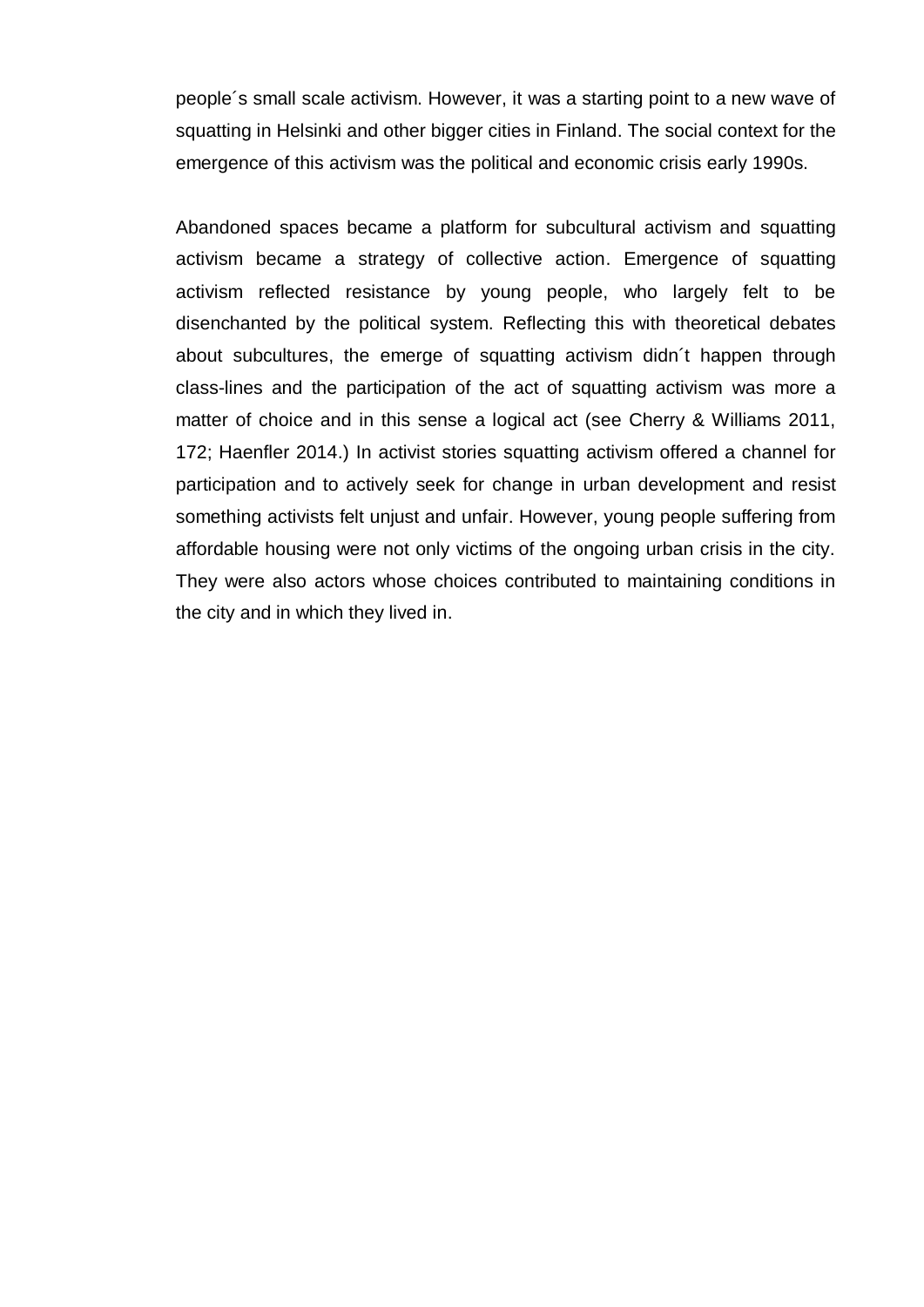people´s small scale activism. However, it was a starting point to a new wave of squatting in Helsinki and other bigger cities in Finland. The social context for the emergence of this activism was the political and economic crisis early 1990s.

Abandoned spaces became a platform for subcultural activism and squatting activism became a strategy of collective action. Emergence of squatting activism reflected resistance by young people, who largely felt to be disenchanted by the political system. Reflecting this with theoretical debates about subcultures, the emerge of squatting activism didn´t happen through class-lines and the participation of the act of squatting activism was more a matter of choice and in this sense a logical act (see Cherry & Williams 2011, 172; Haenfler 2014.) In activist stories squatting activism offered a channel for participation and to actively seek for change in urban development and resist something activists felt unjust and unfair. However, young people suffering from affordable housing were not only victims of the ongoing urban crisis in the city. They were also actors whose choices contributed to maintaining conditions in the city and in which they lived in.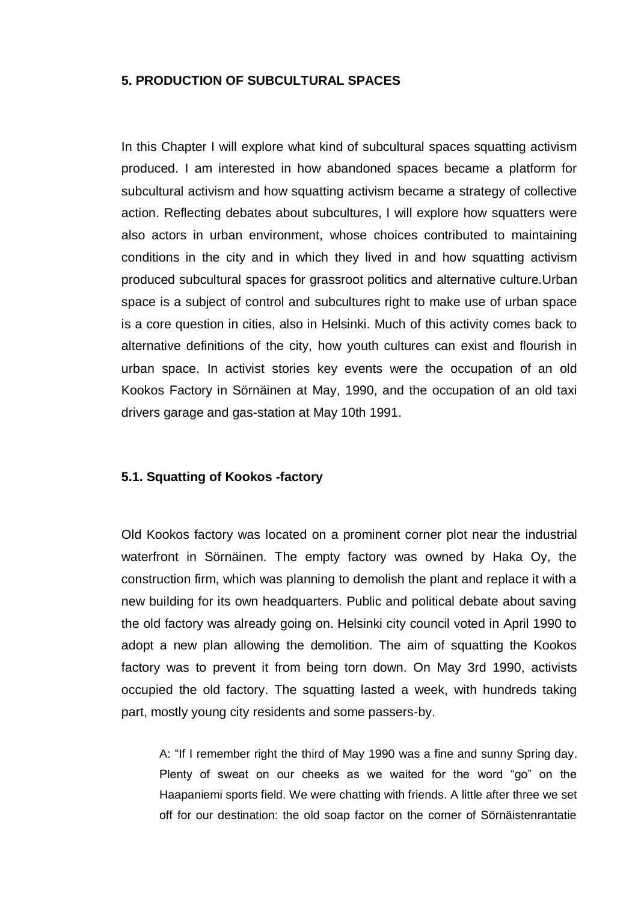## 5. PRODUCTION OF SUBCULTURAL SPACES

In this Chapter I will explore what kind of subcultural spaces squatting activism produced. I am interested in how abandoned spaces became a platform for subcultural activism and how squatting activism became a strategy of collective action. Reflecting debates about subcultures, I will explore how squatters were also actors in urban environment, whose choices contributed to maintaining conditions in the city and in which they lived in and how squatting activism produced subcultural spaces for grassroot politics and alternative culture.Urban space is a subject of control and subcultures right to make use of urban space is a core question in cities, also in Helsinki. Much of this activity comes back to alternative definitions of the city, how youth cultures can exist and flourish in urban space. In activist stories key events were the occupation of an old Kookos Factory in Sörnäinen at May, 1990, and the occupation of an old taxi drivers garage and gas-station at May 10th 1991.

### 5.1. Squatting of Kookos -factory

Old Kookos factory was located on a prominent corner plot near the industrial waterfront in Sörnäinen. The empty factory was owned by Haka Oy, the construction firm, which was planning to demolish the plant and replace it with a new building for its own headquarters. Public and political debate about saving the old factory was already going on. Helsinki city council voted in April 1990 to adopt a new plan allowing the demolition. The aim of squatting the Kookos factory was to prevent it from being torn down. On May 3rd 1990, activists occupied the old factory. The squatting lasted a week, with hundreds taking part, mostly young city residents and some passers-by.

> A: "If I remember right the third of May 1990 was a fine and sunny Spring day. Plenty of sweat on our cheeks as we waited for the word "go" on the Haapaniemi sports field. We were chatting with friends. A little after three we set off for our destination: the old soap factor on the corner of Sörnäistenrantatie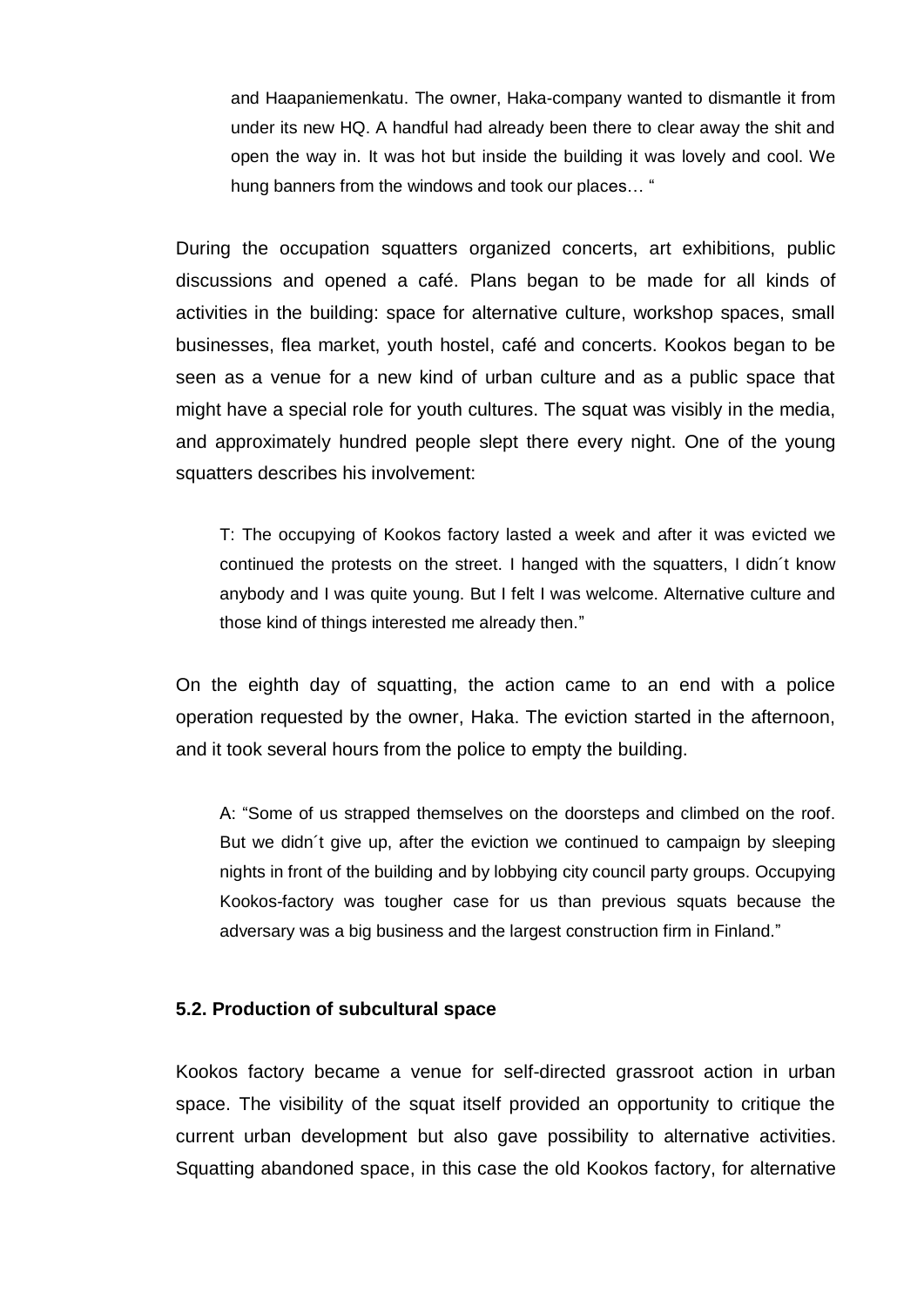> and Haapaniemenkatu. The owner, Haka-company wanted to dismantle it from under its new HQ. A handful had already been there to clear away the shit and open the way in. It was hot but inside the building it was lovely and cool. We hung banners from the windows and took our places… "

During the occupation squatters organized concerts, art exhibitions, public discussions and opened a café. Plans began to be made for all kinds of activities in the building: space for alternative culture, workshop spaces, small businesses, flea market, youth hostel, café and concerts. Kookos began to be seen as a venue for a new kind of urban culture and as a public space that might have a special role for youth cultures. The squat was visibly in the media, and approximately hundred people slept there every night. One of the young squatters describes his involvement:

> T: The occupying of Kookos factory lasted a week and after it was evicted we continued the protests on the street. I hanged with the squatters, I didn´t know anybody and I was quite young. But I felt I was welcome. Alternative culture and those kind of things interested me already then."

On the eighth day of squatting, the action came to an end with a police operation requested by the owner, Haka. The eviction started in the afternoon, and it took several hours from the police to empty the building.

> A: "Some of us strapped themselves on the doorsteps and climbed on the roof. But we didn´t give up, after the eviction we continued to campaign by sleeping nights in front of the building and by lobbying city council party groups. Occupying Kookos-factory was tougher case for us than previous squats because the adversary was a big business and the largest construction firm in Finland."

### 5.2. Production of subcultural space

Kookos factory became a venue for self-directed grassroot action in urban space. The visibility of the squat itself provided an opportunity to critique the current urban development but also gave possibility to alternative activities. Squatting abandoned space, in this case the old Kookos factory, for alternative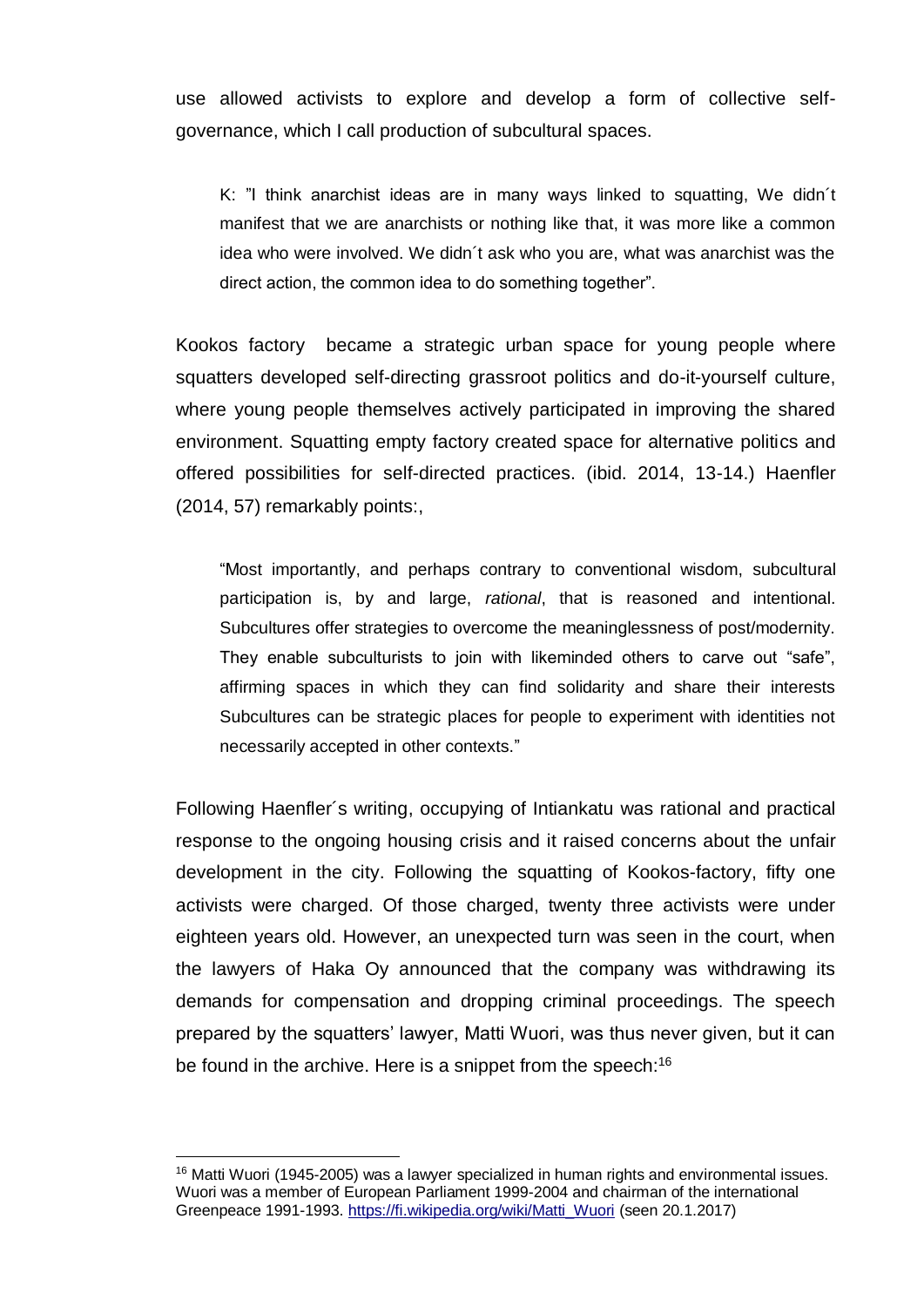use allowed activists to explore and develop a form of collective self-governance, which I call production of subcultural spaces.

> K: "I think anarchist ideas are in many ways linked to squatting, We didn´t manifest that we are anarchists or nothing like that, it was more like a common idea who were involved. We didn´t ask who you are, what was anarchist was the direct action, the common idea to do something together".

Kookos factory became a strategic urban space for young people where squatters developed self-directing grassroot politics and do-it-yourself culture, where young people themselves actively participated in improving the shared environment. Squatting empty factory created space for alternative politics and offered possibilities for self-directed practices. (ibid. 2014, 13-14.) Haenfler (2014, 57) remarkably points:,

> "Most importantly, and perhaps contrary to conventional wisdom, subcultural participation is, by and large, *rational*, that is reasoned and intentional. Subcultures offer strategies to overcome the meaninglessness of post/modernity. They enable subculturists to join with likeminded others to carve out "safe", affirming spaces in which they can find solidarity and share their interests Subcultures can be strategic places for people to experiment with identities not necessarily accepted in other contexts."

Following Haenfler´s writing, occupying of Intiankatu was rational and practical response to the ongoing housing crisis and it raised concerns about the unfair development in the city. Following the squatting of Kookos-factory, fifty one activists were charged. Of those charged, twenty three activists were under eighteen years old. However, an unexpected turn was seen in the court, when the lawyers of Haka Oy announced that the company was withdrawing its demands for compensation and dropping criminal proceedings. The speech prepared by the squatters' lawyer, Matti Wuori, was thus never given, but it can be found in the archive. Here is a snippet from the speech:[16]

[16] Matti Wuori (1945-2005) was a lawyer specialized in human rights and environmental issues. Wuori was a member of European Parliament 1999-2004 and chairman of the international Greenpeace 1991-1993. https://fi.wikipedia.org/wiki/Matti_Wuori (seen 20.1.2017)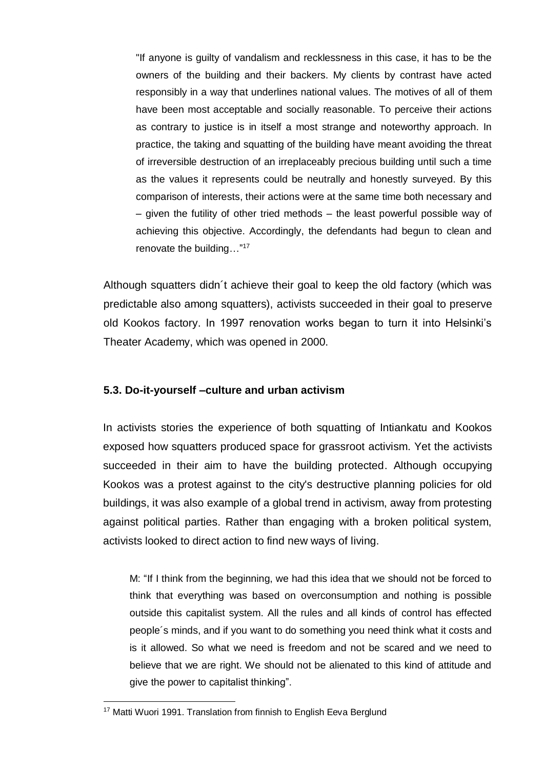> "If anyone is guilty of vandalism and recklessness in this case, it has to be the owners of the building and their backers. My clients by contrast have acted responsibly in a way that underlines national values. The motives of all of them have been most acceptable and socially reasonable. To perceive their actions as contrary to justice is in itself a most strange and noteworthy approach. In practice, the taking and squatting of the building have meant avoiding the threat of irreversible destruction of an irreplaceably precious building until such a time as the values it represents could be neutrally and honestly surveyed. By this comparison of interests, their actions were at the same time both necessary and – given the futility of other tried methods – the least powerful possible way of achieving this objective. Accordingly, the defendants had begun to clean and renovate the building…"[17]

Although squatters didn´t achieve their goal to keep the old factory (which was predictable also among squatters), activists succeeded in their goal to preserve old Kookos factory. In 1997 renovation works began to turn it into Helsinki's Theater Academy, which was opened in 2000.

### 5.3. Do-it-yourself –culture and urban activism

In activists stories the experience of both squatting of Intiankatu and Kookos exposed how squatters produced space for grassroot activism. Yet the activists succeeded in their aim to have the building protected. Although occupying Kookos was a protest against to the city's destructive planning policies for old buildings, it was also example of a global trend in activism, away from protesting against political parties. Rather than engaging with a broken political system, activists looked to direct action to find new ways of living.

> M: "If I think from the beginning, we had this idea that we should not be forced to think that everything was based on overconsumption and nothing is possible outside this capitalist system. All the rules and all kinds of control has effected people´s minds, and if you want to do something you need think what it costs and is it allowed. So what we need is freedom and not be scared and we need to believe that we are right. We should not be alienated to this kind of attitude and give the power to capitalist thinking".

[17] Matti Wuori 1991. Translation from finnish to English Eeva Berglund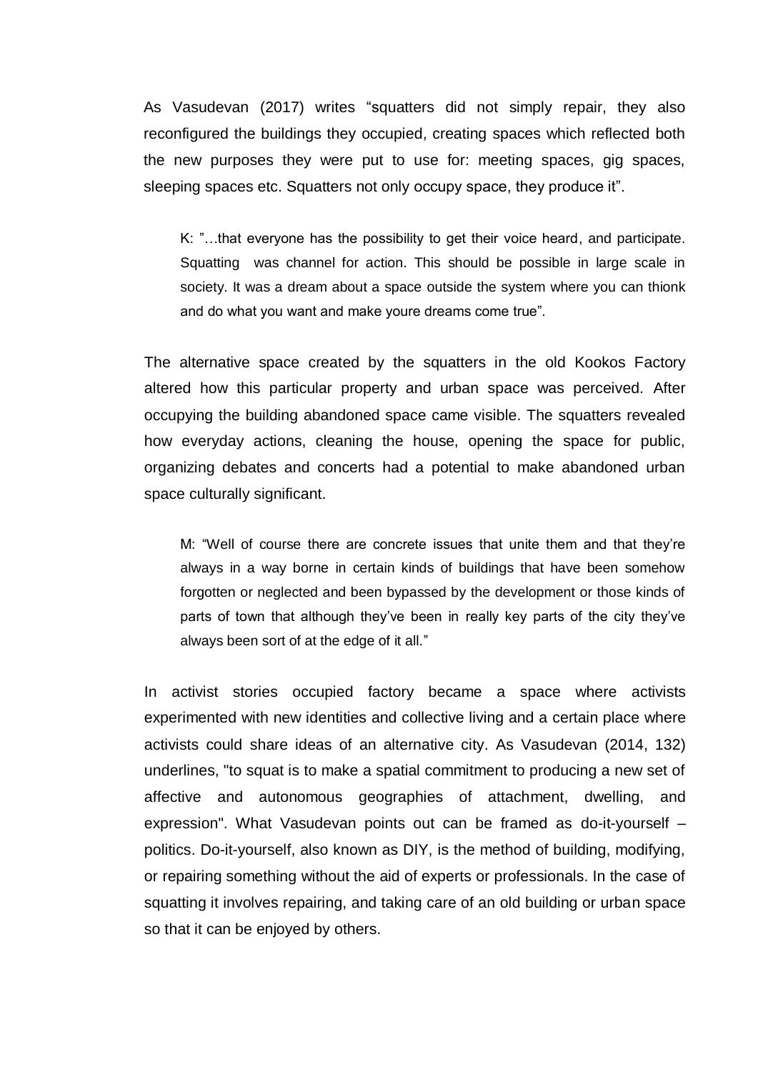As Vasudevan (2017) writes “squatters did not simply repair, they also reconfigured the buildings they occupied, creating spaces which reflected both the new purposes they were put to use for: meeting spaces, gig spaces, sleeping spaces etc. Squatters not only occupy space, they produce it”.

> K: ”…that everyone has the possibility to get their voice heard, and participate. Squatting was channel for action. This should be possible in large scale in society. It was a dream about a space outside the system where you can thionk and do what you want and make youre dreams come true”.

The alternative space created by the squatters in the old Kookos Factory altered how this particular property and urban space was perceived. After occupying the building abandoned space came visible. The squatters revealed how everyday actions, cleaning the house, opening the space for public, organizing debates and concerts had a potential to make abandoned urban space culturally significant.

> M: “Well of course there are concrete issues that unite them and that they’re always in a way borne in certain kinds of buildings that have been somehow forgotten or neglected and been bypassed by the development or those kinds of parts of town that although they’ve been in really key parts of the city they’ve always been sort of at the edge of it all.”

In activist stories occupied factory became a space where activists experimented with new identities and collective living and a certain place where activists could share ideas of an alternative city. As Vasudevan (2014, 132) underlines, "to squat is to make a spatial commitment to producing a new set of affective and autonomous geographies of attachment, dwelling, and expression". What Vasudevan points out can be framed as do-it-yourself – politics. Do-it-yourself, also known as DIY, is the method of building, modifying, or repairing something without the aid of experts or professionals. In the case of squatting it involves repairing, and taking care of an old building or urban space so that it can be enjoyed by others.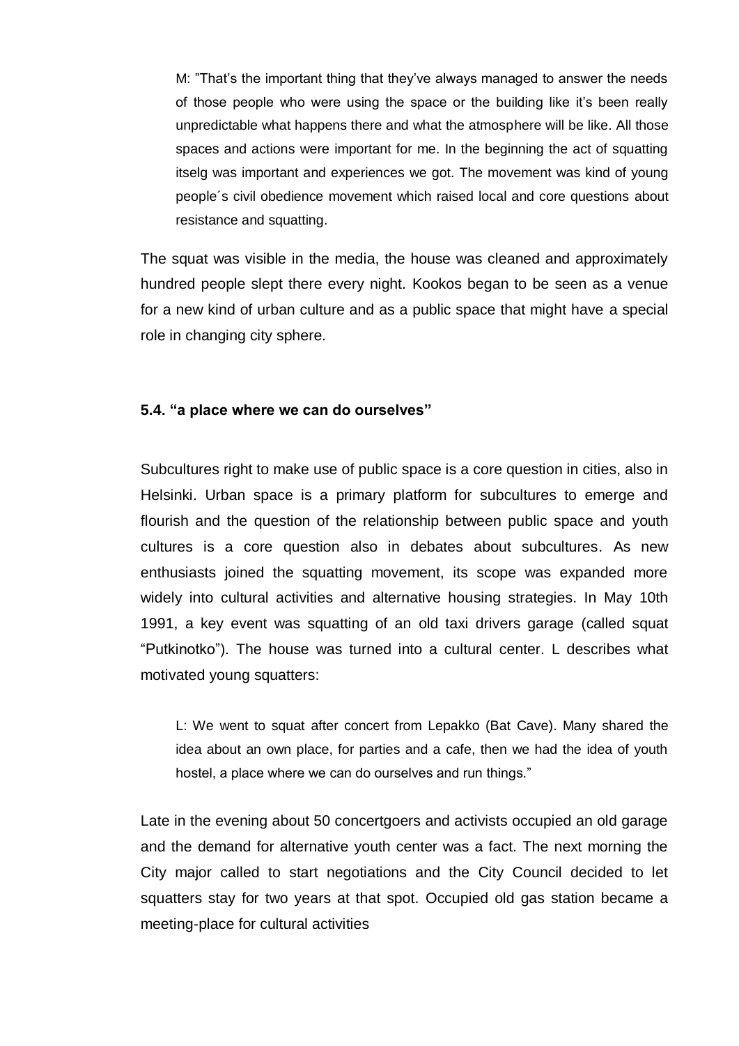M: "That's the important thing that they've always managed to answer the needs of those people who were using the space or the building like it's been really unpredictable what happens there and what the atmosphere will be like. All those spaces and actions were important for me. In the beginning the act of squatting itselg was important and experiences we got. The movement was kind of young people´s civil obedience movement which raised local and core questions about resistance and squatting.

The squat was visible in the media, the house was cleaned and approximately hundred people slept there every night. Kookos began to be seen as a venue for a new kind of urban culture and as a public space that might have a special role in changing city sphere.

### 5.4. "a place where we can do ourselves"

Subcultures right to make use of public space is a core question in cities, also in Helsinki. Urban space is a primary platform for subcultures to emerge and flourish and the question of the relationship between public space and youth cultures is a core question also in debates about subcultures. As new enthusiasts joined the squatting movement, its scope was expanded more widely into cultural activities and alternative housing strategies. In May 10th 1991, a key event was squatting of an old taxi drivers garage (called squat "Putkinotko"). The house was turned into a cultural center. L describes what motivated young squatters:

L: We went to squat after concert from Lepakko (Bat Cave). Many shared the idea about an own place, for parties and a cafe, then we had the idea of youth hostel, a place where we can do ourselves and run things."

Late in the evening about 50 concertgoers and activists occupied an old garage and the demand for alternative youth center was a fact. The next morning the City major called to start negotiations and the City Council decided to let squatters stay for two years at that spot. Occupied old gas station became a meeting-place for cultural activities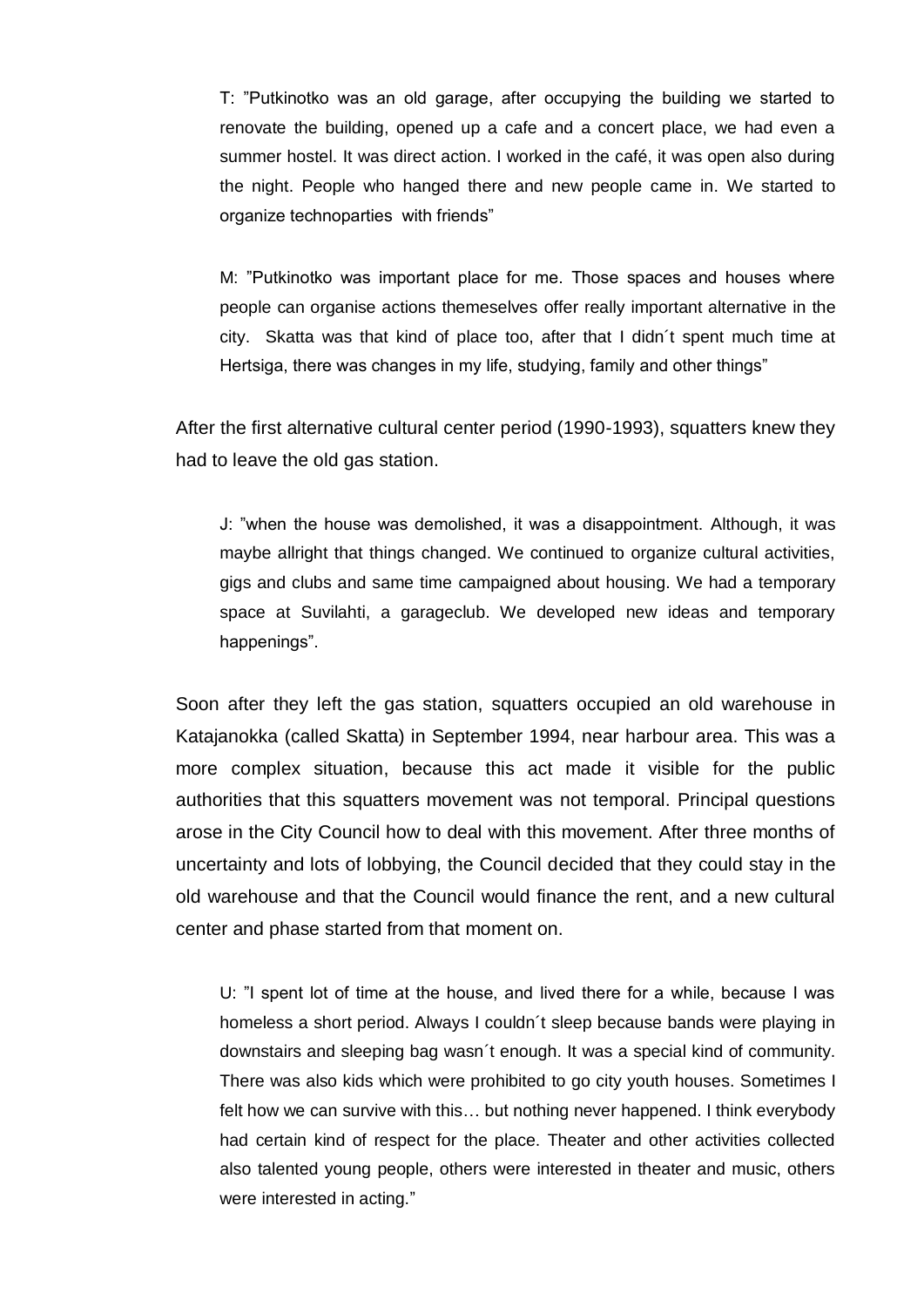> T: ”Putkinotko was an old garage, after occupying the building we started to renovate the building, opened up a cafe and a concert place, we had even a summer hostel. It was direct action. I worked in the café, it was open also during the night. People who hanged there and new people came in. We started to organize technoparties with friends”

> M: ”Putkinotko was important place for me. Those spaces and houses where people can organise actions themeselves offer really important alternative in the city. Skatta was that kind of place too, after that I didn´t spent much time at Hertsiga, there was changes in my life, studying, family and other things”

After the first alternative cultural center period (1990-1993), squatters knew they had to leave the old gas station.

> J: ”when the house was demolished, it was a disappointment. Although, it was maybe allright that things changed. We continued to organize cultural activities, gigs and clubs and same time campaigned about housing. We had a temporary space at Suvilahti, a garageclub. We developed new ideas and temporary happenings”.

Soon after they left the gas station, squatters occupied an old warehouse in Katajanokka (called Skatta) in September 1994, near harbour area. This was a more complex situation, because this act made it visible for the public authorities that this squatters movement was not temporal. Principal questions arose in the City Council how to deal with this movement. After three months of uncertainty and lots of lobbying, the Council decided that they could stay in the old warehouse and that the Council would finance the rent, and a new cultural center and phase started from that moment on.

> U: ”I spent lot of time at the house, and lived there for a while, because I was homeless a short period. Always I couldn´t sleep because bands were playing in downstairs and sleeping bag wasn´t enough. It was a special kind of community. There was also kids which were prohibited to go city youth houses. Sometimes I felt how we can survive with this… but nothing never happened. I think everybody had certain kind of respect for the place. Theater and other activities collected also talented young people, others were interested in theater and music, others were interested in acting.”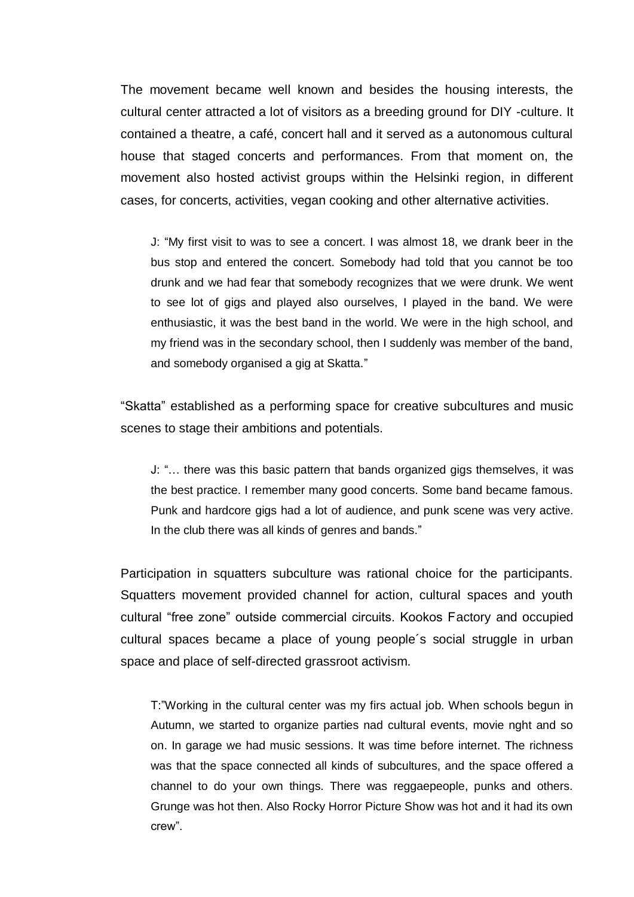The movement became well known and besides the housing interests, the cultural center attracted a lot of visitors as a breeding ground for DIY -culture. It contained a theatre, a café, concert hall and it served as a autonomous cultural house that staged concerts and performances. From that moment on, the movement also hosted activist groups within the Helsinki region, in different cases, for concerts, activities, vegan cooking and other alternative activities.

> J: "My first visit to was to see a concert. I was almost 18, we drank beer in the bus stop and entered the concert. Somebody had told that you cannot be too drunk and we had fear that somebody recognizes that we were drunk. We went to see lot of gigs and played also ourselves, I played in the band. We were enthusiastic, it was the best band in the world. We were in the high school, and my friend was in the secondary school, then I suddenly was member of the band, and somebody organised a gig at Skatta."

"Skatta" established as a performing space for creative subcultures and music scenes to stage their ambitions and potentials.

> J: "… there was this basic pattern that bands organized gigs themselves, it was the best practice. I remember many good concerts. Some band became famous. Punk and hardcore gigs had a lot of audience, and punk scene was very active. In the club there was all kinds of genres and bands."

Participation in squatters subculture was rational choice for the participants. Squatters movement provided channel for action, cultural spaces and youth cultural "free zone" outside commercial circuits. Kookos Factory and occupied cultural spaces became a place of young people´s social struggle in urban space and place of self-directed grassroot activism.

> T:"Working in the cultural center was my firs actual job. When schools begun in Autumn, we started to organize parties nad cultural events, movie nght and so on. In garage we had music sessions. It was time before internet. The richness was that the space connected all kinds of subcultures, and the space offered a channel to do your own things. There was reggaepeople, punks and others. Grunge was hot then. Also Rocky Horror Picture Show was hot and it had its own crew".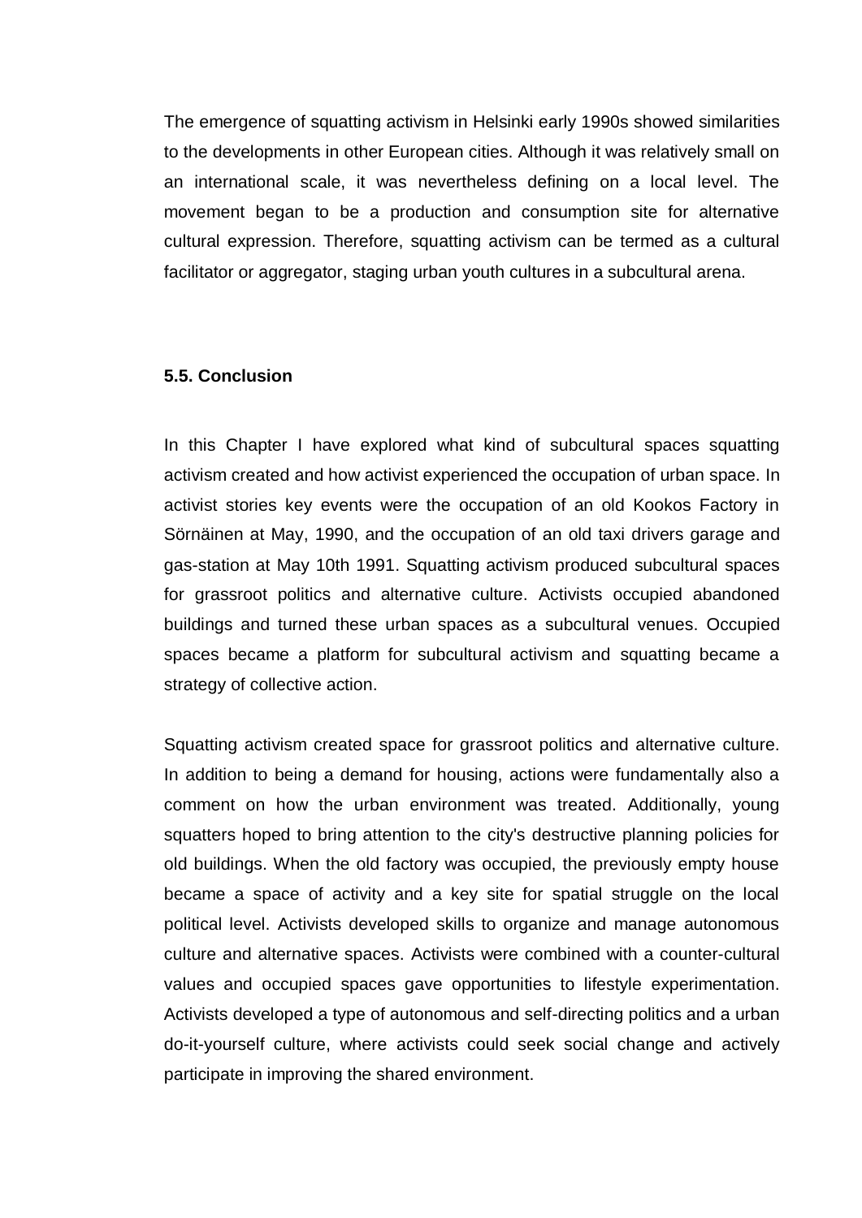The emergence of squatting activism in Helsinki early 1990s showed similarities to the developments in other European cities. Although it was relatively small on an international scale, it was nevertheless defining on a local level. The movement began to be a production and consumption site for alternative cultural expression. Therefore, squatting activism can be termed as a cultural facilitator or aggregator, staging urban youth cultures in a subcultural arena.

### 5.5. Conclusion

In this Chapter I have explored what kind of subcultural spaces squatting activism created and how activist experienced the occupation of urban space. In activist stories key events were the occupation of an old Kookos Factory in Sörnäinen at May, 1990, and the occupation of an old taxi drivers garage and gas-station at May 10th 1991. Squatting activism produced subcultural spaces for grassroot politics and alternative culture. Activists occupied abandoned buildings and turned these urban spaces as a subcultural venues. Occupied spaces became a platform for subcultural activism and squatting became a strategy of collective action.

Squatting activism created space for grassroot politics and alternative culture. In addition to being a demand for housing, actions were fundamentally also a comment on how the urban environment was treated. Additionally, young squatters hoped to bring attention to the city's destructive planning policies for old buildings. When the old factory was occupied, the previously empty house became a space of activity and a key site for spatial struggle on the local political level. Activists developed skills to organize and manage autonomous culture and alternative spaces. Activists were combined with a counter-cultural values and occupied spaces gave opportunities to lifestyle experimentation. Activists developed a type of autonomous and self-directing politics and a urban do-it-yourself culture, where activists could seek social change and actively participate in improving the shared environment.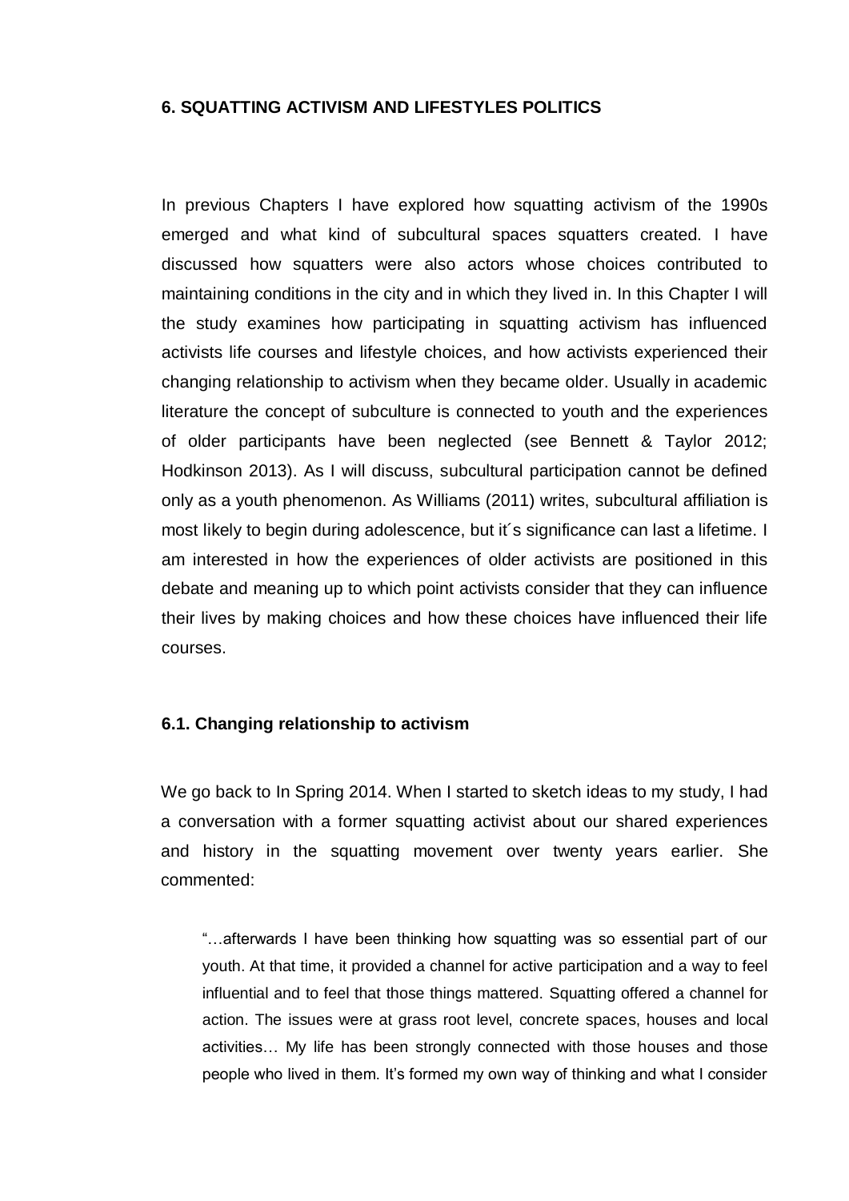## 6. SQUATTING ACTIVISM AND LIFESTYLES POLITICS

In previous Chapters I have explored how squatting activism of the 1990s emerged and what kind of subcultural spaces squatters created. I have discussed how squatters were also actors whose choices contributed to maintaining conditions in the city and in which they lived in. In this Chapter I will the study examines how participating in squatting activism has influenced activists life courses and lifestyle choices, and how activists experienced their changing relationship to activism when they became older. Usually in academic literature the concept of subculture is connected to youth and the experiences of older participants have been neglected (see Bennett & Taylor 2012; Hodkinson 2013). As I will discuss, subcultural participation cannot be defined only as a youth phenomenon. As Williams (2011) writes, subcultural affiliation is most likely to begin during adolescence, but it´s significance can last a lifetime. I am interested in how the experiences of older activists are positioned in this debate and meaning up to which point activists consider that they can influence their lives by making choices and how these choices have influenced their life courses.

### 6.1. Changing relationship to activism

We go back to In Spring 2014. When I started to sketch ideas to my study, I had a conversation with a former squatting activist about our shared experiences and history in the squatting movement over twenty years earlier. She commented:

> "…afterwards I have been thinking how squatting was so essential part of our youth. At that time, it provided a channel for active participation and a way to feel influential and to feel that those things mattered. Squatting offered a channel for action. The issues were at grass root level, concrete spaces, houses and local activities… My life has been strongly connected with those houses and those people who lived in them. It's formed my own way of thinking and what I consider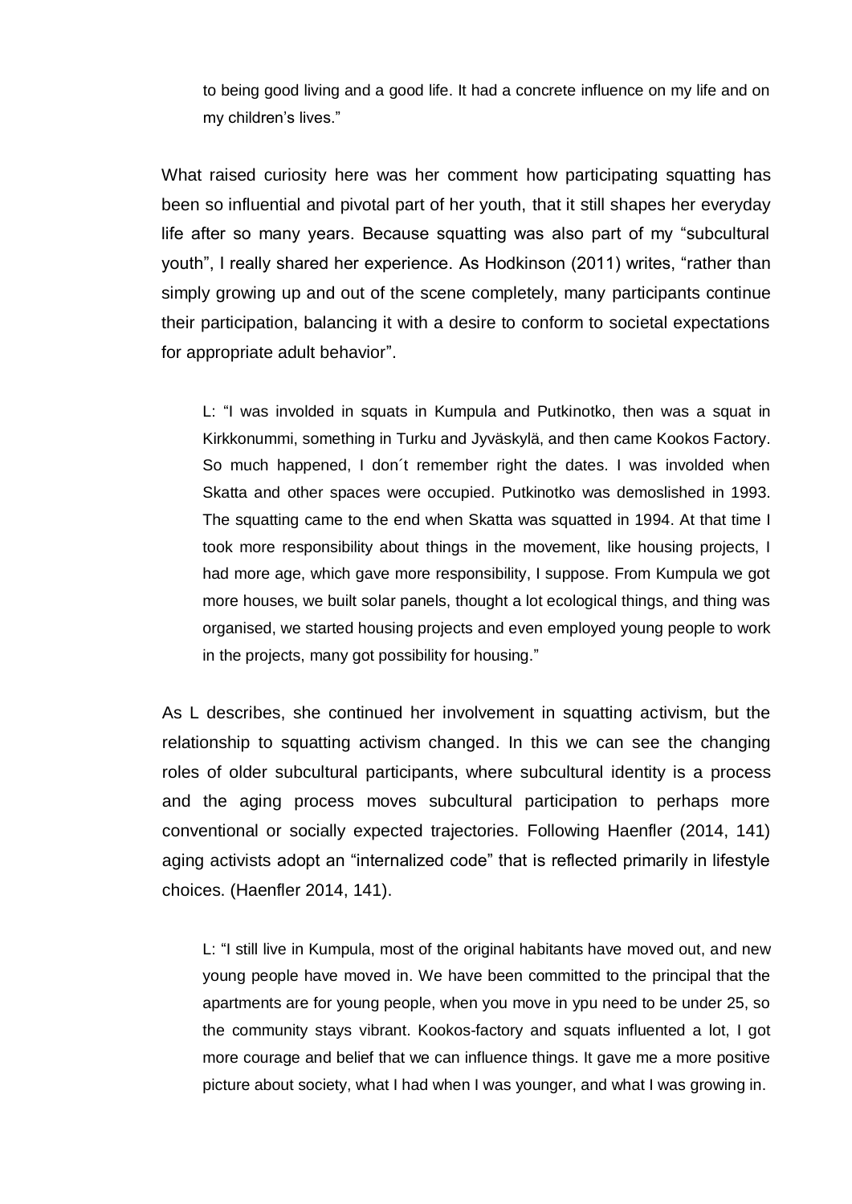to being good living and a good life. It had a concrete influence on my life and on my children's lives."

What raised curiosity here was her comment how participating squatting has been so influential and pivotal part of her youth, that it still shapes her everyday life after so many years. Because squatting was also part of my "subcultural youth", I really shared her experience. As Hodkinson (2011) writes, "rather than simply growing up and out of the scene completely, many participants continue their participation, balancing it with a desire to conform to societal expectations for appropriate adult behavior".

> L: "I was involded in squats in Kumpula and Putkinotko, then was a squat in Kirkkonummi, something in Turku and Jyväskylä, and then came Kookos Factory. So much happened, I don´t remember right the dates. I was involded when Skatta and other spaces were occupied. Putkinotko was demoslished in 1993. The squatting came to the end when Skatta was squatted in 1994. At that time I took more responsibility about things in the movement, like housing projects, I had more age, which gave more responsibility, I suppose. From Kumpula we got more houses, we built solar panels, thought a lot ecological things, and thing was organised, we started housing projects and even employed young people to work in the projects, many got possibility for housing."

As L describes, she continued her involvement in squatting activism, but the relationship to squatting activism changed. In this we can see the changing roles of older subcultural participants, where subcultural identity is a process and the aging process moves subcultural participation to perhaps more conventional or socially expected trajectories. Following Haenfler (2014, 141) aging activists adopt an "internalized code" that is reflected primarily in lifestyle choices. (Haenfler 2014, 141).

> L: "I still live in Kumpula, most of the original habitants have moved out, and new young people have moved in. We have been committed to the principal that the apartments are for young people, when you move in ypu need to be under 25, so the community stays vibrant. Kookos-factory and squats influented a lot, I got more courage and belief that we can influence things. It gave me a more positive picture about society, what I had when I was younger, and what I was growing in.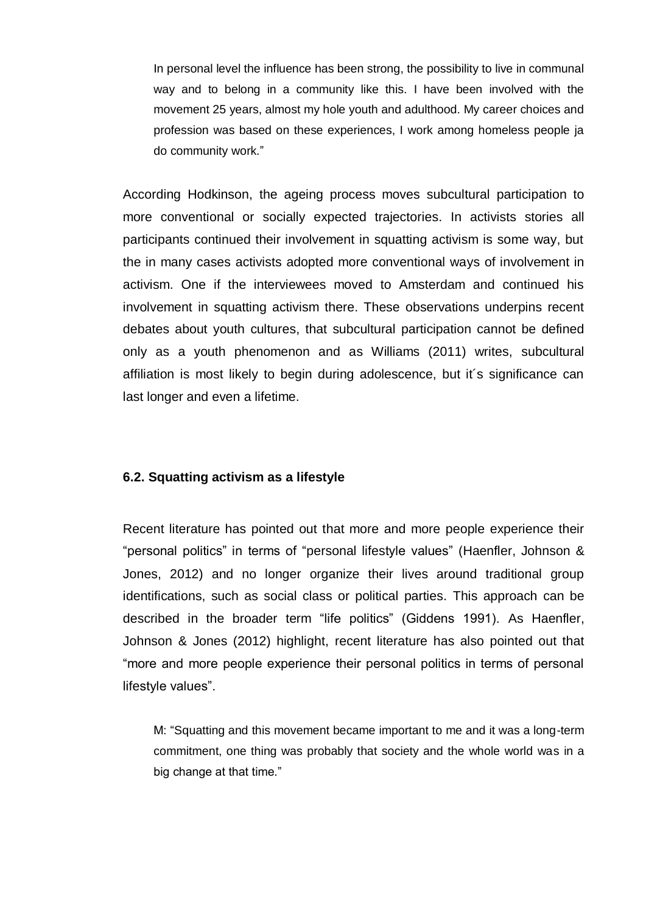> In personal level the influence has been strong, the possibility to live in communal way and to belong in a community like this. I have been involved with the movement 25 years, almost my hole youth and adulthood. My career choices and profession was based on these experiences, I work among homeless people ja do community work."

According Hodkinson, the ageing process moves subcultural participation to more conventional or socially expected trajectories. In activists stories all participants continued their involvement in squatting activism is some way, but the in many cases activists adopted more conventional ways of involvement in activism. One if the interviewees moved to Amsterdam and continued his involvement in squatting activism there. These observations underpins recent debates about youth cultures, that subcultural participation cannot be defined only as a youth phenomenon and as Williams (2011) writes, subcultural affiliation is most likely to begin during adolescence, but it´s significance can last longer and even a lifetime.

### 6.2. Squatting activism as a lifestyle

Recent literature has pointed out that more and more people experience their "personal politics" in terms of "personal lifestyle values" (Haenfler, Johnson & Jones, 2012) and no longer organize their lives around traditional group identifications, such as social class or political parties. This approach can be described in the broader term "life politics" (Giddens 1991). As Haenfler, Johnson & Jones (2012) highlight, recent literature has also pointed out that "more and more people experience their personal politics in terms of personal lifestyle values".

> M: "Squatting and this movement became important to me and it was a long-term commitment, one thing was probably that society and the whole world was in a big change at that time."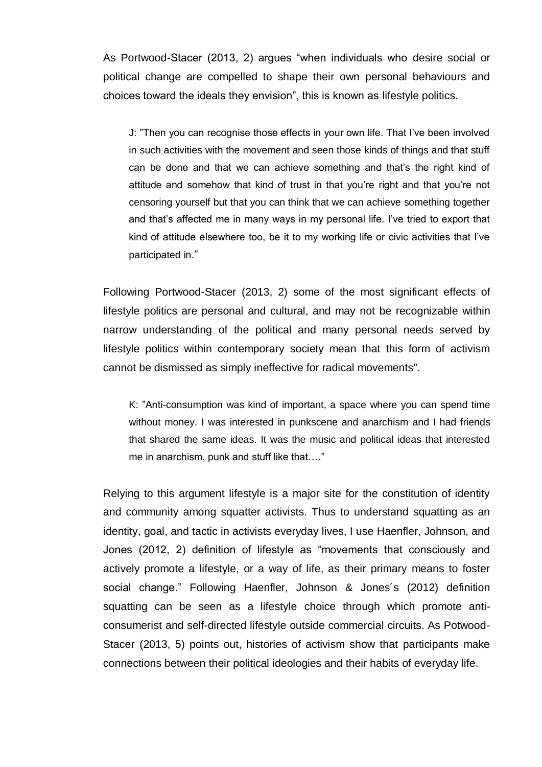As Portwood-Stacer (2013, 2) argues "when individuals who desire social or political change are compelled to shape their own personal behaviours and choices toward the ideals they envision", this is known as lifestyle politics.

> J: "Then you can recognise those effects in your own life. That I've been involved in such activities with the movement and seen those kinds of things and that stuff can be done and that we can achieve something and that's the right kind of attitude and somehow that kind of trust in that you're right and that you're not censoring yourself but that you can think that we can achieve something together and that's affected me in many ways in my personal life. I've tried to export that kind of attitude elsewhere too, be it to my working life or civic activities that I've participated in."

Following Portwood-Stacer (2013, 2) some of the most significant effects of lifestyle politics are personal and cultural, and may not be recognizable within narrow understanding of the political and many personal needs served by lifestyle politics within contemporary society mean that this form of activism cannot be dismissed as simply ineffective for radical movements".

> K: "Anti-consumption was kind of important, a space where you can spend time without money. I was interested in punkscene and anarchism and I had friends that shared the same ideas. It was the music and political ideas that interested me in anarchism, punk and stuff like that…."

Relying to this argument lifestyle is a major site for the constitution of identity and community among squatter activists. Thus to understand squatting as an identity, goal, and tactic in activists everyday lives, I use Haenfler, Johnson, and Jones (2012, 2) definition of lifestyle as "movements that consciously and actively promote a lifestyle, or a way of life, as their primary means to foster social change." Following Haenfler, Johnson & Jones´s (2012) definition squatting can be seen as a lifestyle choice through which promote anti-consumerist and self-directed lifestyle outside commercial circuits. As Potwood-Stacer (2013, 5) points out, histories of activism show that participants make connections between their political ideologies and their habits of everyday life.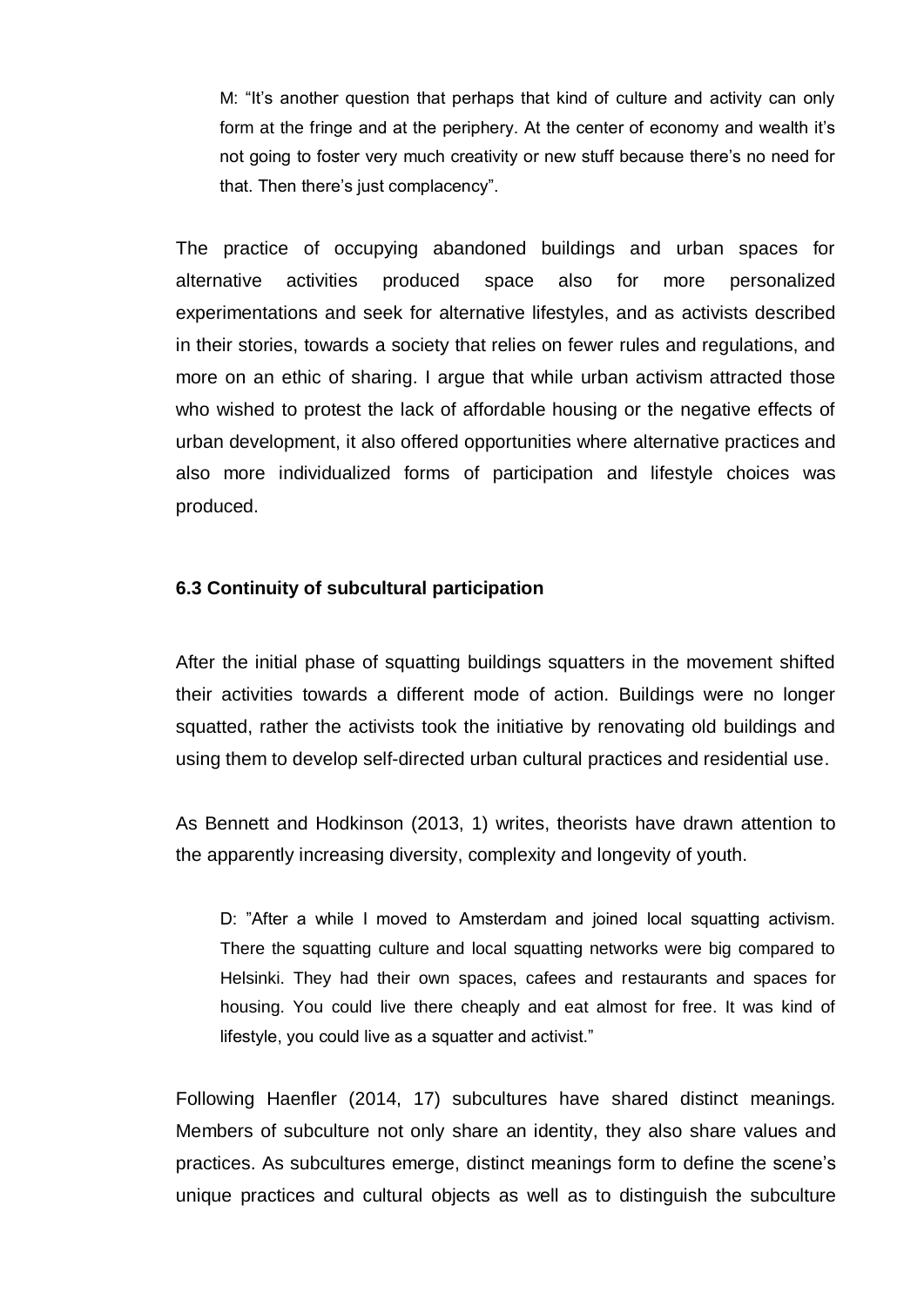> M: "It's another question that perhaps that kind of culture and activity can only form at the fringe and at the periphery. At the center of economy and wealth it's not going to foster very much creativity or new stuff because there's no need for that. Then there's just complacency".

The practice of occupying abandoned buildings and urban spaces for alternative activities produced space also for more personalized experimentations and seek for alternative lifestyles, and as activists described in their stories, towards a society that relies on fewer rules and regulations, and more on an ethic of sharing. I argue that while urban activism attracted those who wished to protest the lack of affordable housing or the negative effects of urban development, it also offered opportunities where alternative practices and also more individualized forms of participation and lifestyle choices was produced.

### 6.3 Continuity of subcultural participation

After the initial phase of squatting buildings squatters in the movement shifted their activities towards a different mode of action. Buildings were no longer squatted, rather the activists took the initiative by renovating old buildings and using them to develop self-directed urban cultural practices and residential use.

As Bennett and Hodkinson (2013, 1) writes, theorists have drawn attention to the apparently increasing diversity, complexity and longevity of youth.

> D: "After a while I moved to Amsterdam and joined local squatting activism. There the squatting culture and local squatting networks were big compared to Helsinki. They had their own spaces, cafees and restaurants and spaces for housing. You could live there cheaply and eat almost for free. It was kind of lifestyle, you could live as a squatter and activist."

Following Haenfler (2014, 17) subcultures have shared distinct meanings. Members of subculture not only share an identity, they also share values and practices. As subcultures emerge, distinct meanings form to define the scene's unique practices and cultural objects as well as to distinguish the subculture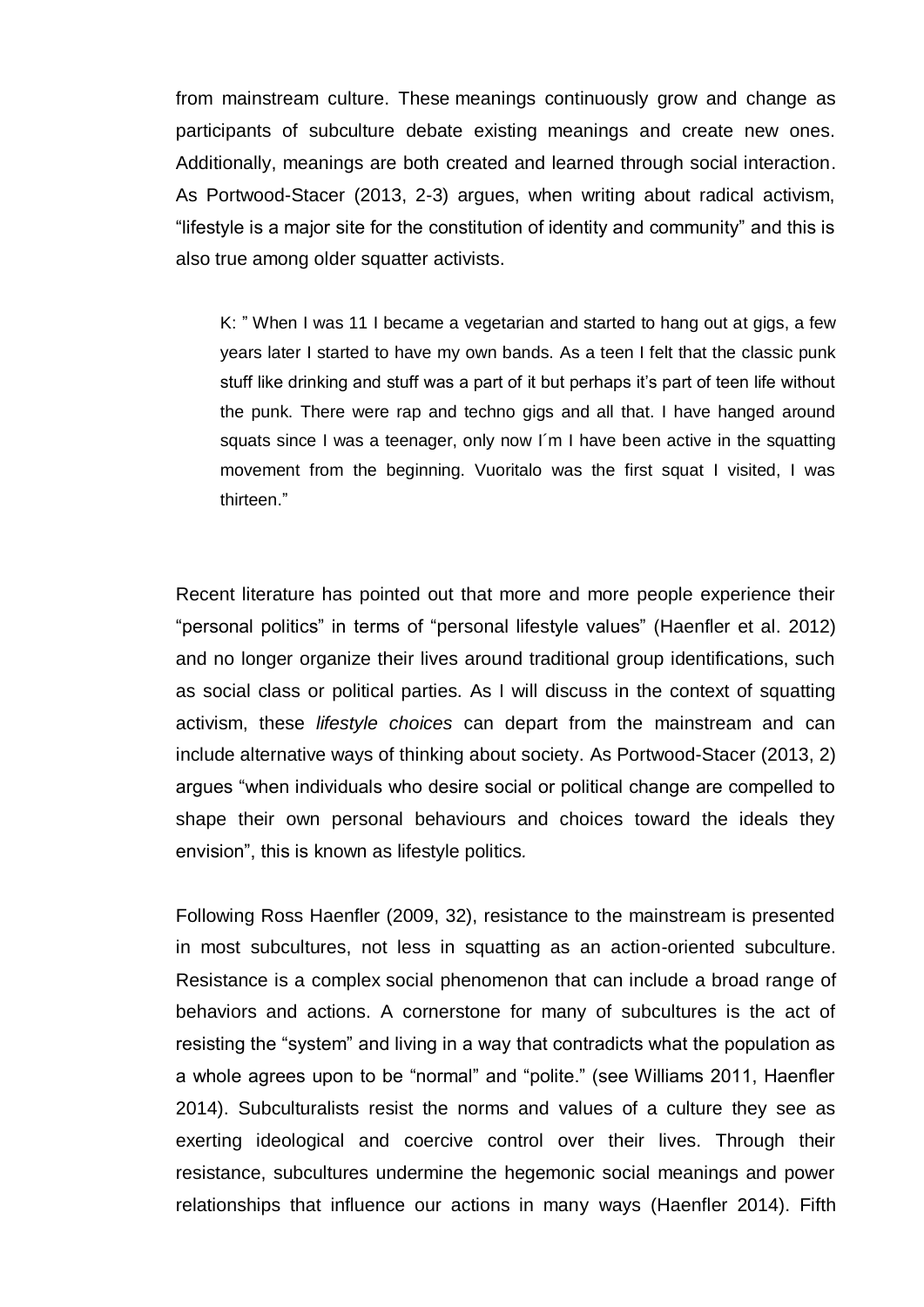from mainstream culture. These meanings continuously grow and change as participants of subculture debate existing meanings and create new ones. Additionally, meanings are both created and learned through social interaction. As Portwood-Stacer (2013, 2-3) argues, when writing about radical activism, "lifestyle is a major site for the constitution of identity and community" and this is also true among older squatter activists.

> K: " When I was 11 I became a vegetarian and started to hang out at gigs, a few years later I started to have my own bands. As a teen I felt that the classic punk stuff like drinking and stuff was a part of it but perhaps it's part of teen life without the punk. There were rap and techno gigs and all that. I have hanged around squats since I was a teenager, only now I´m I have been active in the squatting movement from the beginning. Vuoritalo was the first squat I visited, I was thirteen."

Recent literature has pointed out that more and more people experience their "personal politics" in terms of "personal lifestyle values" (Haenfler et al. 2012) and no longer organize their lives around traditional group identifications, such as social class or political parties. As I will discuss in the context of squatting activism, these *lifestyle choices* can depart from the mainstream and can include alternative ways of thinking about society. As Portwood-Stacer (2013, 2) argues "when individuals who desire social or political change are compelled to shape their own personal behaviours and choices toward the ideals they envision", this is known as lifestyle politics.

Following Ross Haenfler (2009, 32), resistance to the mainstream is presented in most subcultures, not less in squatting as an action-oriented subculture. Resistance is a complex social phenomenon that can include a broad range of behaviors and actions. A cornerstone for many of subcultures is the act of resisting the "system" and living in a way that contradicts what the population as a whole agrees upon to be "normal" and "polite." (see Williams 2011, Haenfler 2014). Subculturalists resist the norms and values of a culture they see as exerting ideological and coercive control over their lives. Through their resistance, subcultures undermine the hegemonic social meanings and power relationships that influence our actions in many ways (Haenfler 2014). Fifth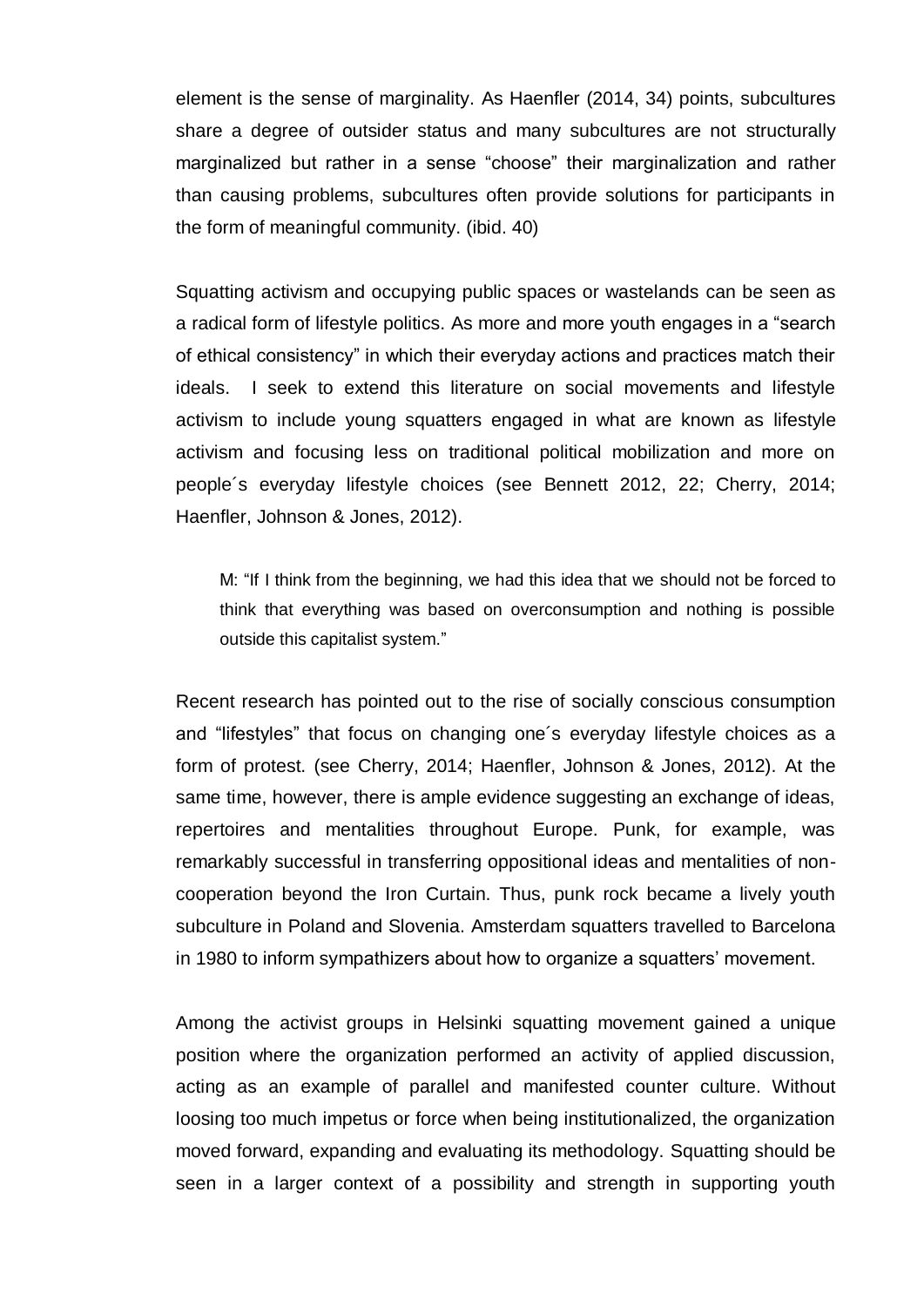element is the sense of marginality. As Haenfler (2014, 34) points, subcultures share a degree of outsider status and many subcultures are not structurally marginalized but rather in a sense "choose" their marginalization and rather than causing problems, subcultures often provide solutions for participants in the form of meaningful community. (ibid. 40)

Squatting activism and occupying public spaces or wastelands can be seen as a radical form of lifestyle politics. As more and more youth engages in a "search of ethical consistency" in which their everyday actions and practices match their ideals. I seek to extend this literature on social movements and lifestyle activism to include young squatters engaged in what are known as lifestyle activism and focusing less on traditional political mobilization and more on people´s everyday lifestyle choices (see Bennett 2012, 22; Cherry, 2014; Haenfler, Johnson & Jones, 2012).

> M: "If I think from the beginning, we had this idea that we should not be forced to think that everything was based on overconsumption and nothing is possible outside this capitalist system."

Recent research has pointed out to the rise of socially conscious consumption and "lifestyles" that focus on changing one´s everyday lifestyle choices as a form of protest. (see Cherry, 2014; Haenfler, Johnson & Jones, 2012). At the same time, however, there is ample evidence suggesting an exchange of ideas, repertoires and mentalities throughout Europe. Punk, for example, was remarkably successful in transferring oppositional ideas and mentalities of non-cooperation beyond the Iron Curtain. Thus, punk rock became a lively youth subculture in Poland and Slovenia. Amsterdam squatters travelled to Barcelona in 1980 to inform sympathizers about how to organize a squatters' movement.

Among the activist groups in Helsinki squatting movement gained a unique position where the organization performed an activity of applied discussion, acting as an example of parallel and manifested counter culture. Without loosing too much impetus or force when being institutionalized, the organization moved forward, expanding and evaluating its methodology. Squatting should be seen in a larger context of a possibility and strength in supporting youth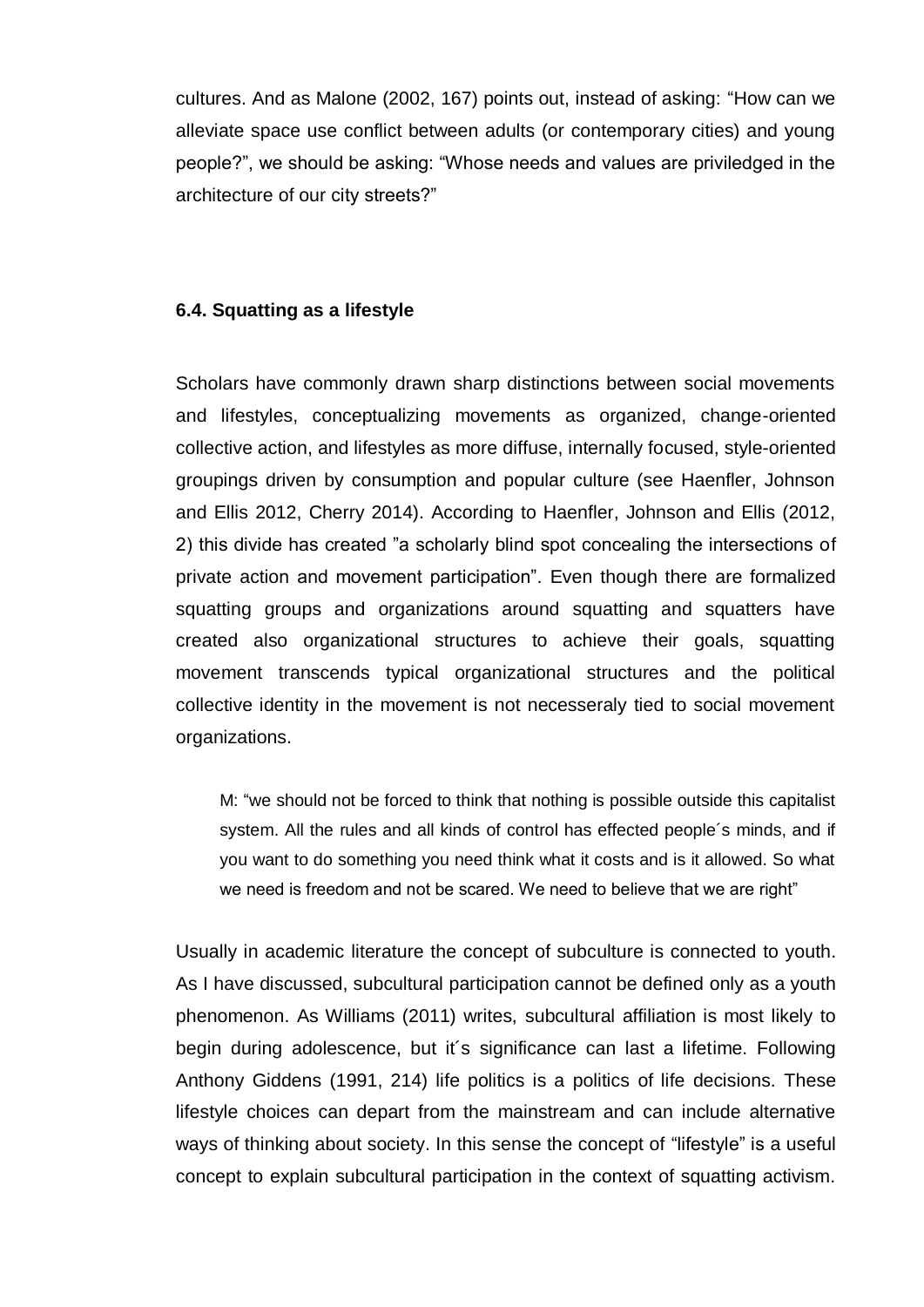cultures. And as Malone (2002, 167) points out, instead of asking: "How can we alleviate space use conflict between adults (or contemporary cities) and young people?", we should be asking: "Whose needs and values are priviledged in the architecture of our city streets?"

### 6.4. Squatting as a lifestyle

Scholars have commonly drawn sharp distinctions between social movements and lifestyles, conceptualizing movements as organized, change-oriented collective action, and lifestyles as more diffuse, internally focused, style-oriented groupings driven by consumption and popular culture (see Haenfler, Johnson and Ellis 2012, Cherry 2014). According to Haenfler, Johnson and Ellis (2012, 2) this divide has created "a scholarly blind spot concealing the intersections of private action and movement participation". Even though there are formalized squatting groups and organizations around squatting and squatters have created also organizational structures to achieve their goals, squatting movement transcends typical organizational structures and the political collective identity in the movement is not necesseraly tied to social movement organizations.

> M: "we should not be forced to think that nothing is possible outside this capitalist system. All the rules and all kinds of control has effected people´s minds, and if you want to do something you need think what it costs and is it allowed. So what we need is freedom and not be scared. We need to believe that we are right"

Usually in academic literature the concept of subculture is connected to youth. As I have discussed, subcultural participation cannot be defined only as a youth phenomenon. As Williams (2011) writes, subcultural affiliation is most likely to begin during adolescence, but it´s significance can last a lifetime. Following Anthony Giddens (1991, 214) life politics is a politics of life decisions. These lifestyle choices can depart from the mainstream and can include alternative ways of thinking about society. In this sense the concept of "lifestyle" is a useful concept to explain subcultural participation in the context of squatting activism.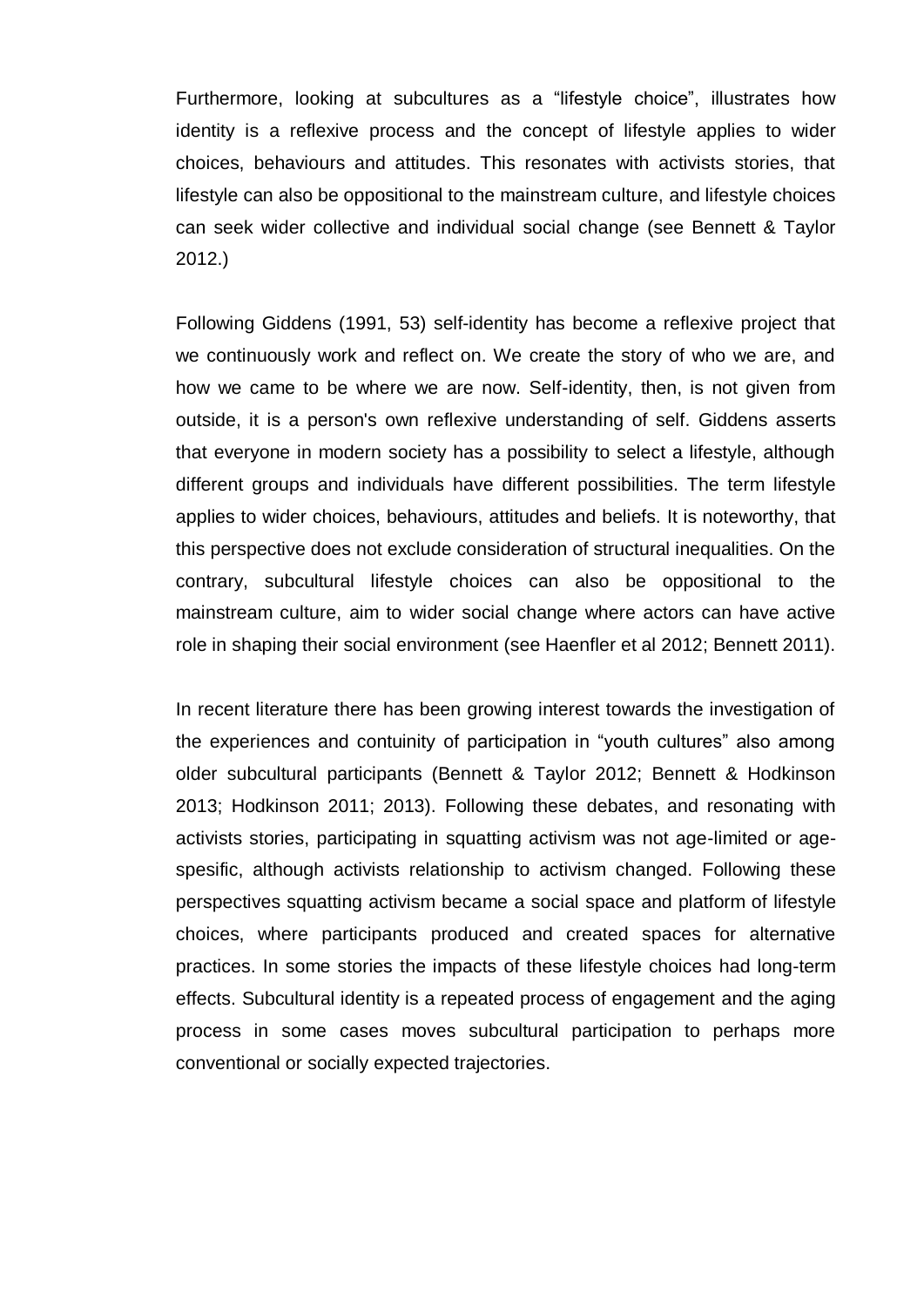Furthermore, looking at subcultures as a "lifestyle choice", illustrates how identity is a reflexive process and the concept of lifestyle applies to wider choices, behaviours and attitudes. This resonates with activists stories, that lifestyle can also be oppositional to the mainstream culture, and lifestyle choices can seek wider collective and individual social change (see Bennett & Taylor 2012.)

Following Giddens (1991, 53) self-identity has become a reflexive project that we continuously work and reflect on. We create the story of who we are, and how we came to be where we are now. Self-identity, then, is not given from outside, it is a person's own reflexive understanding of self. Giddens asserts that everyone in modern society has a possibility to select a lifestyle, although different groups and individuals have different possibilities. The term lifestyle applies to wider choices, behaviours, attitudes and beliefs. It is noteworthy, that this perspective does not exclude consideration of structural inequalities. On the contrary, subcultural lifestyle choices can also be oppositional to the mainstream culture, aim to wider social change where actors can have active role in shaping their social environment (see Haenfler et al 2012; Bennett 2011).

In recent literature there has been growing interest towards the investigation of the experiences and contuinity of participation in "youth cultures" also among older subcultural participants (Bennett & Taylor 2012; Bennett & Hodkinson 2013; Hodkinson 2011; 2013). Following these debates, and resonating with activists stories, participating in squatting activism was not age-limited or age-spesific, although activists relationship to activism changed. Following these perspectives squatting activism became a social space and platform of lifestyle choices, where participants produced and created spaces for alternative practices. In some stories the impacts of these lifestyle choices had long-term effects. Subcultural identity is a repeated process of engagement and the aging process in some cases moves subcultural participation to perhaps more conventional or socially expected trajectories.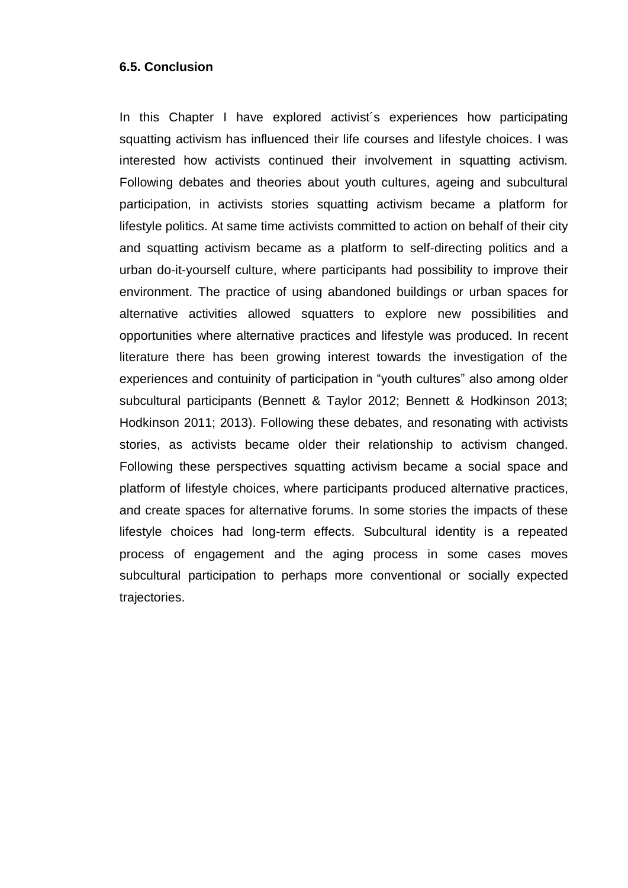### 6.5. Conclusion

In this Chapter I have explored activist´s experiences how participating squatting activism has influenced their life courses and lifestyle choices. I was interested how activists continued their involvement in squatting activism. Following debates and theories about youth cultures, ageing and subcultural participation, in activists stories squatting activism became a platform for lifestyle politics. At same time activists committed to action on behalf of their city and squatting activism became as a platform to self-directing politics and a urban do-it-yourself culture, where participants had possibility to improve their environment. The practice of using abandoned buildings or urban spaces for alternative activities allowed squatters to explore new possibilities and opportunities where alternative practices and lifestyle was produced. In recent literature there has been growing interest towards the investigation of the experiences and contuinity of participation in "youth cultures" also among older subcultural participants (Bennett & Taylor 2012; Bennett & Hodkinson 2013; Hodkinson 2011; 2013). Following these debates, and resonating with activists stories, as activists became older their relationship to activism changed. Following these perspectives squatting activism became a social space and platform of lifestyle choices, where participants produced alternative practices, and create spaces for alternative forums. In some stories the impacts of these lifestyle choices had long-term effects. Subcultural identity is a repeated process of engagement and the aging process in some cases moves subcultural participation to perhaps more conventional or socially expected trajectories.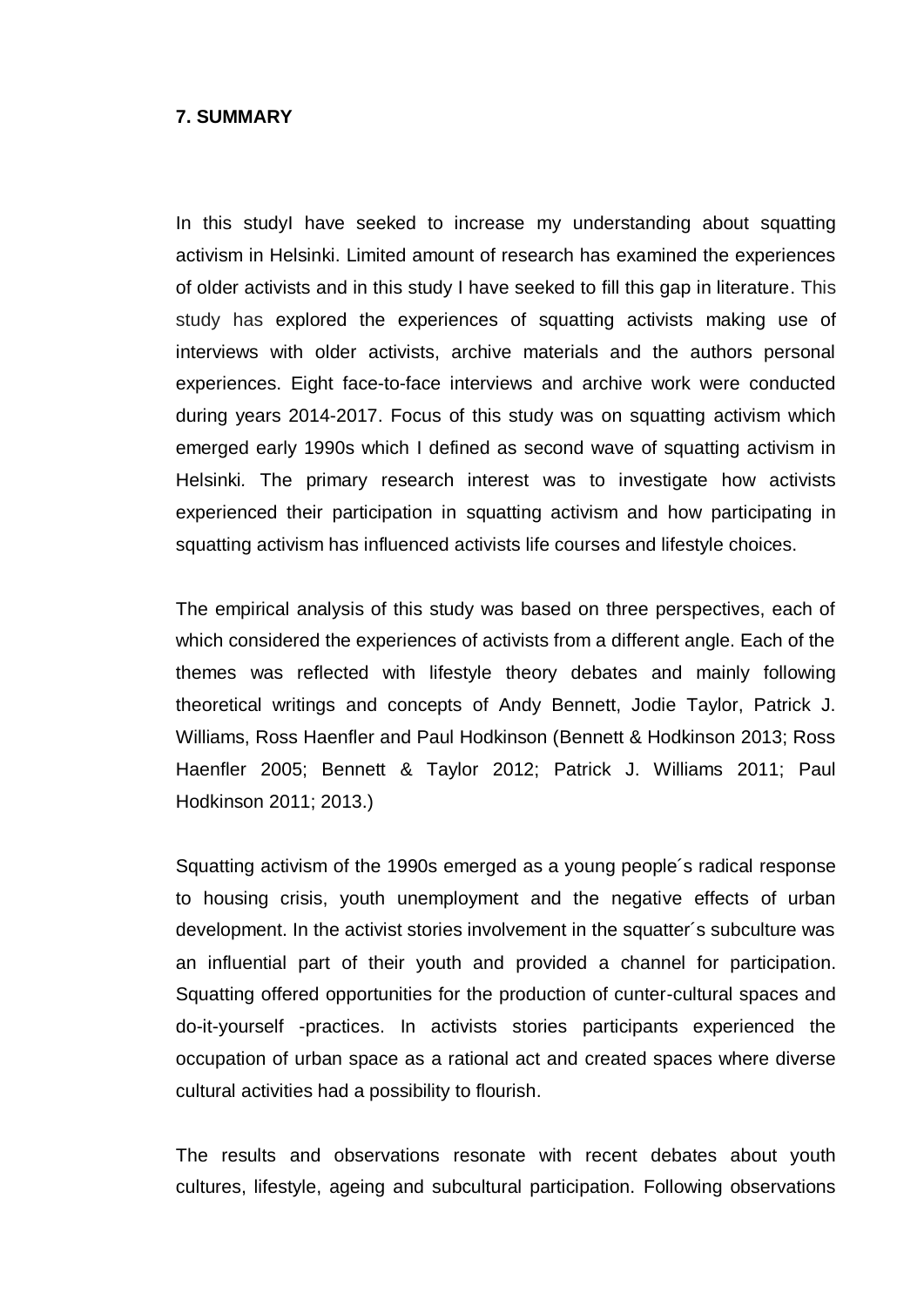## 7. SUMMARY

In this studyI have seeked to increase my understanding about squatting activism in Helsinki. Limited amount of research has examined the experiences of older activists and in this study I have seeked to fill this gap in literature. This study has explored the experiences of squatting activists making use of interviews with older activists, archive materials and the authors personal experiences. Eight face-to-face interviews and archive work were conducted during years 2014-2017. Focus of this study was on squatting activism which emerged early 1990s which I defined as second wave of squatting activism in Helsinki. The primary research interest was to investigate how activists experienced their participation in squatting activism and how participating in squatting activism has influenced activists life courses and lifestyle choices.

The empirical analysis of this study was based on three perspectives, each of which considered the experiences of activists from a different angle. Each of the themes was reflected with lifestyle theory debates and mainly following theoretical writings and concepts of Andy Bennett, Jodie Taylor, Patrick J. Williams, Ross Haenfler and Paul Hodkinson (Bennett & Hodkinson 2013; Ross Haenfler 2005; Bennett & Taylor 2012; Patrick J. Williams 2011; Paul Hodkinson 2011; 2013.)

Squatting activism of the 1990s emerged as a young people´s radical response to housing crisis, youth unemployment and the negative effects of urban development. In the activist stories involvement in the squatter´s subculture was an influential part of their youth and provided a channel for participation. Squatting offered opportunities for the production of cunter-cultural spaces and do-it-yourself -practices. In activists stories participants experienced the occupation of urban space as a rational act and created spaces where diverse cultural activities had a possibility to flourish.

The results and observations resonate with recent debates about youth cultures, lifestyle, ageing and subcultural participation. Following observations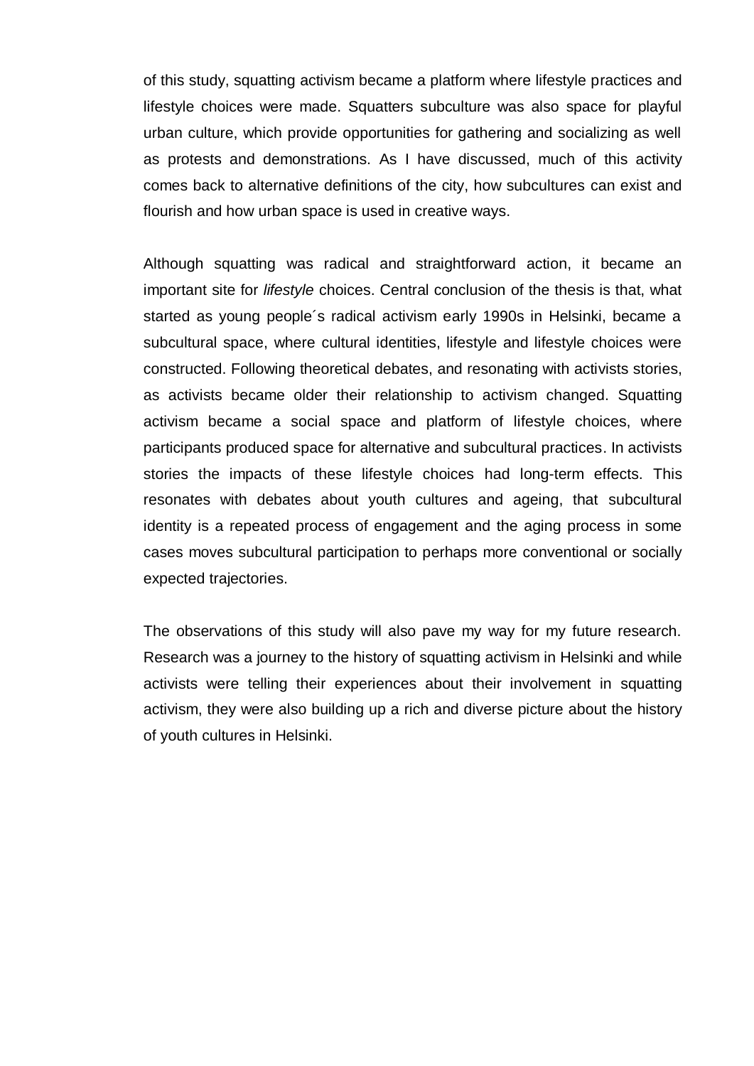of this study, squatting activism became a platform where lifestyle practices and lifestyle choices were made. Squatters subculture was also space for playful urban culture, which provide opportunities for gathering and socializing as well as protests and demonstrations. As I have discussed, much of this activity comes back to alternative definitions of the city, how subcultures can exist and flourish and how urban space is used in creative ways.

Although squatting was radical and straightforward action, it became an important site for *lifestyle* choices. Central conclusion of the thesis is that, what started as young people´s radical activism early 1990s in Helsinki, became a subcultural space, where cultural identities, lifestyle and lifestyle choices were constructed. Following theoretical debates, and resonating with activists stories, as activists became older their relationship to activism changed. Squatting activism became a social space and platform of lifestyle choices, where participants produced space for alternative and subcultural practices. In activists stories the impacts of these lifestyle choices had long-term effects. This resonates with debates about youth cultures and ageing, that subcultural identity is a repeated process of engagement and the aging process in some cases moves subcultural participation to perhaps more conventional or socially expected trajectories.

The observations of this study will also pave my way for my future research. Research was a journey to the history of squatting activism in Helsinki and while activists were telling their experiences about their involvement in squatting activism, they were also building up a rich and diverse picture about the history of youth cultures in Helsinki.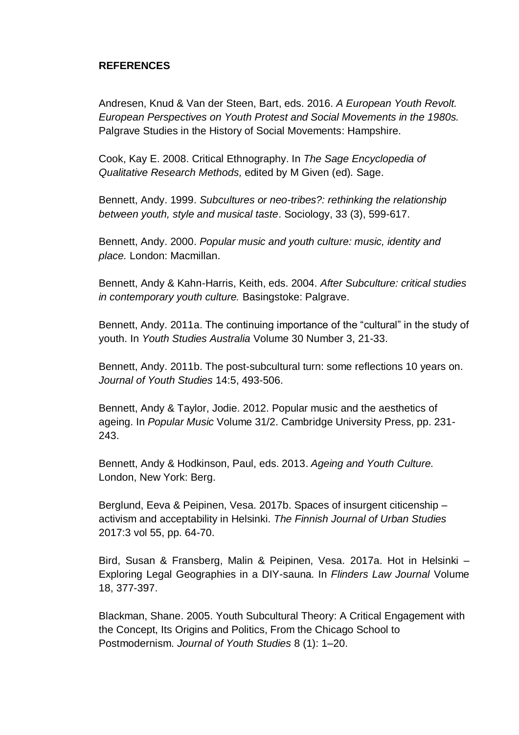**REFERENCES**

Andresen, Knud & Van der Steen, Bart, eds. 2016. *A European Youth Revolt. European Perspectives on Youth Protest and Social Movements in the 1980s.* Palgrave Studies in the History of Social Movements: Hampshire.

Cook, Kay E. 2008. Critical Ethnography. In *The Sage Encyclopedia of Qualitative Research Methods,* edited by M Given (ed)*.* Sage.

Bennett, Andy. 1999. *Subcultures or neo-tribes?: rethinking the relationship between youth, style and musical taste*. Sociology, 33 (3), 599-617.

Bennett, Andy. 2000. *Popular music and youth culture: music, identity and place.* London: Macmillan.

Bennett, Andy & Kahn-Harris, Keith, eds. 2004. *After Subculture: critical studies in contemporary youth culture.* Basingstoke: Palgrave.

Bennett, Andy. 2011a. The continuing importance of the "cultural" in the study of youth. In *Youth Studies Australia* Volume 30 Number 3, 21-33.

Bennett, Andy. 2011b. The post-subcultural turn: some reflections 10 years on. *Journal of Youth Studies* 14:5, 493-506.

Bennett, Andy & Taylor, Jodie. 2012. Popular music and the aesthetics of ageing. In *Popular Music* Volume 31/2. Cambridge University Press, pp. 231-243.

Bennett, Andy & Hodkinson, Paul, eds. 2013. *Ageing and Youth Culture.* London, New York: Berg.

Berglund, Eeva & Peipinen, Vesa. 2017b. Spaces of insurgent citicenship – activism and acceptability in Helsinki. *The Finnish Journal of Urban Studies* 2017:3 vol 55, pp. 64-70.

Bird, Susan & Fransberg, Malin & Peipinen, Vesa. 2017a. Hot in Helsinki – Exploring Legal Geographies in a DIY-sauna. In *Flinders Law Journal* Volume 18, 377-397.

Blackman, Shane. 2005. Youth Subcultural Theory: A Critical Engagement with the Concept, Its Origins and Politics, From the Chicago School to Postmodernism. *Journal of Youth Studies* 8 (1): 1–20.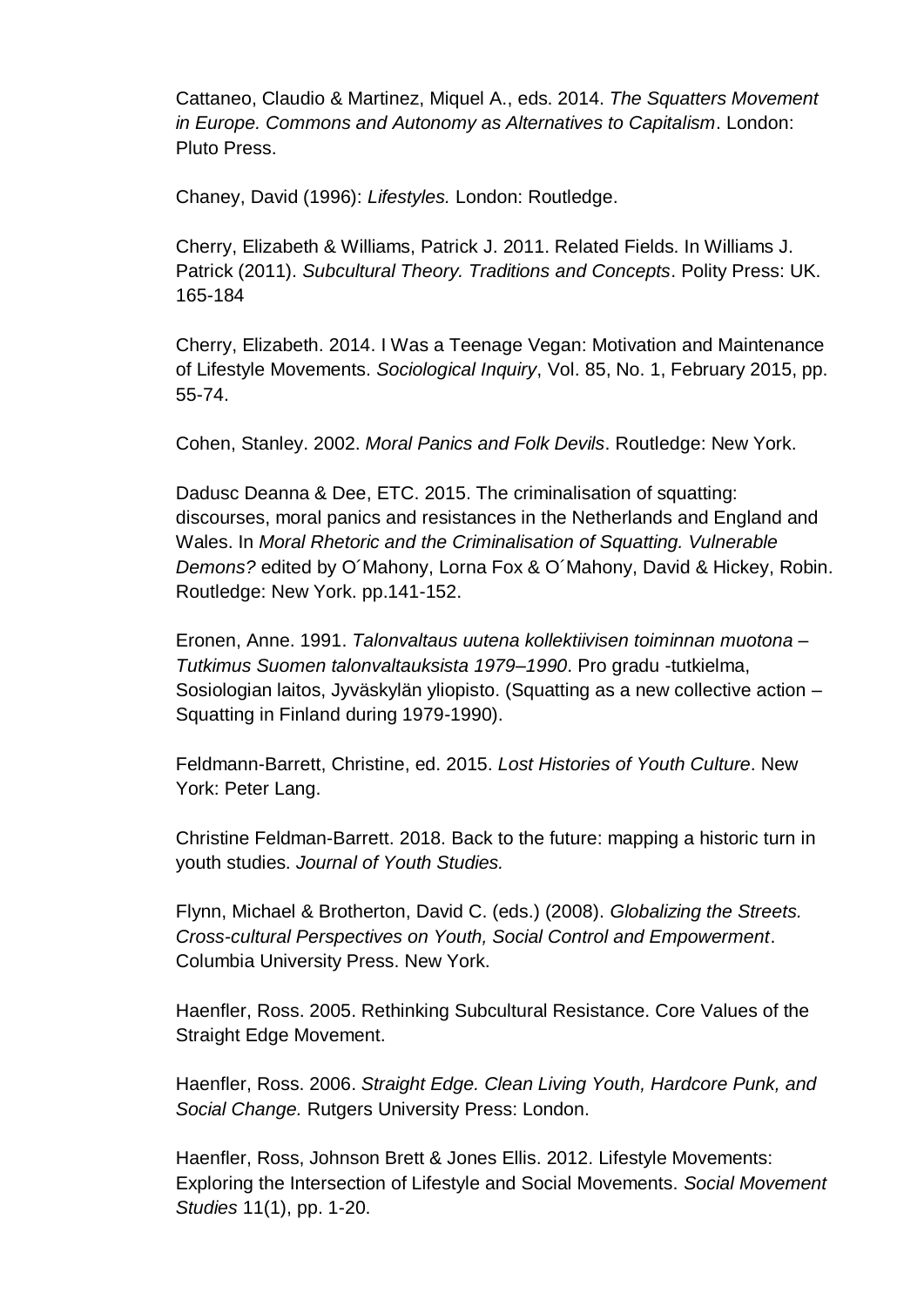Cattaneo, Claudio & Martinez, Miquel A., eds. 2014. *The Squatters Movement in Europe. Commons and Autonomy as Alternatives to Capitalism*. London: Pluto Press.

Chaney, David (1996): *Lifestyles.* London: Routledge.

Cherry, Elizabeth & Williams, Patrick J. 2011. Related Fields. In Williams J. Patrick (2011). *Subcultural Theory. Traditions and Concepts*. Polity Press: UK. 165-184

Cherry, Elizabeth. 2014. I Was a Teenage Vegan: Motivation and Maintenance of Lifestyle Movements. *Sociological Inquiry*, Vol. 85, No. 1, February 2015, pp. 55-74.

Cohen, Stanley. 2002. *Moral Panics and Folk Devils*. Routledge: New York.

Dadusc Deanna & Dee, ETC. 2015. The criminalisation of squatting: discourses, moral panics and resistances in the Netherlands and England and Wales. In *Moral Rhetoric and the Criminalisation of Squatting. Vulnerable Demons?* edited by O´Mahony, Lorna Fox & O´Mahony, David & Hickey, Robin. Routledge: New York. pp.141-152.

Eronen, Anne. 1991. *Talonvaltaus uutena kollektiivisen toiminnan muotona – Tutkimus Suomen talonvaltauksista 1979–1990*. Pro gradu -tutkielma, Sosiologian laitos, Jyväskylän yliopisto. (Squatting as a new collective action – Squatting in Finland during 1979-1990).

Feldmann-Barrett, Christine, ed. 2015. *Lost Histories of Youth Culture*. New York: Peter Lang.

Christine Feldman-Barrett. 2018. Back to the future: mapping a historic turn in youth studies. *Journal of Youth Studies.*

Flynn, Michael & Brotherton, David C. (eds.) (2008). *Globalizing the Streets. Cross-cultural Perspectives on Youth, Social Control and Empowerment*. Columbia University Press. New York.

Haenfler, Ross. 2005. Rethinking Subcultural Resistance. Core Values of the Straight Edge Movement.

Haenfler, Ross. 2006. *Straight Edge. Clean Living Youth, Hardcore Punk, and Social Change.* Rutgers University Press: London.

Haenfler, Ross, Johnson Brett & Jones Ellis. 2012. Lifestyle Movements: Exploring the Intersection of Lifestyle and Social Movements. *Social Movement Studies* 11(1), pp. 1-20.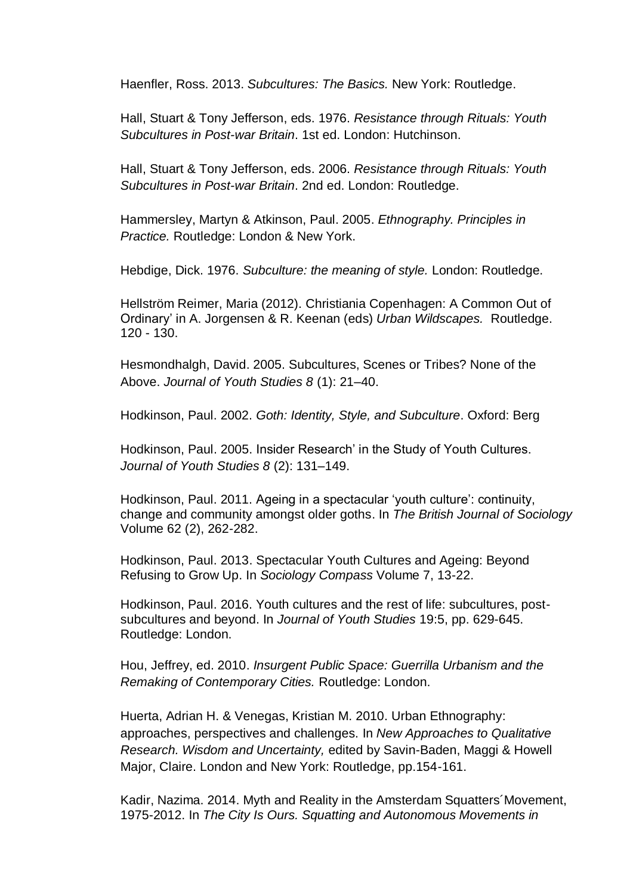Haenfler, Ross. 2013. *Subcultures: The Basics.* New York: Routledge.

Hall, Stuart & Tony Jefferson, eds. 1976. *Resistance through Rituals: Youth Subcultures in Post-war Britain*. 1st ed. London: Hutchinson.

Hall, Stuart & Tony Jefferson, eds. 2006. *Resistance through Rituals: Youth Subcultures in Post-war Britain*. 2nd ed. London: Routledge.

Hammersley, Martyn & Atkinson, Paul. 2005. *Ethnography. Principles in Practice.* Routledge: London & New York.

Hebdige, Dick. 1976. *Subculture: the meaning of style.* London: Routledge.

Hellström Reimer, Maria (2012). Christiania Copenhagen: A Common Out of Ordinary' in A. Jorgensen & R. Keenan (eds) *Urban Wildscapes.* Routledge. 120 - 130.

Hesmondhalgh, David. 2005. Subcultures, Scenes or Tribes? None of the Above. *Journal of Youth Studies 8* (1): 21–40.

Hodkinson, Paul. 2002. *Goth: Identity, Style, and Subculture*. Oxford: Berg

Hodkinson, Paul. 2005. Insider Research' in the Study of Youth Cultures. *Journal of Youth Studies 8* (2): 131–149.

Hodkinson, Paul. 2011. Ageing in a spectacular 'youth culture': continuity, change and community amongst older goths. In *The British Journal of Sociology* Volume 62 (2), 262-282.

Hodkinson, Paul. 2013. Spectacular Youth Cultures and Ageing: Beyond Refusing to Grow Up. In *Sociology Compass* Volume 7, 13-22.

Hodkinson, Paul. 2016. Youth cultures and the rest of life: subcultures, post-subcultures and beyond. In *Journal of Youth Studies* 19:5, pp. 629-645. Routledge: London.

Hou, Jeffrey, ed. 2010. *Insurgent Public Space: Guerrilla Urbanism and the Remaking of Contemporary Cities.* Routledge: London.

Huerta, Adrian H. & Venegas, Kristian M. 2010. Urban Ethnography: approaches, perspectives and challenges. In *New Approaches to Qualitative Research. Wisdom and Uncertainty,* edited by Savin-Baden, Maggi & Howell Major, Claire. London and New York: Routledge, pp.154-161.

Kadir, Nazima. 2014. Myth and Reality in the Amsterdam Squatters´Movement, 1975-2012. In *The City Is Ours. Squatting and Autonomous Movements in*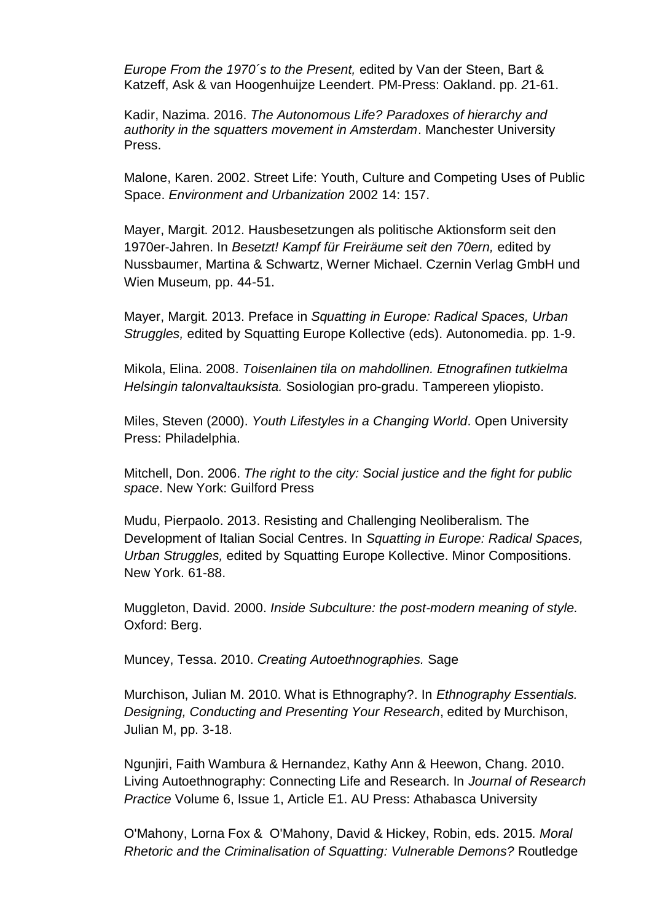*Europe From the 1970´s to the Present,* edited by Van der Steen, Bart & Katzeff, Ask & van Hoogenhuijze Leendert. PM-Press: Oakland. pp. *2*1-61.

Kadir, Nazima. 2016. *The Autonomous Life? Paradoxes of hierarchy and authority in the squatters movement in Amsterdam*. Manchester University Press.

Malone, Karen. 2002. Street Life: Youth, Culture and Competing Uses of Public Space. *Environment and Urbanization* 2002 14: 157.

Mayer, Margit. 2012. Hausbesetzungen als politische Aktionsform seit den 1970er-Jahren. In *Besetzt! Kampf für Freiräume seit den 70ern,* edited by Nussbaumer, Martina & Schwartz, Werner Michael. Czernin Verlag GmbH und Wien Museum, pp. 44-51.

Mayer, Margit. 2013. Preface in *Squatting in Europe: Radical Spaces, Urban Struggles,* edited by Squatting Europe Kollective (eds). Autonomedia. pp. 1-9.

Mikola, Elina. 2008. *Toisenlainen tila on mahdollinen. Etnografinen tutkielma Helsingin talonvaltauksista.* Sosiologian pro-gradu. Tampereen yliopisto.

Miles, Steven (2000). *Youth Lifestyles in a Changing World*. Open University Press: Philadelphia.

Mitchell, Don. 2006. *The right to the city: Social justice and the fight for public space*. New York: Guilford Press

Mudu, Pierpaolo. 2013. Resisting and Challenging Neoliberalism. The Development of Italian Social Centres. In *Squatting in Europe: Radical Spaces, Urban Struggles,* edited by Squatting Europe Kollective. Minor Compositions. New York. 61-88.

Muggleton, David. 2000. *Inside Subculture: the post-modern meaning of style.* Oxford: Berg.

Muncey, Tessa. 2010. *Creating Autoethnographies.* Sage

Murchison, Julian M. 2010. What is Ethnography?. In *Ethnography Essentials. Designing, Conducting and Presenting Your Research*, edited by Murchison, Julian M, pp. 3-18.

Ngunjiri, Faith Wambura & Hernandez, Kathy Ann & Heewon, Chang. 2010. Living Autoethnography: Connecting Life and Research. In *Journal of Research Practice* Volume 6, Issue 1, Article E1. AU Press: Athabasca University

O'Mahony, Lorna Fox & O'Mahony, David & Hickey, Robin, eds. 2015*. Moral Rhetoric and the Criminalisation of Squatting: Vulnerable Demons?* Routledge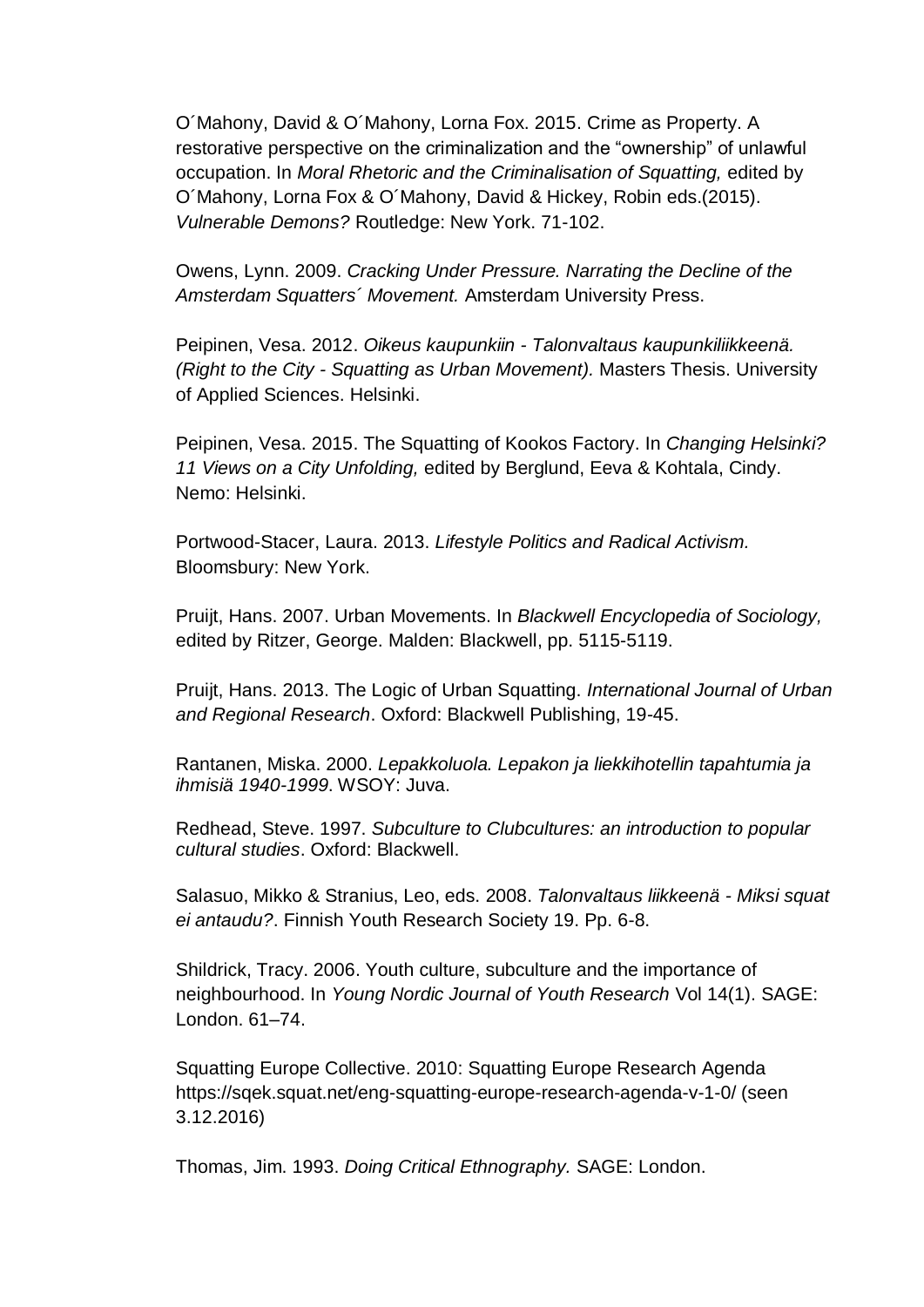O´Mahony, David & O´Mahony, Lorna Fox. 2015. Crime as Property. A restorative perspective on the criminalization and the "ownership" of unlawful occupation. In *Moral Rhetoric and the Criminalisation of Squatting,* edited by O´Mahony, Lorna Fox & O´Mahony, David & Hickey, Robin eds.(2015). *Vulnerable Demons?* Routledge: New York. 71-102.

Owens, Lynn. 2009. *Cracking Under Pressure. Narrating the Decline of the Amsterdam Squatters´ Movement.* Amsterdam University Press.

Peipinen, Vesa. 2012. *Oikeus kaupunkiin - Talonvaltaus kaupunkiliikkeenä. (Right to the City - Squatting as Urban Movement).* Masters Thesis. University of Applied Sciences. Helsinki.

Peipinen, Vesa. 2015. The Squatting of Kookos Factory. In *Changing Helsinki? 11 Views on a City Unfolding,* edited by Berglund, Eeva & Kohtala, Cindy. Nemo: Helsinki.

Portwood-Stacer, Laura. 2013. *Lifestyle Politics and Radical Activism.* Bloomsbury: New York.

Pruijt, Hans. 2007. Urban Movements. In *Blackwell Encyclopedia of Sociology,* edited by Ritzer, George. Malden: Blackwell, pp. 5115-5119.

Pruijt, Hans. 2013. The Logic of Urban Squatting. *International Journal of Urban and Regional Research*. Oxford: Blackwell Publishing, 19-45.

Rantanen, Miska. 2000. *Lepakkoluola. Lepakon ja liekkihotellin tapahtumia ja ihmisiä 1940-1999*. WSOY: Juva.

Redhead, Steve. 1997. *Subculture to Clubcultures: an introduction to popular cultural studies*. Oxford: Blackwell.

Salasuo, Mikko & Stranius, Leo, eds. 2008. *Talonvaltaus liikkeenä - Miksi squat ei antaudu?*. Finnish Youth Research Society 19. Pp. 6-8.

Shildrick, Tracy. 2006. Youth culture, subculture and the importance of neighbourhood. In *Young Nordic Journal of Youth Research* Vol 14(1). SAGE: London. 61–74.

Squatting Europe Collective. 2010: Squatting Europe Research Agenda https://sqek.squat.net/eng-squatting-europe-research-agenda-v-1-0/ (seen 3.12.2016)

Thomas, Jim. 1993. *Doing Critical Ethnography.* SAGE: London.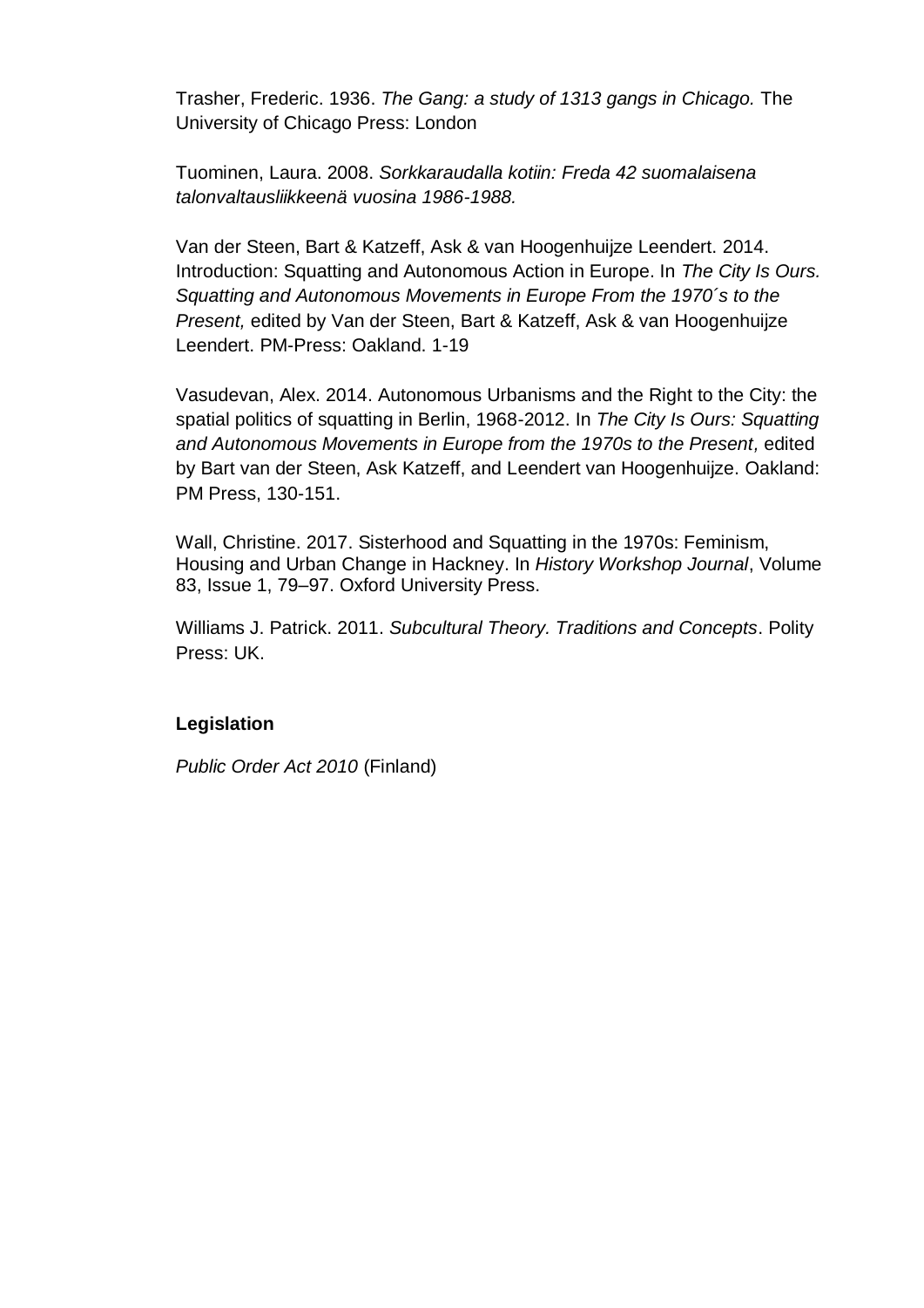Trasher, Frederic. 1936. *The Gang: a study of 1313 gangs in Chicago.* The University of Chicago Press: London

Tuominen, Laura. 2008. *Sorkkaraudalla kotiin: Freda 42 suomalaisena talonvaltausliikkeenä vuosina 1986-1988.*

Van der Steen, Bart & Katzeff, Ask & van Hoogenhuijze Leendert. 2014. Introduction: Squatting and Autonomous Action in Europe. In *The City Is Ours. Squatting and Autonomous Movements in Europe From the 1970´s to the Present,* edited by Van der Steen, Bart & Katzeff, Ask & van Hoogenhuijze Leendert. PM-Press: Oakland. 1-19

Vasudevan, Alex. 2014. Autonomous Urbanisms and the Right to the City: the spatial politics of squatting in Berlin, 1968-2012. In *The City Is Ours: Squatting and Autonomous Movements in Europe from the 1970s to the Present,* edited by Bart van der Steen, Ask Katzeff, and Leendert van Hoogenhuijze. Oakland: PM Press, 130-151.

Wall, Christine. 2017. Sisterhood and Squatting in the 1970s: Feminism, Housing and Urban Change in Hackney. In *History Workshop Journal*, Volume 83, Issue 1, 79–97. Oxford University Press.

Williams J. Patrick. 2011. *Subcultural Theory. Traditions and Concepts*. Polity Press: UK.

**Legislation**

*Public Order Act 2010* (Finland)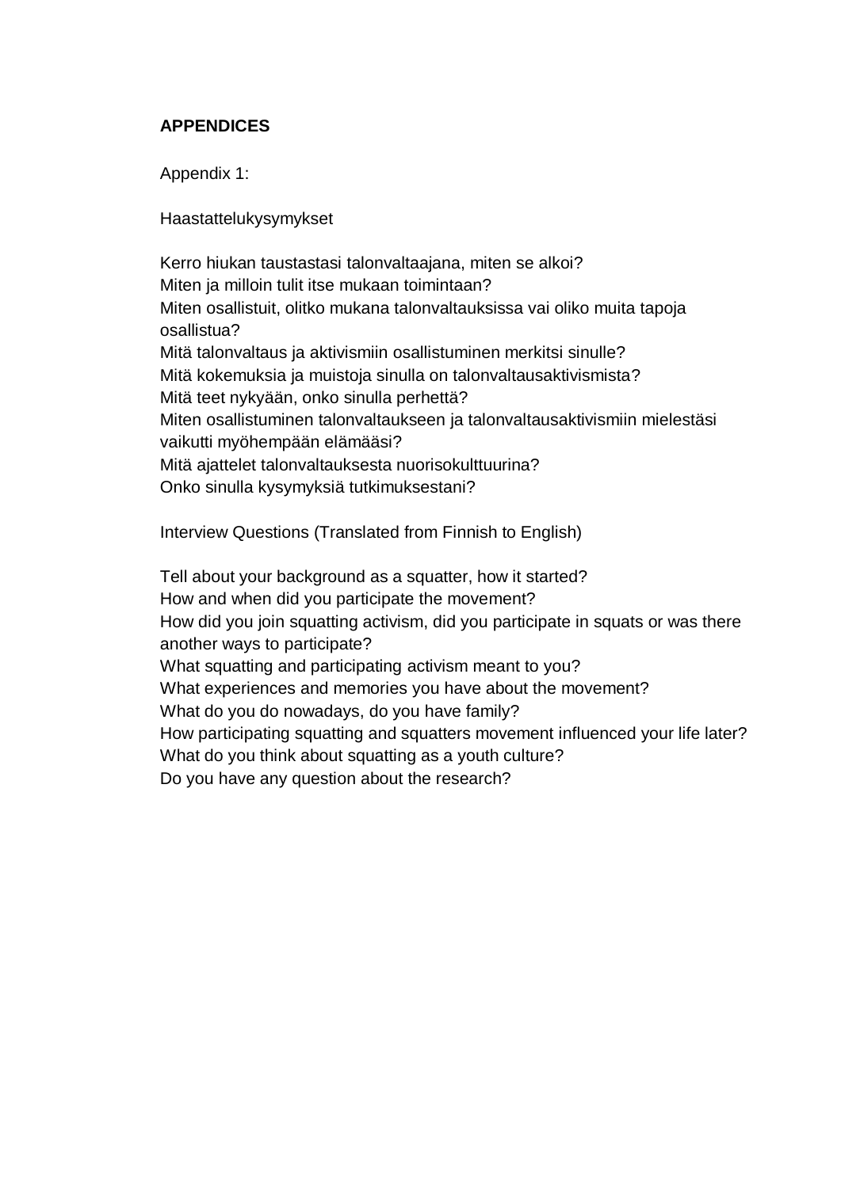**APPENDICES**

Appendix 1:

Haastattelukysymykset

Kerro hiukan taustastasi talonvaltaajana, miten se alkoi?
Miten ja milloin tulit itse mukaan toimintaan?
Miten osallistuit, olitko mukana talonvaltauksissa vai oliko muita tapoja osallistua?
Mitä talonvaltaus ja aktivismiin osallistuminen merkitsi sinulle?
Mitä kokemuksia ja muistoja sinulla on talonvaltausaktivismista?
Mitä teet nykyään, onko sinulla perhettä?
Miten osallistuminen talonvaltaukseen ja talonvaltausaktivismiin mielestäsi vaikutti myöhempään elämääsi?
Mitä ajattelet talonvaltauksesta nuorisokulttuurina?
Onko sinulla kysymyksiä tutkimuksestani?

Interview Questions (Translated from Finnish to English)

Tell about your background as a squatter, how it started?
How and when did you participate the movement?
How did you join squatting activism, did you participate in squats or was there another ways to participate?
What squatting and participating activism meant to you?
What experiences and memories you have about the movement?
What do you do nowadays, do you have family?
How participating squatting and squatters movement influenced your life later?
What do you think about squatting as a youth culture?
Do you have any question about the research?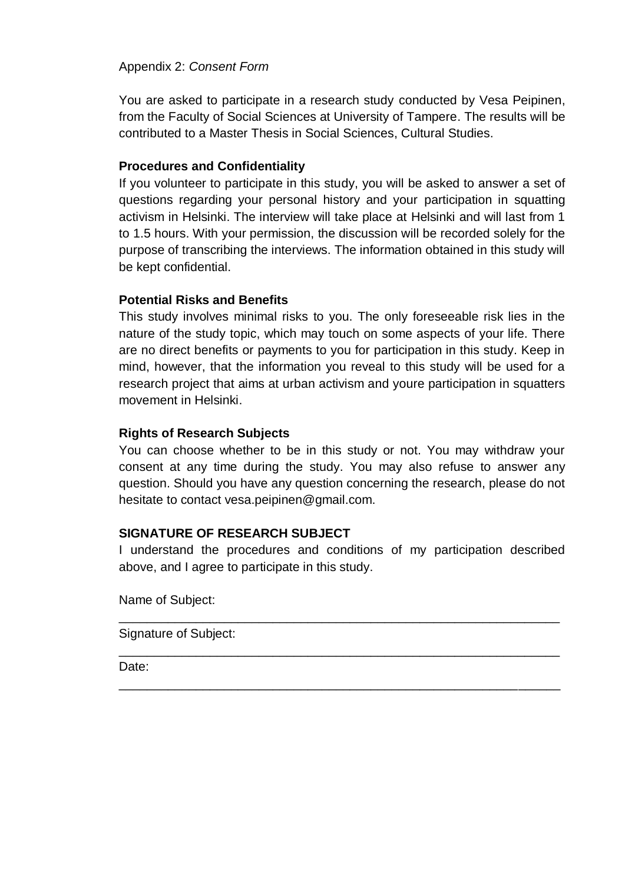Appendix 2: *Consent Form*

You are asked to participate in a research study conducted by Vesa Peipinen, from the Faculty of Social Sciences at University of Tampere. The results will be contributed to a Master Thesis in Social Sciences, Cultural Studies.

**Procedures and Confidentiality**

If you volunteer to participate in this study, you will be asked to answer a set of questions regarding your personal history and your participation in squatting activism in Helsinki. The interview will take place at Helsinki and will last from 1 to 1.5 hours. With your permission, the discussion will be recorded solely for the purpose of transcribing the interviews. The information obtained in this study will be kept confidential.

**Potential Risks and Benefits**

This study involves minimal risks to you. The only foreseeable risk lies in the nature of the study topic, which may touch on some aspects of your life. There are no direct benefits or payments to you for participation in this study. Keep in mind, however, that the information you reveal to this study will be used for a research project that aims at urban activism and youre participation in squatters movement in Helsinki.

**Rights of Research Subjects**

You can choose whether to be in this study or not. You may withdraw your consent at any time during the study. You may also refuse to answer any question. Should you have any question concerning the research, please do not hesitate to contact vesa.peipinen@gmail.com.

**SIGNATURE OF RESEARCH SUBJECT**

I understand the procedures and conditions of my participation described above, and I agree to participate in this study.

Name of Subject:

_______________________________________________________________

Signature of Subject:

_______________________________________________________________

Date:

_______________________________________________________________